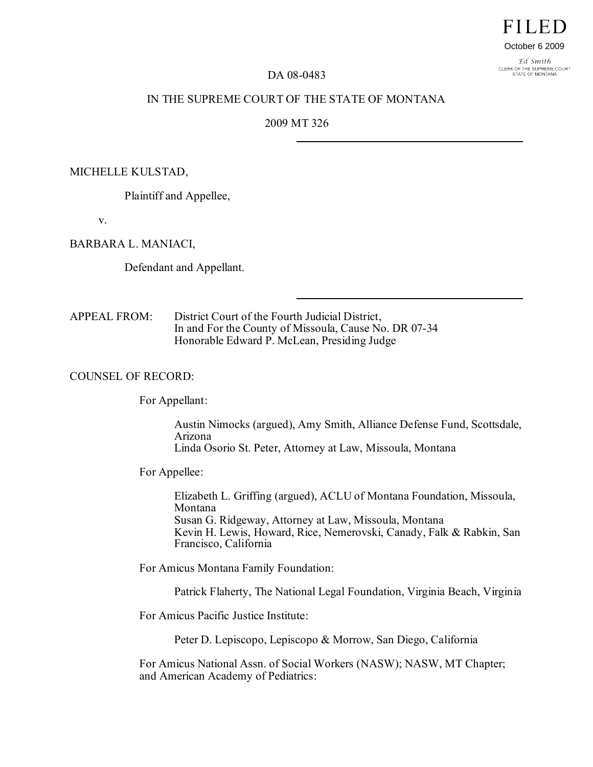FILED

October 6 2009

Ed Smith
CLERK OF THE SUPREME COURT
STATE OF MONTANA

DA 08-0483

IN THE SUPREME COURT OF THE STATE OF MONTANA

2009 MT 326

---

MICHELLE KULSTAD,

Plaintiff and Appellee,

v.

BARBARA L. MANIACI,

Defendant and Appellant.

---

APPEAL FROM: District Court of the Fourth Judicial District, In and For the County of Missoula, Cause No. DR 07-34 Honorable Edward P. McLean, Presiding Judge

COUNSEL OF RECORD:

For Appellant:

Austin Nimocks (argued), Amy Smith, Alliance Defense Fund, Scottsdale, Arizona
Linda Osorio St. Peter, Attorney at Law, Missoula, Montana

For Appellee:

Elizabeth L. Griffing (argued), ACLU of Montana Foundation, Missoula, Montana
Susan G. Ridgeway, Attorney at Law, Missoula, Montana
Kevin H. Lewis, Howard, Rice, Nemerovski, Canady, Falk & Rabkin, San Francisco, California

For Amicus Montana Family Foundation:

Patrick Flaherty, The National Legal Foundation, Virginia Beach, Virginia

For Amicus Pacific Justice Institute:

Peter D. Lepiscopo, Lepiscopo & Morrow, San Diego, California

For Amicus National Assn. of Social Workers (NASW); NASW, MT Chapter; and American Academy of Pediatrics: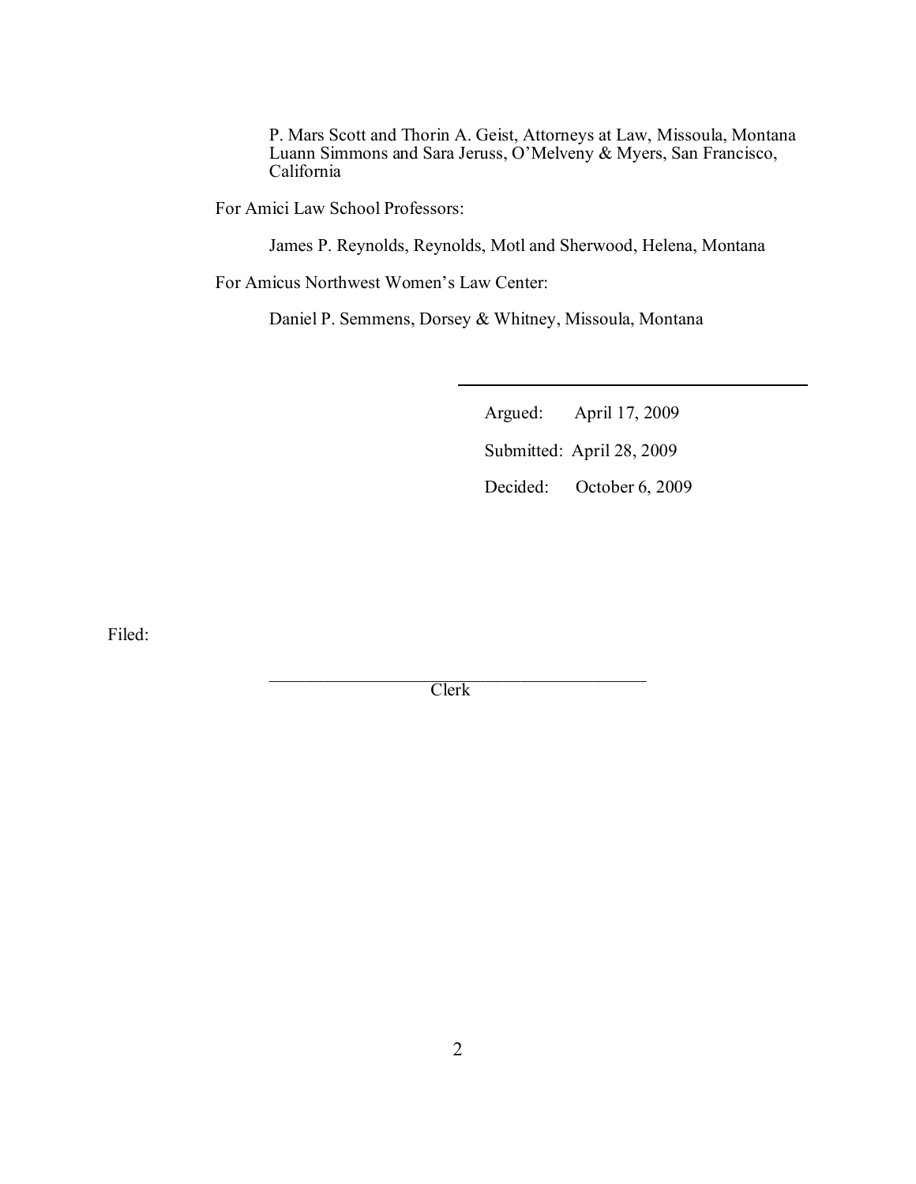P. Mars Scott and Thorin A. Geist, Attorneys at Law, Missoula, Montana
Luann Simmons and Sara Jeruss, O'Melveny & Myers, San Francisco, California

For Amici Law School Professors:

James P. Reynolds, Reynolds, Motl and Sherwood, Helena, Montana

For Amicus Northwest Women's Law Center:

Daniel P. Semmens, Dorsey & Whitney, Missoula, Montana

---

Argued: April 17, 2009

Submitted: April 28, 2009

Decided: October 6, 2009

Filed:

\_\_\_\_\_\_\_\_\_\_\_\_\_\_\_\_\_\_\_\_\_\_\_\_\_\_\_\_\_\_\_\_\_\_\_\_\_\_\_\_\_\_\_\_\_\_

Clerk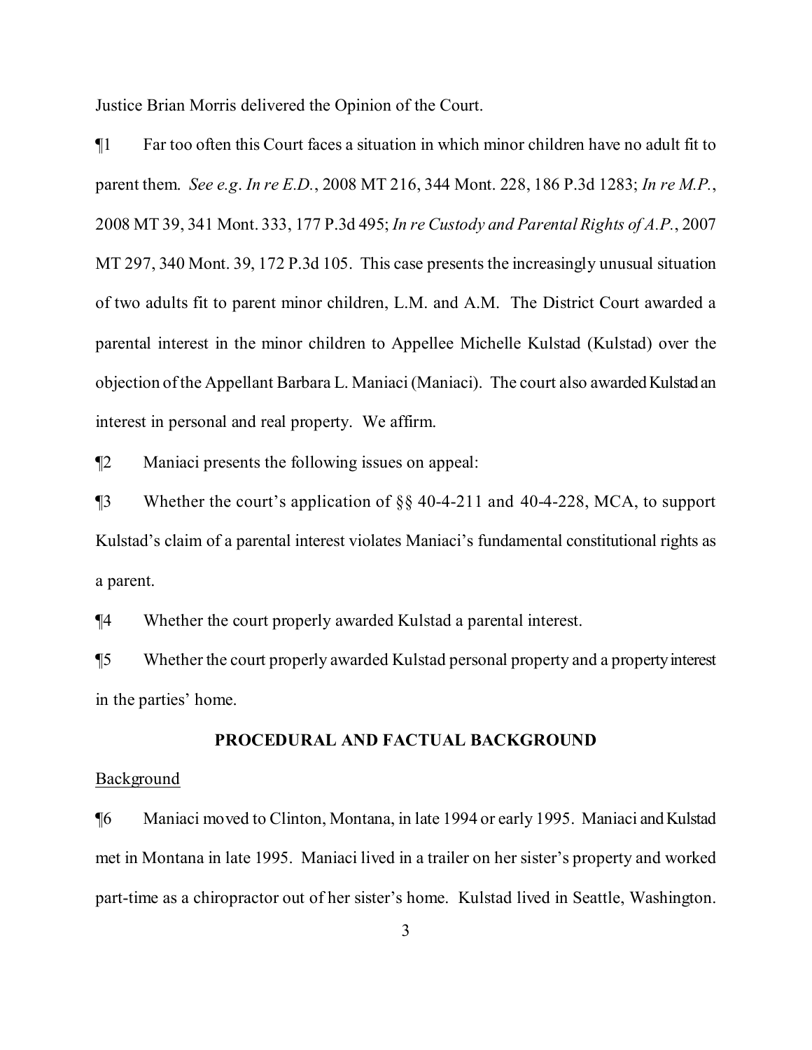Justice Brian Morris delivered the Opinion of the Court.

¶1 Far too often this Court faces a situation in which minor children have no adult fit to parent them. *See e.g*. *In re E.D.*, 2008 MT 216, 344 Mont. 228, 186 P.3d 1283; *In re M.P.*, 2008 MT 39, 341 Mont. 333, 177 P.3d 495; *In re Custody and Parental Rights of A.P.*, 2007 MT 297, 340 Mont. 39, 172 P.3d 105. This case presents the increasingly unusual situation of two adults fit to parent minor children, L.M. and A.M. The District Court awarded a parental interest in the minor children to Appellee Michelle Kulstad (Kulstad) over the objection of the Appellant Barbara L. Maniaci (Maniaci). The court also awarded Kulstad an interest in personal and real property. We affirm.

¶2 Maniaci presents the following issues on appeal:

¶3 Whether the court's application of §§ 40-4-211 and 40-4-228, MCA, to support Kulstad's claim of a parental interest violates Maniaci's fundamental constitutional rights as a parent.

¶4 Whether the court properly awarded Kulstad a parental interest.

¶5 Whether the court properly awarded Kulstad personal property and a property interest in the parties' home.

## PROCEDURAL AND FACTUAL BACKGROUND

Background

¶6 Maniaci moved to Clinton, Montana, in late 1994 or early 1995. Maniaci and Kulstad met in Montana in late 1995. Maniaci lived in a trailer on her sister's property and worked part-time as a chiropractor out of her sister's home. Kulstad lived in Seattle, Washington.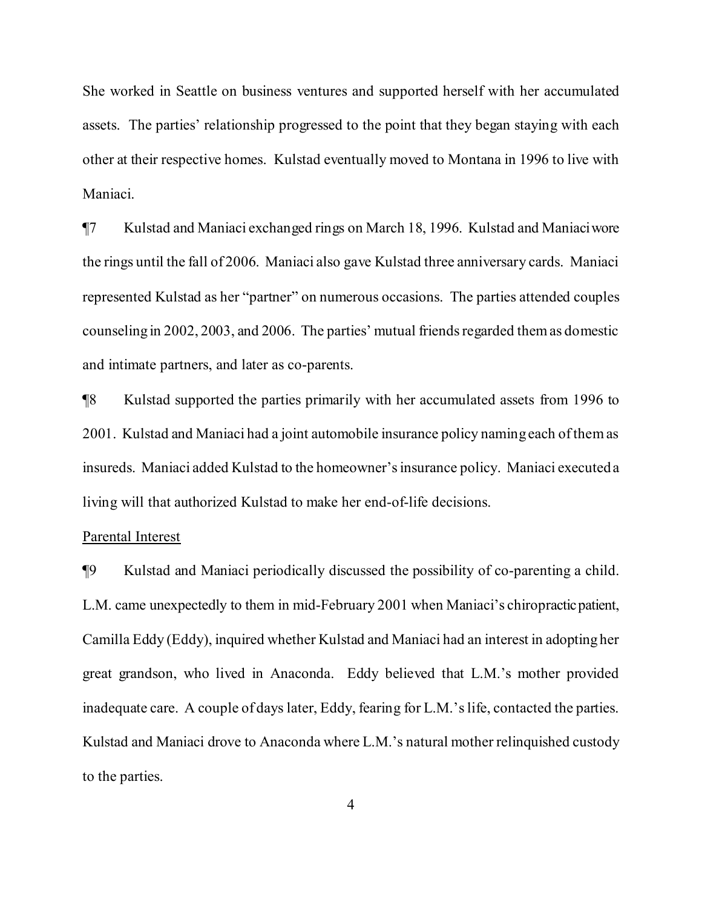She worked in Seattle on business ventures and supported herself with her accumulated assets. The parties' relationship progressed to the point that they began staying with each other at their respective homes. Kulstad eventually moved to Montana in 1996 to live with Maniaci.

¶7 Kulstad and Maniaci exchanged rings on March 18, 1996. Kulstad and Maniaci wore the rings until the fall of 2006. Maniaci also gave Kulstad three anniversary cards. Maniaci represented Kulstad as her "partner" on numerous occasions. The parties attended couples counseling in 2002, 2003, and 2006. The parties' mutual friends regarded them as domestic and intimate partners, and later as co-parents.

¶8 Kulstad supported the parties primarily with her accumulated assets from 1996 to 2001. Kulstad and Maniaci had a joint automobile insurance policy naming each of them as insureds. Maniaci added Kulstad to the homeowner's insurance policy. Maniaci executed a living will that authorized Kulstad to make her end-of-life decisions.

<u>Parental Interest</u>

¶9 Kulstad and Maniaci periodically discussed the possibility of co-parenting a child. L.M. came unexpectedly to them in mid-February 2001 when Maniaci's chiropractic patient, Camilla Eddy (Eddy), inquired whether Kulstad and Maniaci had an interest in adopting her great grandson, who lived in Anaconda. Eddy believed that L.M.'s mother provided inadequate care. A couple of days later, Eddy, fearing for L.M.'s life, contacted the parties. Kulstad and Maniaci drove to Anaconda where L.M.'s natural mother relinquished custody to the parties.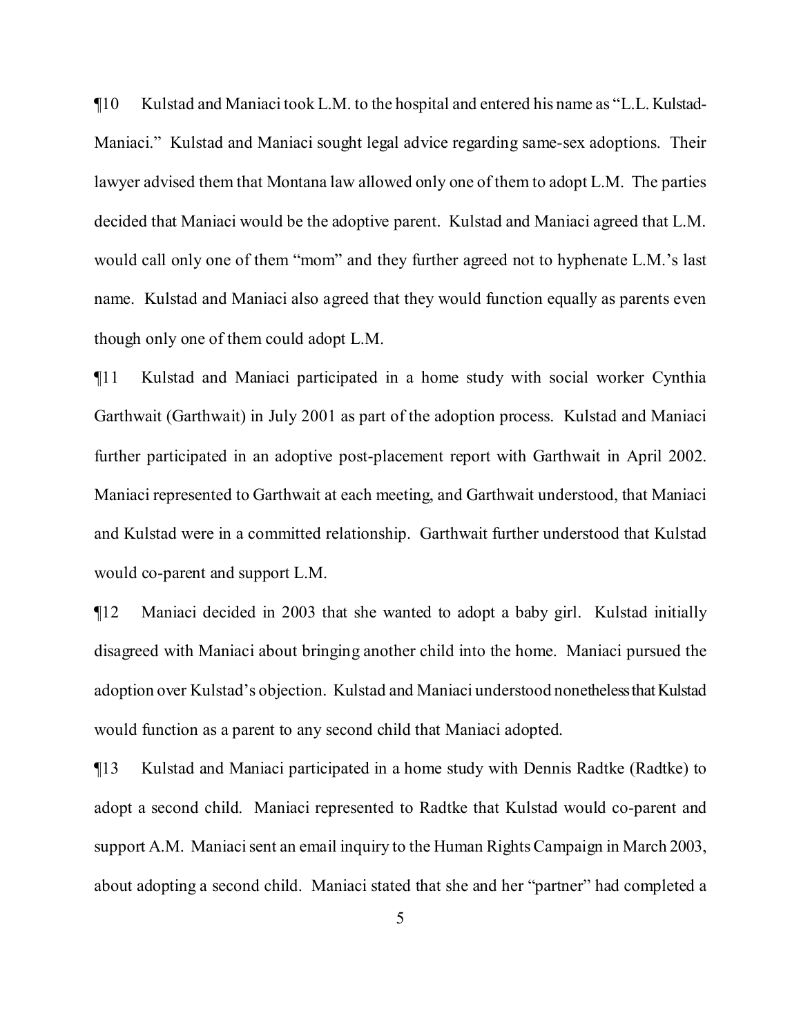¶10 Kulstad and Maniaci took L.M. to the hospital and entered his name as "L.L. Kulstad-Maniaci." Kulstad and Maniaci sought legal advice regarding same-sex adoptions. Their lawyer advised them that Montana law allowed only one of them to adopt L.M. The parties decided that Maniaci would be the adoptive parent. Kulstad and Maniaci agreed that L.M. would call only one of them "mom" and they further agreed not to hyphenate L.M.'s last name. Kulstad and Maniaci also agreed that they would function equally as parents even though only one of them could adopt L.M.

¶11 Kulstad and Maniaci participated in a home study with social worker Cynthia Garthwait (Garthwait) in July 2001 as part of the adoption process. Kulstad and Maniaci further participated in an adoptive post-placement report with Garthwait in April 2002. Maniaci represented to Garthwait at each meeting, and Garthwait understood, that Maniaci and Kulstad were in a committed relationship. Garthwait further understood that Kulstad would co-parent and support L.M.

¶12 Maniaci decided in 2003 that she wanted to adopt a baby girl. Kulstad initially disagreed with Maniaci about bringing another child into the home. Maniaci pursued the adoption over Kulstad's objection. Kulstad and Maniaci understood nonetheless that Kulstad would function as a parent to any second child that Maniaci adopted.

¶13 Kulstad and Maniaci participated in a home study with Dennis Radtke (Radtke) to adopt a second child. Maniaci represented to Radtke that Kulstad would co-parent and support A.M. Maniaci sent an email inquiry to the Human Rights Campaign in March 2003, about adopting a second child. Maniaci stated that she and her "partner" had completed a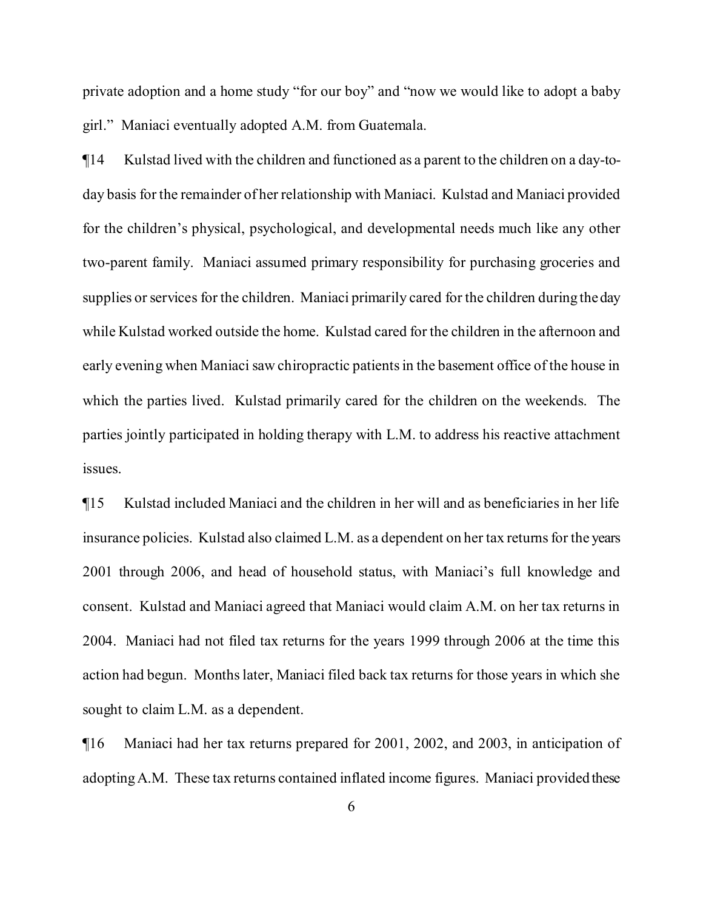private adoption and a home study "for our boy" and "now we would like to adopt a baby girl." Maniaci eventually adopted A.M. from Guatemala.

¶14 Kulstad lived with the children and functioned as a parent to the children on a day-to-day basis for the remainder of her relationship with Maniaci. Kulstad and Maniaci provided for the children's physical, psychological, and developmental needs much like any other two-parent family. Maniaci assumed primary responsibility for purchasing groceries and supplies or services for the children. Maniaci primarily cared for the children during the day while Kulstad worked outside the home. Kulstad cared for the children in the afternoon and early evening when Maniaci saw chiropractic patients in the basement office of the house in which the parties lived. Kulstad primarily cared for the children on the weekends. The parties jointly participated in holding therapy with L.M. to address his reactive attachment issues.

¶15 Kulstad included Maniaci and the children in her will and as beneficiaries in her life insurance policies. Kulstad also claimed L.M. as a dependent on her tax returns for the years 2001 through 2006, and head of household status, with Maniaci's full knowledge and consent. Kulstad and Maniaci agreed that Maniaci would claim A.M. on her tax returns in 2004. Maniaci had not filed tax returns for the years 1999 through 2006 at the time this action had begun. Months later, Maniaci filed back tax returns for those years in which she sought to claim L.M. as a dependent.

¶16 Maniaci had her tax returns prepared for 2001, 2002, and 2003, in anticipation of adopting A.M. These tax returns contained inflated income figures. Maniaci provided these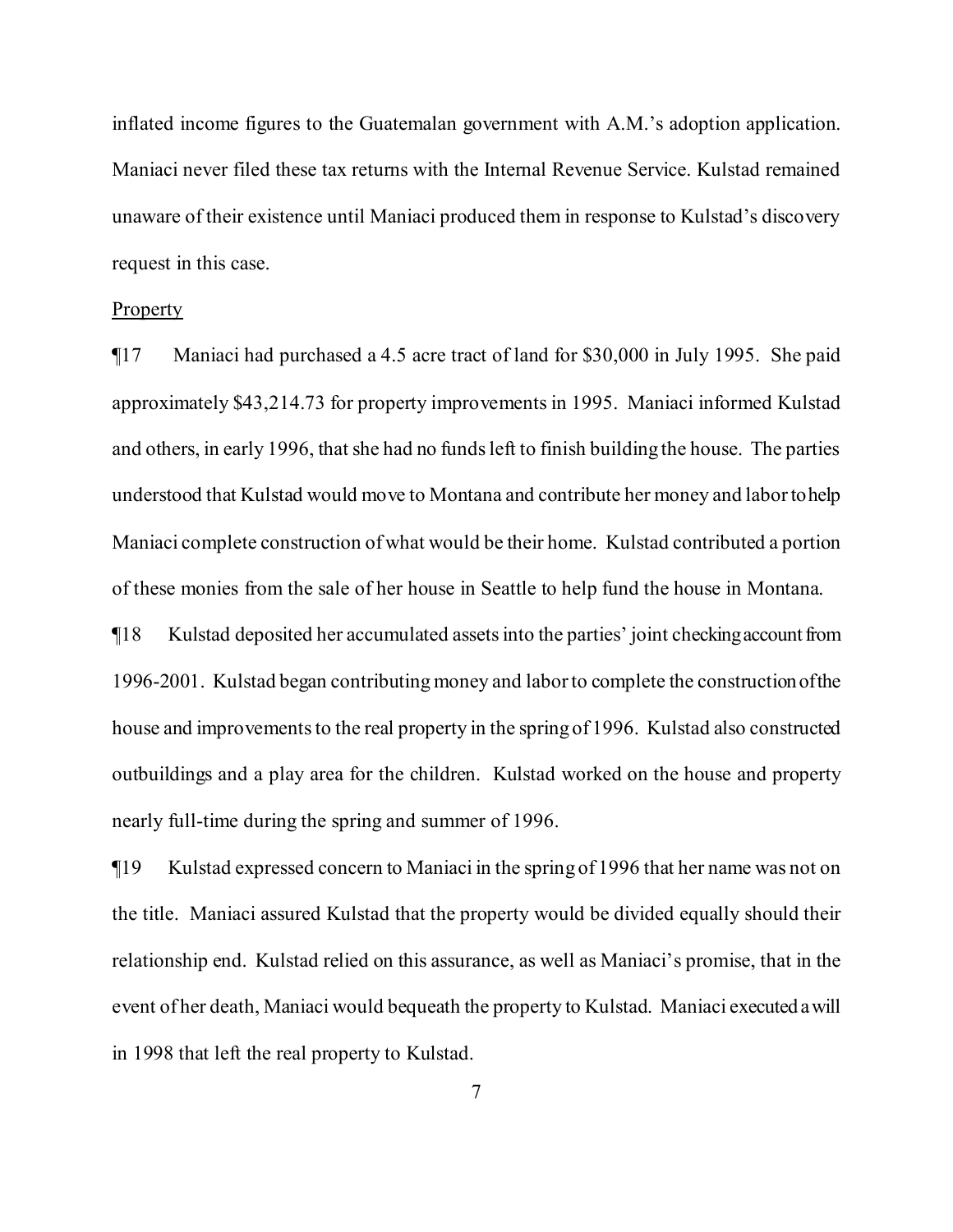inflated income figures to the Guatemalan government with A.M.'s adoption application. Maniaci never filed these tax returns with the Internal Revenue Service. Kulstad remained unaware of their existence until Maniaci produced them in response to Kulstad's discovery request in this case.

Property

¶17 Maniaci had purchased a 4.5 acre tract of land for $30,000 in July 1995. She paid approximately $43,214.73 for property improvements in 1995. Maniaci informed Kulstad and others, in early 1996, that she had no funds left to finish building the house. The parties understood that Kulstad would move to Montana and contribute her money and labor to help Maniaci complete construction of what would be their home. Kulstad contributed a portion of these monies from the sale of her house in Seattle to help fund the house in Montana.

¶18 Kulstad deposited her accumulated assets into the parties' joint checking account from 1996-2001. Kulstad began contributing money and labor to complete the construction of the house and improvements to the real property in the spring of 1996. Kulstad also constructed outbuildings and a play area for the children. Kulstad worked on the house and property nearly full-time during the spring and summer of 1996.

¶19 Kulstad expressed concern to Maniaci in the spring of 1996 that her name was not on the title. Maniaci assured Kulstad that the property would be divided equally should their relationship end. Kulstad relied on this assurance, as well as Maniaci's promise, that in the event of her death, Maniaci would bequeath the property to Kulstad. Maniaci executed a will in 1998 that left the real property to Kulstad.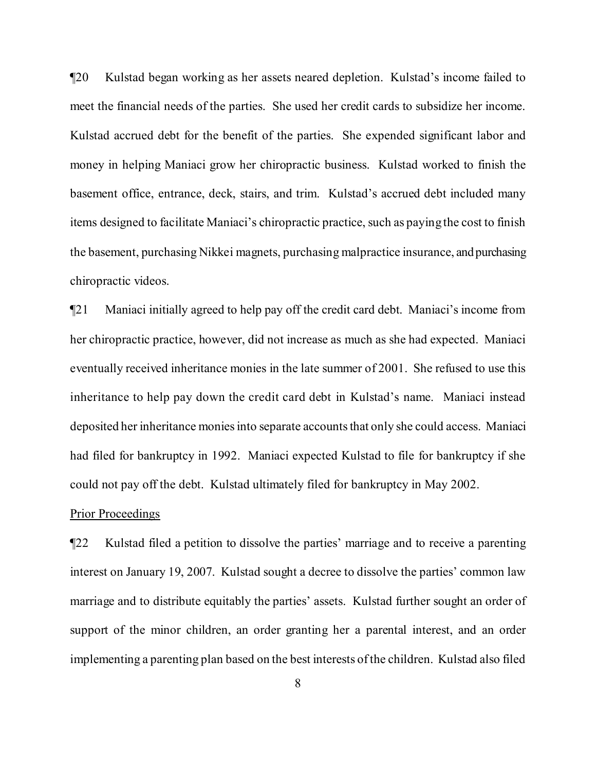¶20 Kulstad began working as her assets neared depletion. Kulstad's income failed to meet the financial needs of the parties. She used her credit cards to subsidize her income. Kulstad accrued debt for the benefit of the parties. She expended significant labor and money in helping Maniaci grow her chiropractic business. Kulstad worked to finish the basement office, entrance, deck, stairs, and trim. Kulstad's accrued debt included many items designed to facilitate Maniaci's chiropractic practice, such as paying the cost to finish the basement, purchasing Nikkei magnets, purchasing malpractice insurance, and purchasing chiropractic videos.

¶21 Maniaci initially agreed to help pay off the credit card debt. Maniaci's income from her chiropractic practice, however, did not increase as much as she had expected. Maniaci eventually received inheritance monies in the late summer of 2001. She refused to use this inheritance to help pay down the credit card debt in Kulstad's name. Maniaci instead deposited her inheritance monies into separate accounts that only she could access. Maniaci had filed for bankruptcy in 1992. Maniaci expected Kulstad to file for bankruptcy if she could not pay off the debt. Kulstad ultimately filed for bankruptcy in May 2002.

<u>Prior Proceedings</u>

¶22 Kulstad filed a petition to dissolve the parties' marriage and to receive a parenting interest on January 19, 2007. Kulstad sought a decree to dissolve the parties' common law marriage and to distribute equitably the parties' assets. Kulstad further sought an order of support of the minor children, an order granting her a parental interest, and an order implementing a parenting plan based on the best interests of the children. Kulstad also filed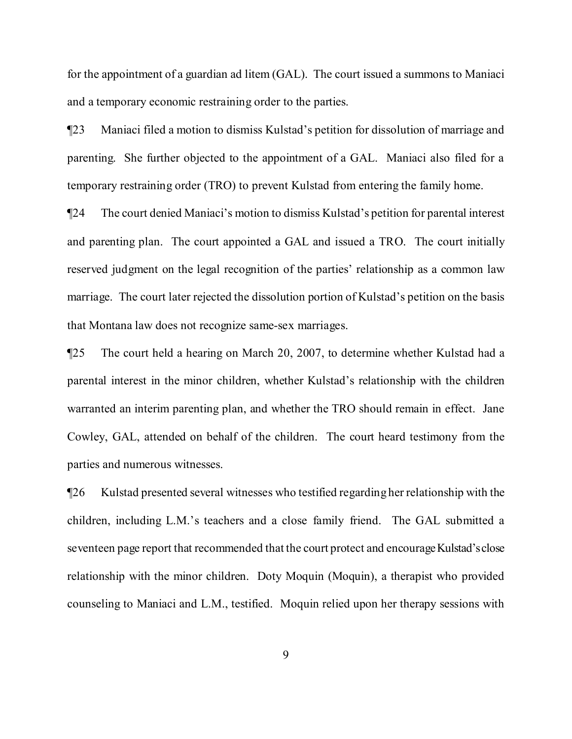for the appointment of a guardian ad litem (GAL). The court issued a summons to Maniaci and a temporary economic restraining order to the parties.

¶23 Maniaci filed a motion to dismiss Kulstad's petition for dissolution of marriage and parenting. She further objected to the appointment of a GAL. Maniaci also filed for a temporary restraining order (TRO) to prevent Kulstad from entering the family home.

¶24 The court denied Maniaci's motion to dismiss Kulstad's petition for parental interest and parenting plan. The court appointed a GAL and issued a TRO. The court initially reserved judgment on the legal recognition of the parties' relationship as a common law marriage. The court later rejected the dissolution portion of Kulstad's petition on the basis that Montana law does not recognize same-sex marriages.

¶25 The court held a hearing on March 20, 2007, to determine whether Kulstad had a parental interest in the minor children, whether Kulstad's relationship with the children warranted an interim parenting plan, and whether the TRO should remain in effect. Jane Cowley, GAL, attended on behalf of the children. The court heard testimony from the parties and numerous witnesses.

¶26 Kulstad presented several witnesses who testified regarding her relationship with the children, including L.M.'s teachers and a close family friend. The GAL submitted a seventeen page report that recommended that the court protect and encourage Kulstad's close relationship with the minor children. Doty Moquin (Moquin), a therapist who provided counseling to Maniaci and L.M., testified. Moquin relied upon her therapy sessions with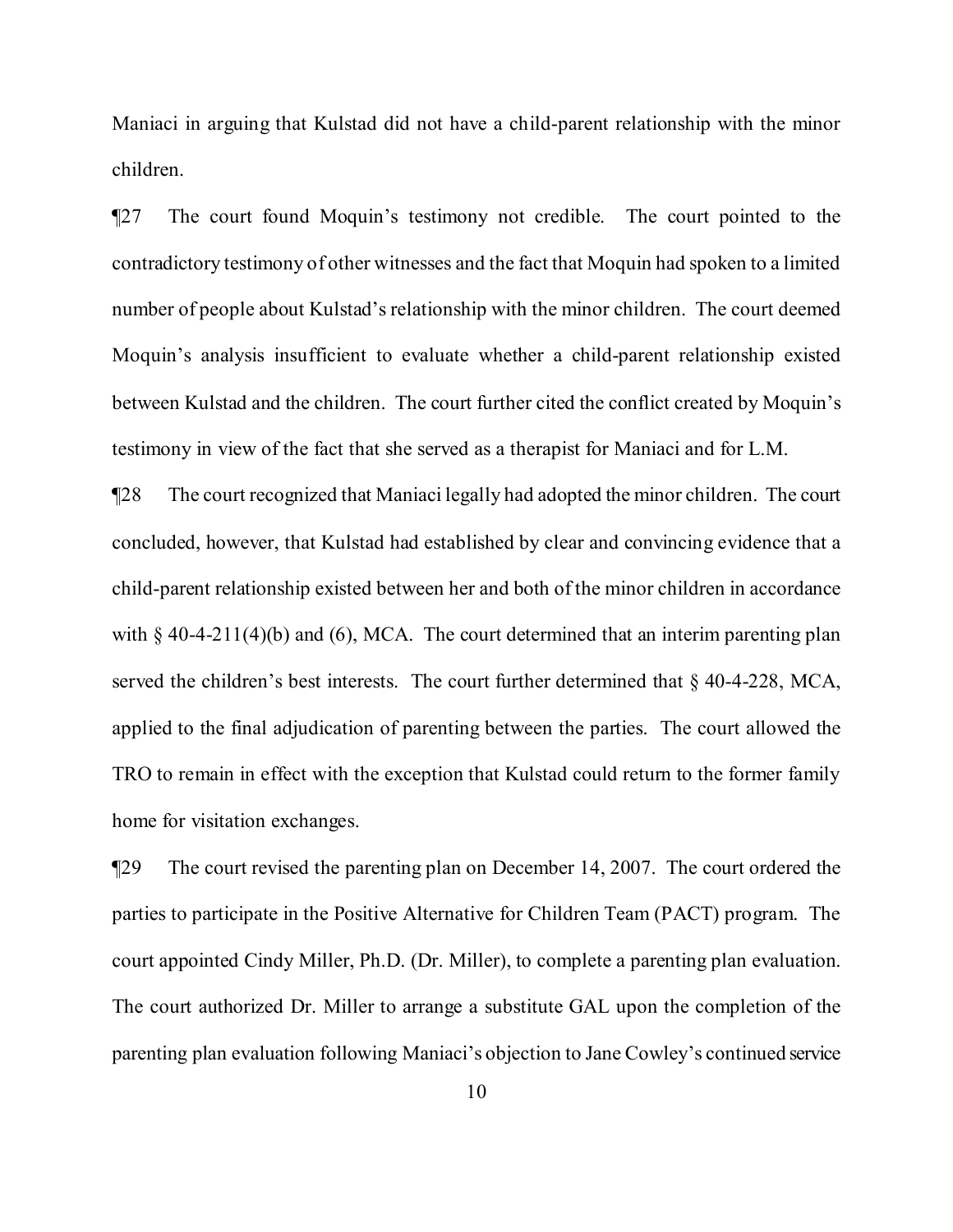Maniaci in arguing that Kulstad did not have a child-parent relationship with the minor children.

¶27 The court found Moquin's testimony not credible. The court pointed to the contradictory testimony of other witnesses and the fact that Moquin had spoken to a limited number of people about Kulstad's relationship with the minor children. The court deemed Moquin's analysis insufficient to evaluate whether a child-parent relationship existed between Kulstad and the children. The court further cited the conflict created by Moquin's testimony in view of the fact that she served as a therapist for Maniaci and for L.M.

¶28 The court recognized that Maniaci legally had adopted the minor children. The court concluded, however, that Kulstad had established by clear and convincing evidence that a child-parent relationship existed between her and both of the minor children in accordance with § 40-4-211(4)(b) and (6), MCA. The court determined that an interim parenting plan served the children's best interests. The court further determined that § 40-4-228, MCA, applied to the final adjudication of parenting between the parties. The court allowed the TRO to remain in effect with the exception that Kulstad could return to the former family home for visitation exchanges.

¶29 The court revised the parenting plan on December 14, 2007. The court ordered the parties to participate in the Positive Alternative for Children Team (PACT) program. The court appointed Cindy Miller, Ph.D. (Dr. Miller), to complete a parenting plan evaluation. The court authorized Dr. Miller to arrange a substitute GAL upon the completion of the parenting plan evaluation following Maniaci's objection to Jane Cowley's continued service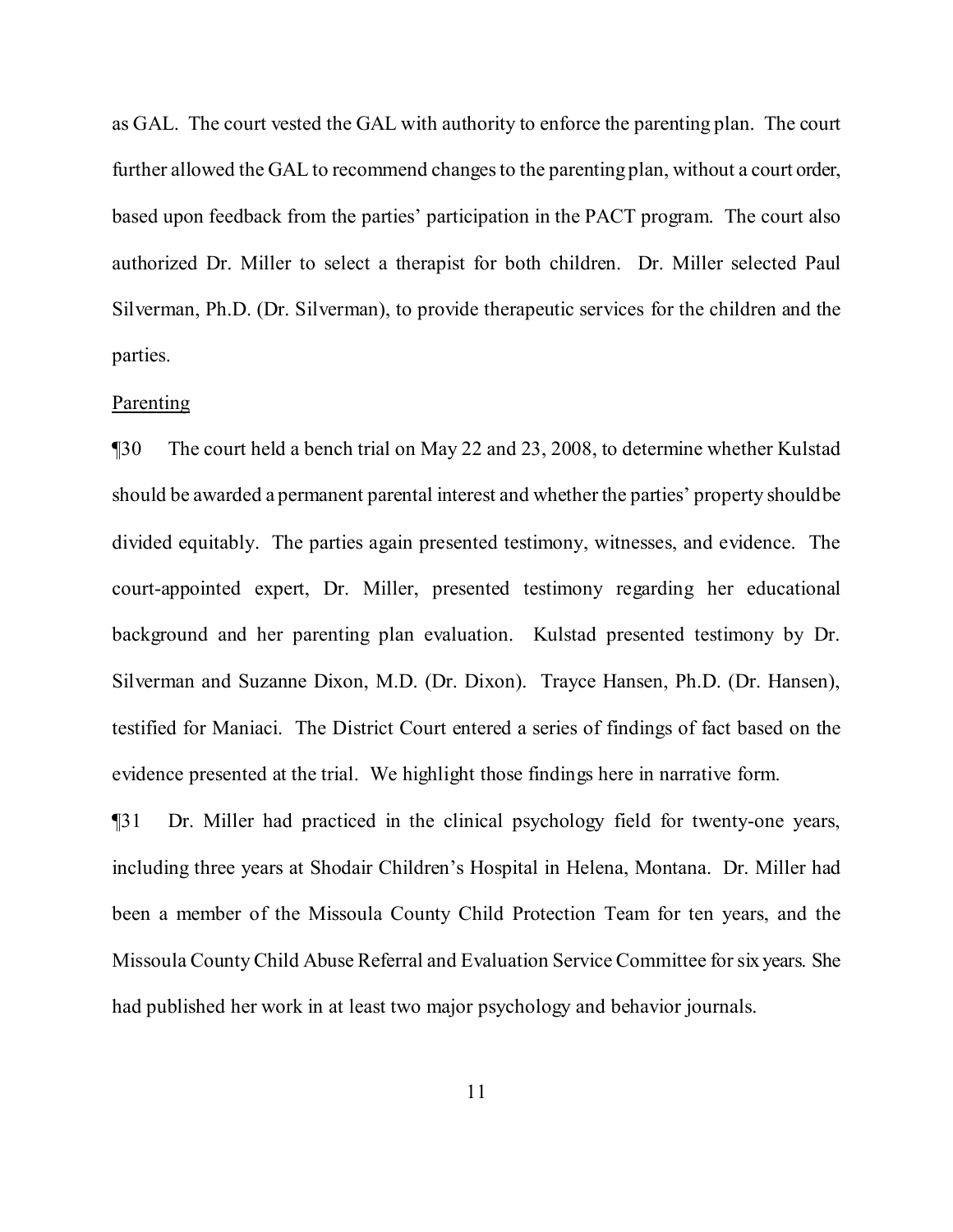as GAL. The court vested the GAL with authority to enforce the parenting plan. The court further allowed the GAL to recommend changes to the parenting plan, without a court order, based upon feedback from the parties' participation in the PACT program. The court also authorized Dr. Miller to select a therapist for both children. Dr. Miller selected Paul Silverman, Ph.D. (Dr. Silverman), to provide therapeutic services for the children and the parties.

Parenting

¶30 The court held a bench trial on May 22 and 23, 2008, to determine whether Kulstad should be awarded a permanent parental interest and whether the parties' property should be divided equitably. The parties again presented testimony, witnesses, and evidence. The court-appointed expert, Dr. Miller, presented testimony regarding her educational background and her parenting plan evaluation. Kulstad presented testimony by Dr. Silverman and Suzanne Dixon, M.D. (Dr. Dixon). Trayce Hansen, Ph.D. (Dr. Hansen), testified for Maniaci. The District Court entered a series of findings of fact based on the evidence presented at the trial. We highlight those findings here in narrative form.

¶31 Dr. Miller had practiced in the clinical psychology field for twenty-one years, including three years at Shodair Children's Hospital in Helena, Montana. Dr. Miller had been a member of the Missoula County Child Protection Team for ten years, and the Missoula County Child Abuse Referral and Evaluation Service Committee for six years. She had published her work in at least two major psychology and behavior journals.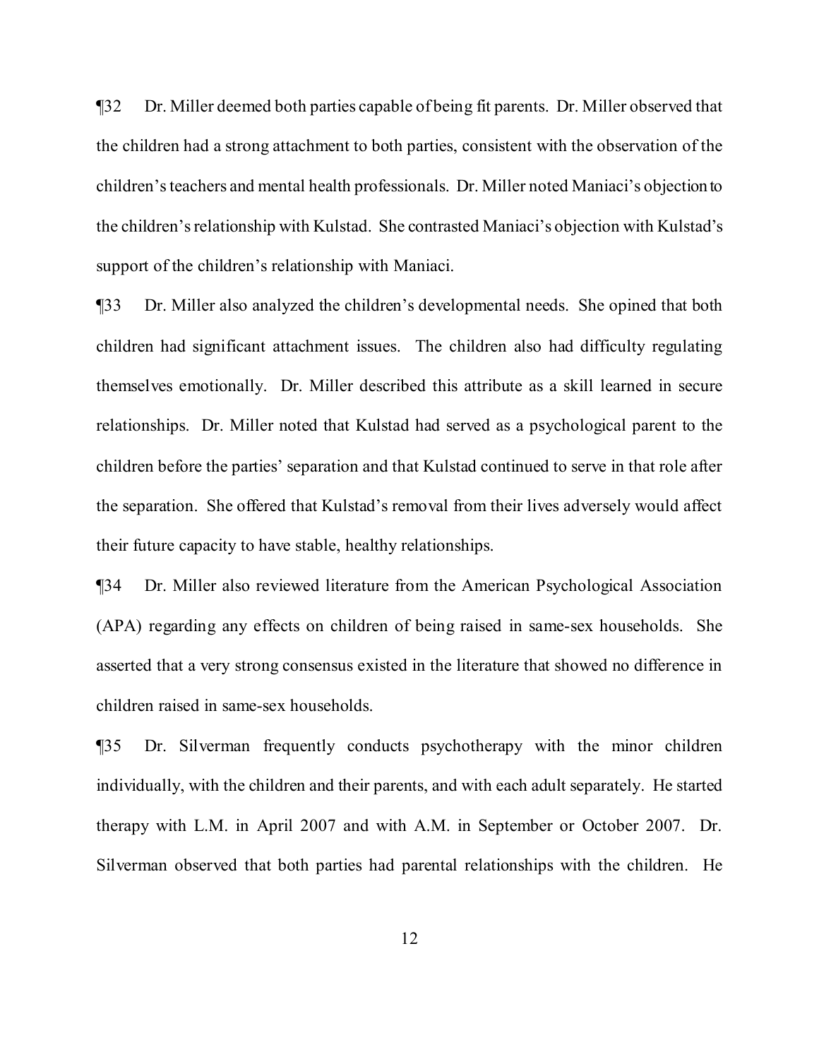¶32 Dr. Miller deemed both parties capable of being fit parents. Dr. Miller observed that the children had a strong attachment to both parties, consistent with the observation of the children's teachers and mental health professionals. Dr. Miller noted Maniaci's objection to the children's relationship with Kulstad. She contrasted Maniaci's objection with Kulstad's support of the children's relationship with Maniaci.

¶33 Dr. Miller also analyzed the children's developmental needs. She opined that both children had significant attachment issues. The children also had difficulty regulating themselves emotionally. Dr. Miller described this attribute as a skill learned in secure relationships. Dr. Miller noted that Kulstad had served as a psychological parent to the children before the parties' separation and that Kulstad continued to serve in that role after the separation. She offered that Kulstad's removal from their lives adversely would affect their future capacity to have stable, healthy relationships.

¶34 Dr. Miller also reviewed literature from the American Psychological Association (APA) regarding any effects on children of being raised in same-sex households. She asserted that a very strong consensus existed in the literature that showed no difference in children raised in same-sex households.

¶35 Dr. Silverman frequently conducts psychotherapy with the minor children individually, with the children and their parents, and with each adult separately. He started therapy with L.M. in April 2007 and with A.M. in September or October 2007. Dr. Silverman observed that both parties had parental relationships with the children. He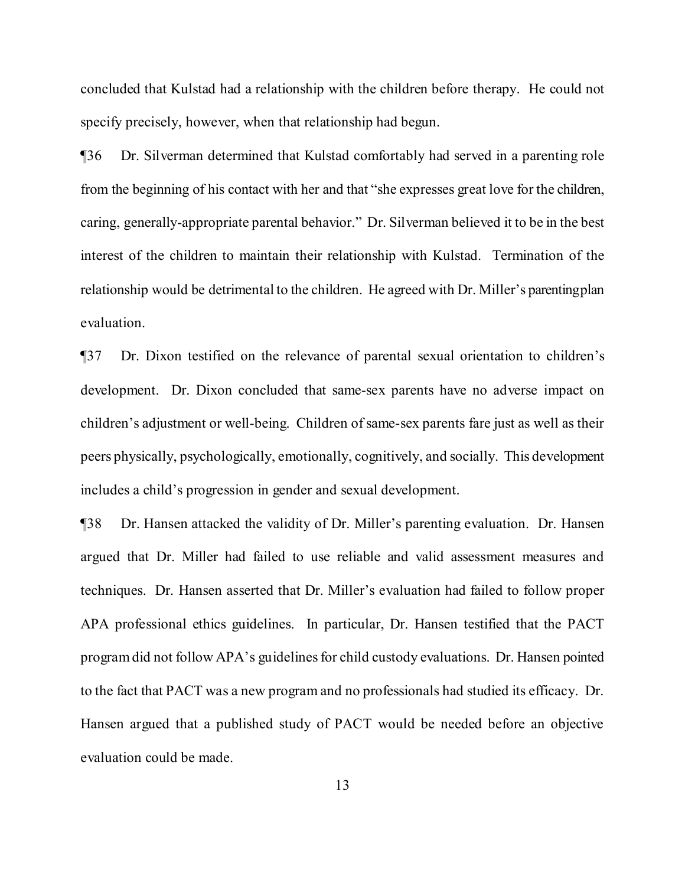concluded that Kulstad had a relationship with the children before therapy. He could not specify precisely, however, when that relationship had begun.

¶36 Dr. Silverman determined that Kulstad comfortably had served in a parenting role from the beginning of his contact with her and that "she expresses great love for the children, caring, generally-appropriate parental behavior." Dr. Silverman believed it to be in the best interest of the children to maintain their relationship with Kulstad. Termination of the relationship would be detrimental to the children. He agreed with Dr. Miller's parenting plan evaluation.

¶37 Dr. Dixon testified on the relevance of parental sexual orientation to children's development. Dr. Dixon concluded that same-sex parents have no adverse impact on children's adjustment or well-being. Children of same-sex parents fare just as well as their peers physically, psychologically, emotionally, cognitively, and socially. This development includes a child's progression in gender and sexual development.

¶38 Dr. Hansen attacked the validity of Dr. Miller's parenting evaluation. Dr. Hansen argued that Dr. Miller had failed to use reliable and valid assessment measures and techniques. Dr. Hansen asserted that Dr. Miller's evaluation had failed to follow proper APA professional ethics guidelines. In particular, Dr. Hansen testified that the PACT program did not follow APA's guidelines for child custody evaluations. Dr. Hansen pointed to the fact that PACT was a new program and no professionals had studied its efficacy. Dr. Hansen argued that a published study of PACT would be needed before an objective evaluation could be made.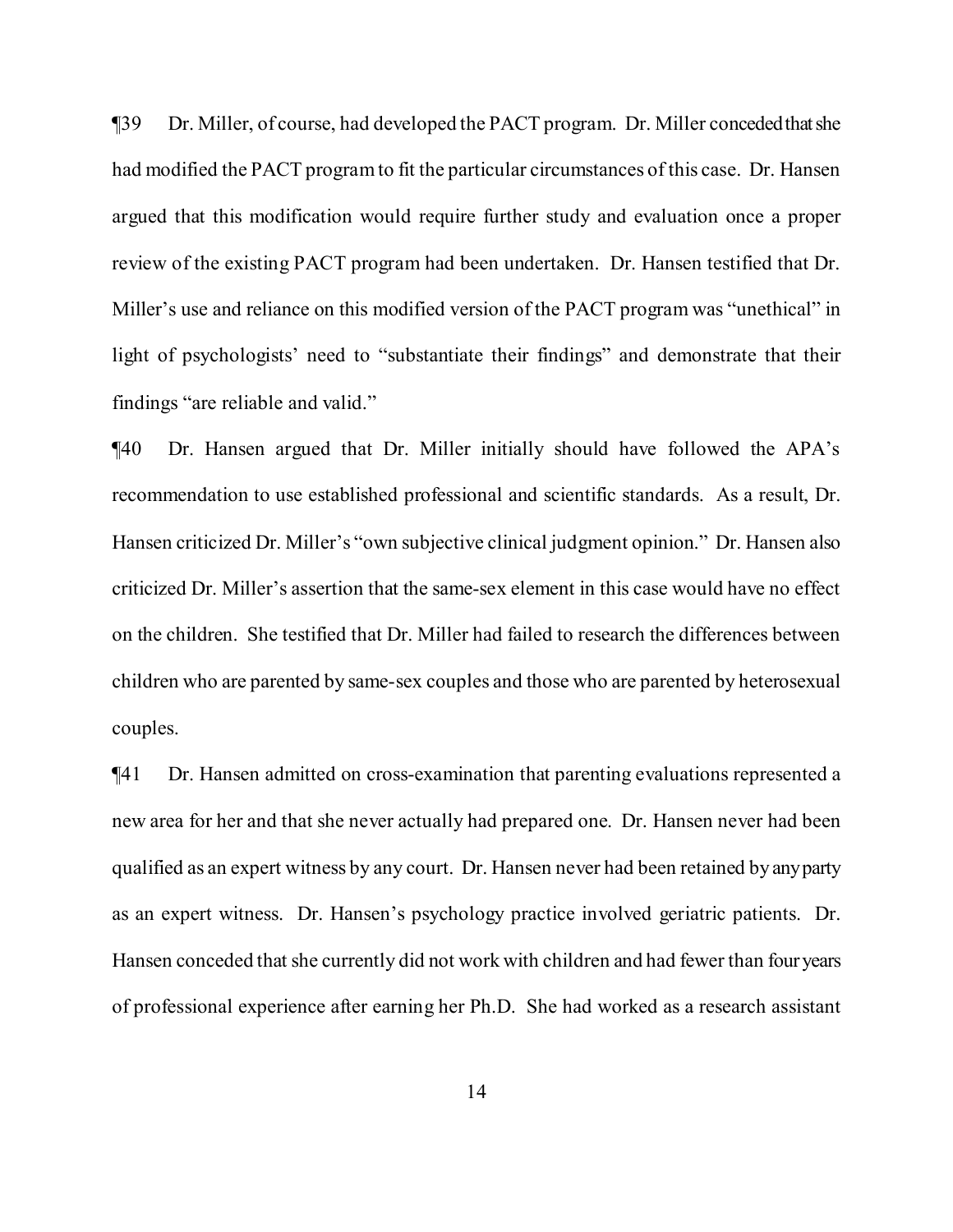¶39 Dr. Miller, of course, had developed the PACT program. Dr. Miller conceded that she had modified the PACT program to fit the particular circumstances of this case. Dr. Hansen argued that this modification would require further study and evaluation once a proper review of the existing PACT program had been undertaken. Dr. Hansen testified that Dr. Miller's use and reliance on this modified version of the PACT program was "unethical" in light of psychologists' need to "substantiate their findings" and demonstrate that their findings "are reliable and valid."

¶40 Dr. Hansen argued that Dr. Miller initially should have followed the APA's recommendation to use established professional and scientific standards. As a result, Dr. Hansen criticized Dr. Miller's "own subjective clinical judgment opinion." Dr. Hansen also criticized Dr. Miller's assertion that the same-sex element in this case would have no effect on the children. She testified that Dr. Miller had failed to research the differences between children who are parented by same-sex couples and those who are parented by heterosexual couples.

¶41 Dr. Hansen admitted on cross-examination that parenting evaluations represented a new area for her and that she never actually had prepared one. Dr. Hansen never had been qualified as an expert witness by any court. Dr. Hansen never had been retained by any party as an expert witness. Dr. Hansen's psychology practice involved geriatric patients. Dr. Hansen conceded that she currently did not work with children and had fewer than four years of professional experience after earning her Ph.D. She had worked as a research assistant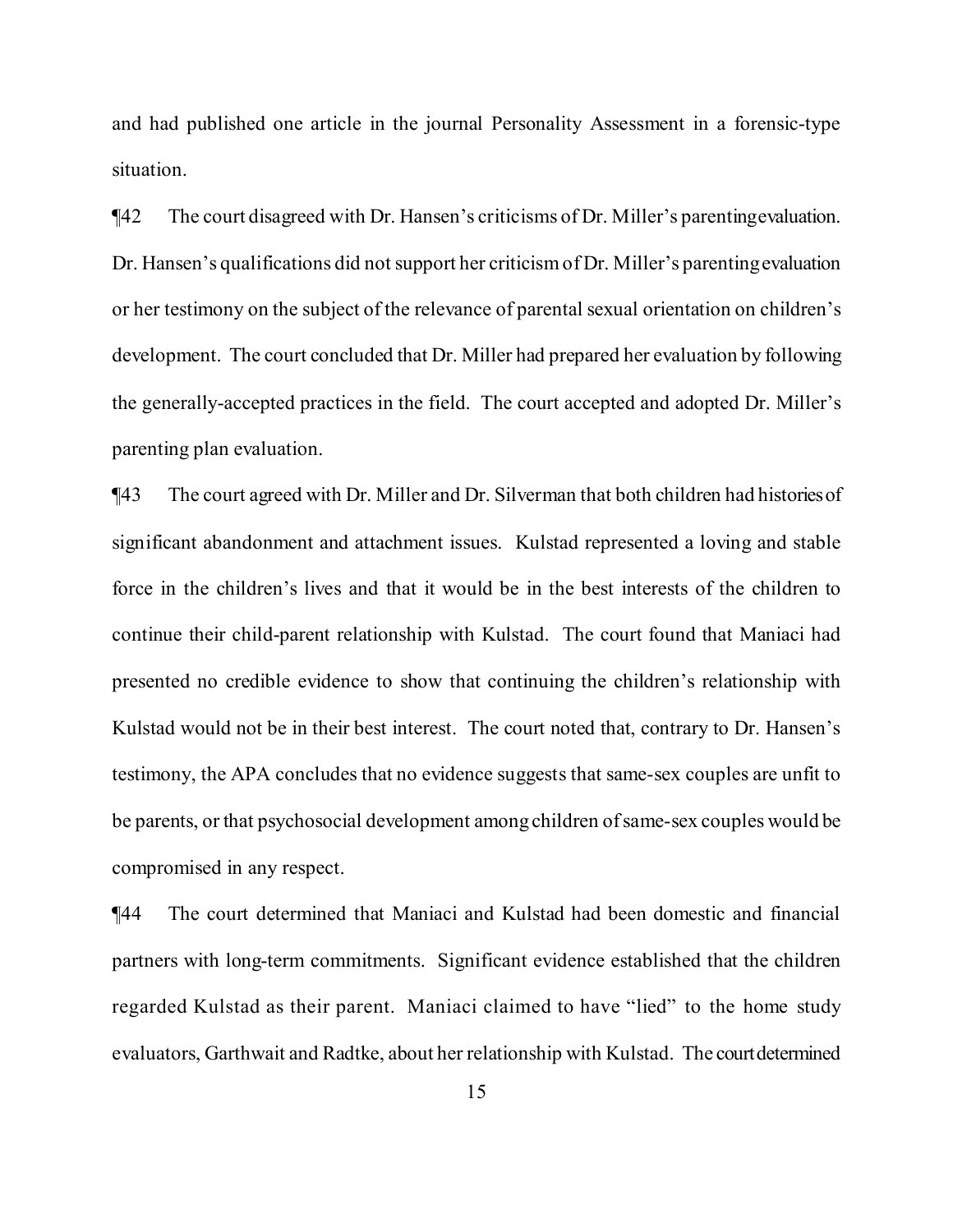and had published one article in the journal Personality Assessment in a forensic-type situation.

¶42 The court disagreed with Dr. Hansen's criticisms of Dr. Miller's parenting evaluation. Dr. Hansen's qualifications did not support her criticism of Dr. Miller's parenting evaluation or her testimony on the subject of the relevance of parental sexual orientation on children's development. The court concluded that Dr. Miller had prepared her evaluation by following the generally-accepted practices in the field. The court accepted and adopted Dr. Miller's parenting plan evaluation.

¶43 The court agreed with Dr. Miller and Dr. Silverman that both children had histories of significant abandonment and attachment issues. Kulstad represented a loving and stable force in the children's lives and that it would be in the best interests of the children to continue their child-parent relationship with Kulstad. The court found that Maniaci had presented no credible evidence to show that continuing the children's relationship with Kulstad would not be in their best interest. The court noted that, contrary to Dr. Hansen's testimony, the APA concludes that no evidence suggests that same-sex couples are unfit to be parents, or that psychosocial development among children of same-sex couples would be compromised in any respect.

¶44 The court determined that Maniaci and Kulstad had been domestic and financial partners with long-term commitments. Significant evidence established that the children regarded Kulstad as their parent. Maniaci claimed to have "lied" to the home study evaluators, Garthwait and Radtke, about her relationship with Kulstad. The court determined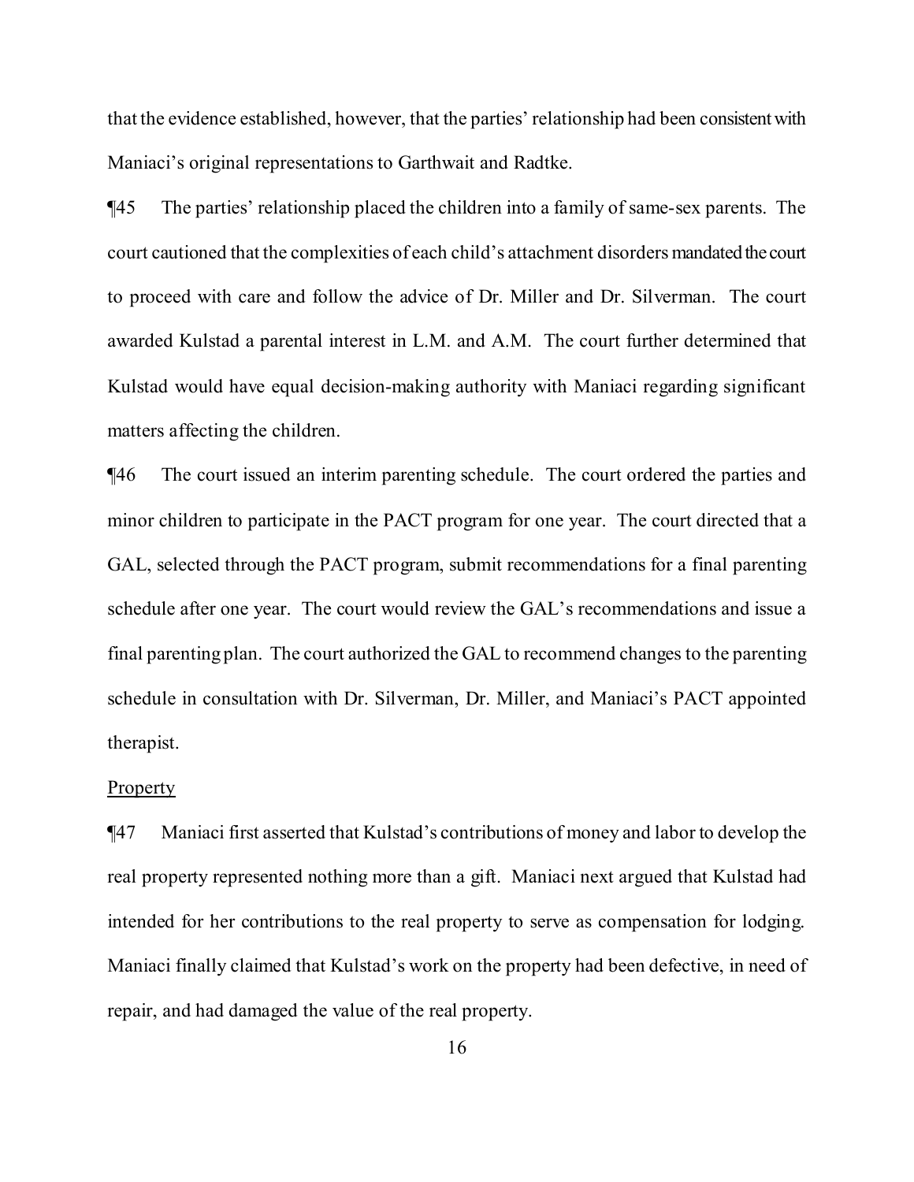that the evidence established, however, that the parties' relationship had been consistent with Maniaci's original representations to Garthwait and Radtke.

¶45 The parties' relationship placed the children into a family of same-sex parents. The court cautioned that the complexities of each child's attachment disorders mandated the court to proceed with care and follow the advice of Dr. Miller and Dr. Silverman. The court awarded Kulstad a parental interest in L.M. and A.M. The court further determined that Kulstad would have equal decision-making authority with Maniaci regarding significant matters affecting the children.

¶46 The court issued an interim parenting schedule. The court ordered the parties and minor children to participate in the PACT program for one year. The court directed that a GAL, selected through the PACT program, submit recommendations for a final parenting schedule after one year. The court would review the GAL's recommendations and issue a final parenting plan. The court authorized the GAL to recommend changes to the parenting schedule in consultation with Dr. Silverman, Dr. Miller, and Maniaci's PACT appointed therapist.

<u>Property</u>

¶47 Maniaci first asserted that Kulstad's contributions of money and labor to develop the real property represented nothing more than a gift. Maniaci next argued that Kulstad had intended for her contributions to the real property to serve as compensation for lodging. Maniaci finally claimed that Kulstad's work on the property had been defective, in need of repair, and had damaged the value of the real property.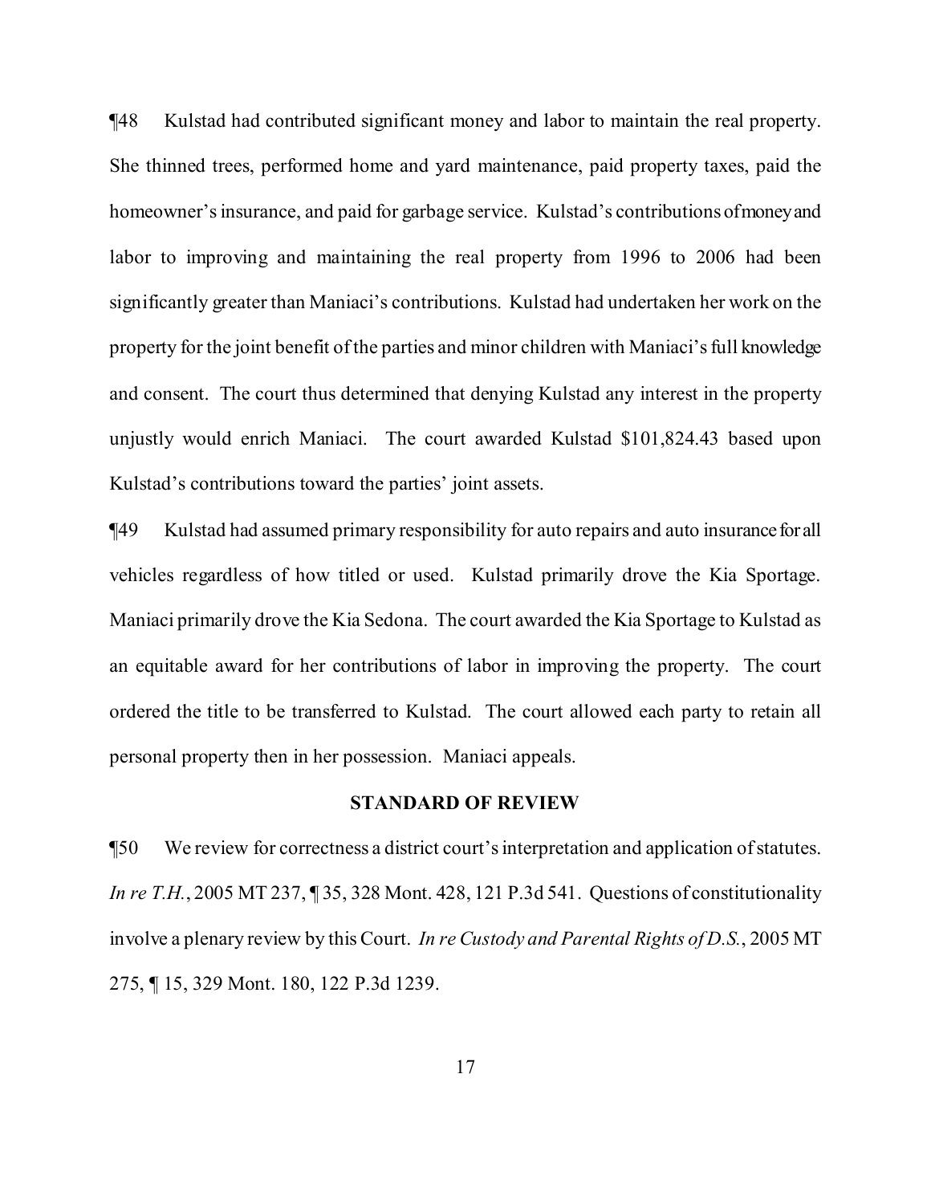¶48 Kulstad had contributed significant money and labor to maintain the real property. She thinned trees, performed home and yard maintenance, paid property taxes, paid the homeowner's insurance, and paid for garbage service. Kulstad's contributions of money and labor to improving and maintaining the real property from 1996 to 2006 had been significantly greater than Maniaci's contributions. Kulstad had undertaken her work on the property for the joint benefit of the parties and minor children with Maniaci's full knowledge and consent. The court thus determined that denying Kulstad any interest in the property unjustly would enrich Maniaci. The court awarded Kulstad $101,824.43 based upon Kulstad's contributions toward the parties' joint assets.

¶49 Kulstad had assumed primary responsibility for auto repairs and auto insurance for all vehicles regardless of how titled or used. Kulstad primarily drove the Kia Sportage. Maniaci primarily drove the Kia Sedona. The court awarded the Kia Sportage to Kulstad as an equitable award for her contributions of labor in improving the property. The court ordered the title to be transferred to Kulstad. The court allowed each party to retain all personal property then in her possession. Maniaci appeals.

## STANDARD OF REVIEW

¶50 We review for correctness a district court's interpretation and application of statutes. *In re T.H.*, 2005 MT 237, ¶ 35, 328 Mont. 428, 121 P.3d 541. Questions of constitutionality involve a plenary review by this Court. *In re Custody and Parental Rights of D.S.*, 2005 MT 275, ¶ 15, 329 Mont. 180, 122 P.3d 1239.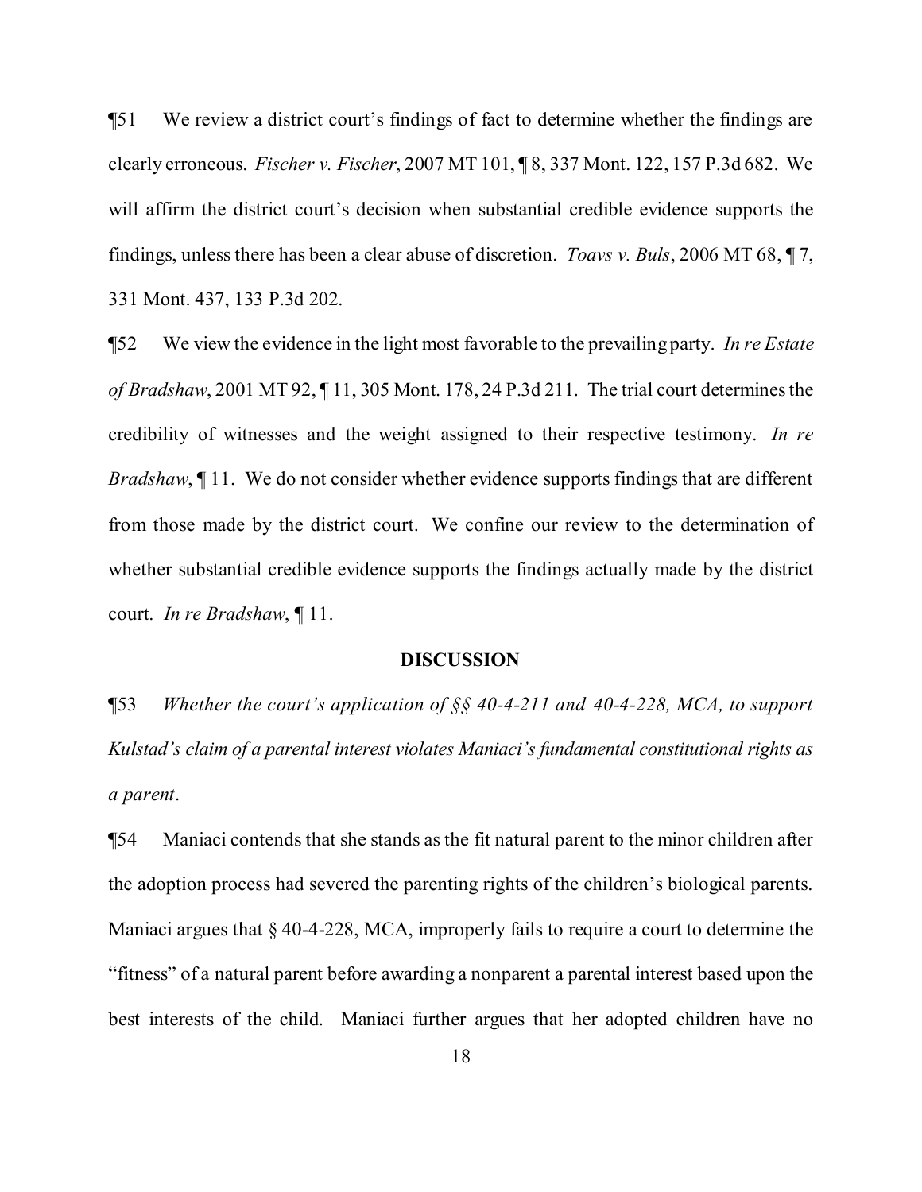¶51 We review a district court's findings of fact to determine whether the findings are clearly erroneous. *Fischer v. Fischer*, 2007 MT 101, ¶ 8, 337 Mont. 122, 157 P.3d 682. We will affirm the district court's decision when substantial credible evidence supports the findings, unless there has been a clear abuse of discretion. *Toavs v. Buls*, 2006 MT 68, ¶ 7, 331 Mont. 437, 133 P.3d 202.

¶52 We view the evidence in the light most favorable to the prevailing party. *In re Estate of Bradshaw*, 2001 MT 92, ¶ 11, 305 Mont. 178, 24 P.3d 211. The trial court determines the credibility of witnesses and the weight assigned to their respective testimony. *In re Bradshaw*, ¶ 11. We do not consider whether evidence supports findings that are different from those made by the district court. We confine our review to the determination of whether substantial credible evidence supports the findings actually made by the district court. *In re Bradshaw*, ¶ 11.

## DISCUSSION

¶53 *Whether the court's application of §§ 40-4-211 and 40-4-228, MCA, to support Kulstad's claim of a parental interest violates Maniaci's fundamental constitutional rights as a parent*.

¶54 Maniaci contends that she stands as the fit natural parent to the minor children after the adoption process had severed the parenting rights of the children's biological parents. Maniaci argues that § 40-4-228, MCA, improperly fails to require a court to determine the "fitness" of a natural parent before awarding a nonparent a parental interest based upon the best interests of the child. Maniaci further argues that her adopted children have no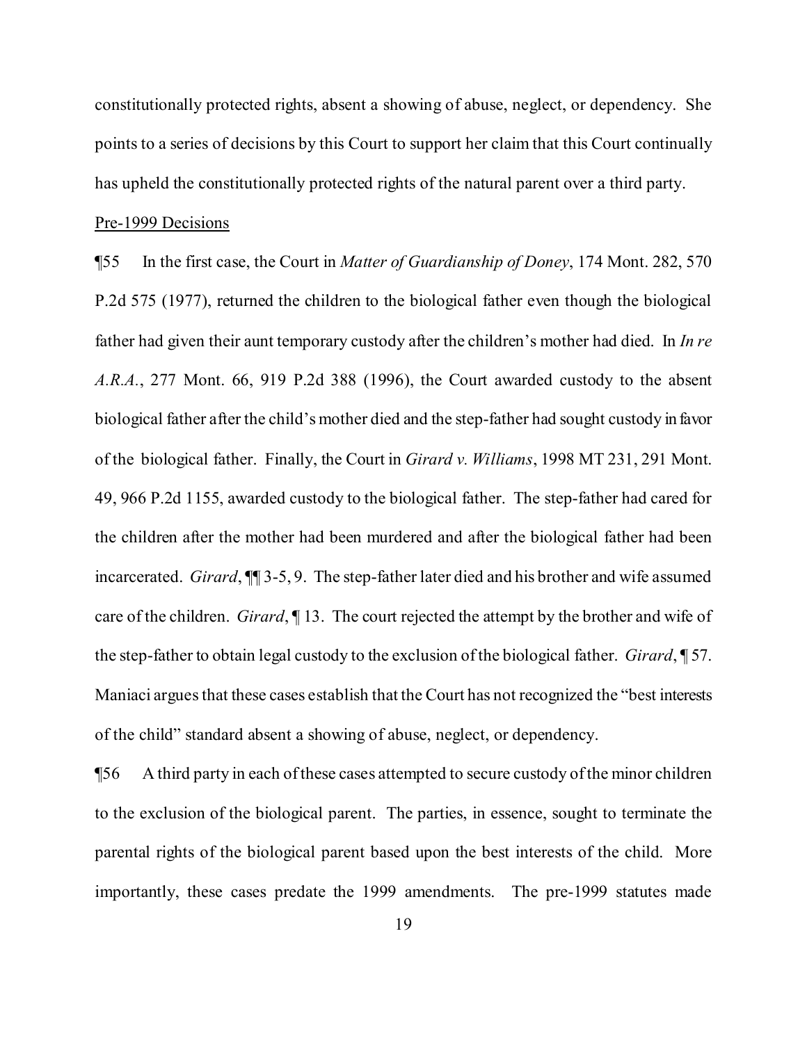constitutionally protected rights, absent a showing of abuse, neglect, or dependency. She points to a series of decisions by this Court to support her claim that this Court continually has upheld the constitutionally protected rights of the natural parent over a third party.

Pre-1999 Decisions

¶55 In the first case, the Court in *Matter of Guardianship of Doney*, 174 Mont. 282, 570 P.2d 575 (1977), returned the children to the biological father even though the biological father had given their aunt temporary custody after the children's mother had died. In *In re A.R.A.*, 277 Mont. 66, 919 P.2d 388 (1996), the Court awarded custody to the absent biological father after the child's mother died and the step-father had sought custody in favor of the biological father. Finally, the Court in *Girard v. Williams*, 1998 MT 231, 291 Mont. 49, 966 P.2d 1155, awarded custody to the biological father. The step-father had cared for the children after the mother had been murdered and after the biological father had been incarcerated. *Girard*, ¶¶ 3-5, 9. The step-father later died and his brother and wife assumed care of the children. *Girard*, ¶ 13. The court rejected the attempt by the brother and wife of the step-father to obtain legal custody to the exclusion of the biological father. *Girard*, ¶ 57. Maniaci argues that these cases establish that the Court has not recognized the "best interests of the child" standard absent a showing of abuse, neglect, or dependency.

¶56 A third party in each of these cases attempted to secure custody of the minor children to the exclusion of the biological parent. The parties, in essence, sought to terminate the parental rights of the biological parent based upon the best interests of the child. More importantly, these cases predate the 1999 amendments. The pre-1999 statutes made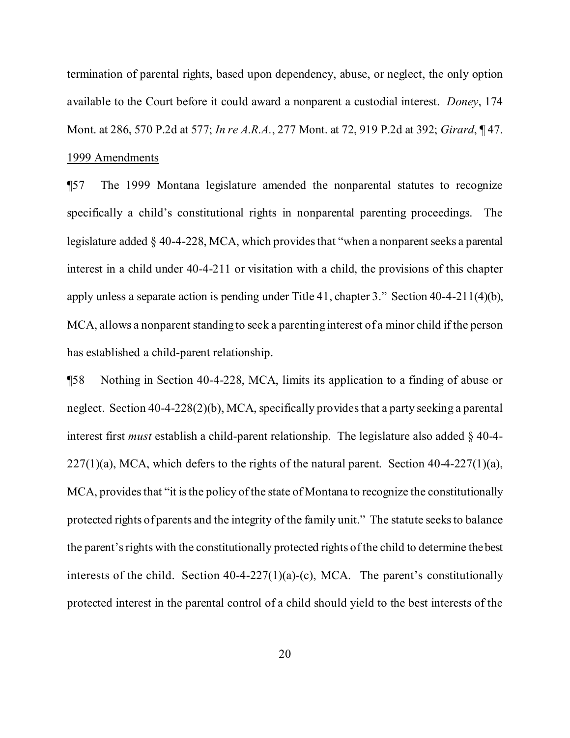termination of parental rights, based upon dependency, abuse, or neglect, the only option available to the Court before it could award a nonparent a custodial interest. *Doney*, 174 Mont. at 286, 570 P.2d at 577; *In re A.R.A.*, 277 Mont. at 72, 919 P.2d at 392; *Girard*, ¶ 47.

1999 Amendments

¶57 The 1999 Montana legislature amended the nonparental statutes to recognize specifically a child's constitutional rights in nonparental parenting proceedings. The legislature added § 40-4-228, MCA, which provides that "when a nonparent seeks a parental interest in a child under 40-4-211 or visitation with a child, the provisions of this chapter apply unless a separate action is pending under Title 41, chapter 3." Section 40-4-211(4)(b), MCA, allows a nonparent standing to seek a parenting interest of a minor child if the person has established a child-parent relationship.

¶58 Nothing in Section 40-4-228, MCA, limits its application to a finding of abuse or neglect. Section 40-4-228(2)(b), MCA, specifically provides that a party seeking a parental interest first *must* establish a child-parent relationship. The legislature also added § 40-4-227(1)(a), MCA, which defers to the rights of the natural parent. Section 40-4-227(1)(a), MCA, provides that "it is the policy of the state of Montana to recognize the constitutionally protected rights of parents and the integrity of the family unit." The statute seeks to balance the parent's rights with the constitutionally protected rights of the child to determine the best interests of the child. Section 40-4-227(1)(a)-(c), MCA. The parent's constitutionally protected interest in the parental control of a child should yield to the best interests of the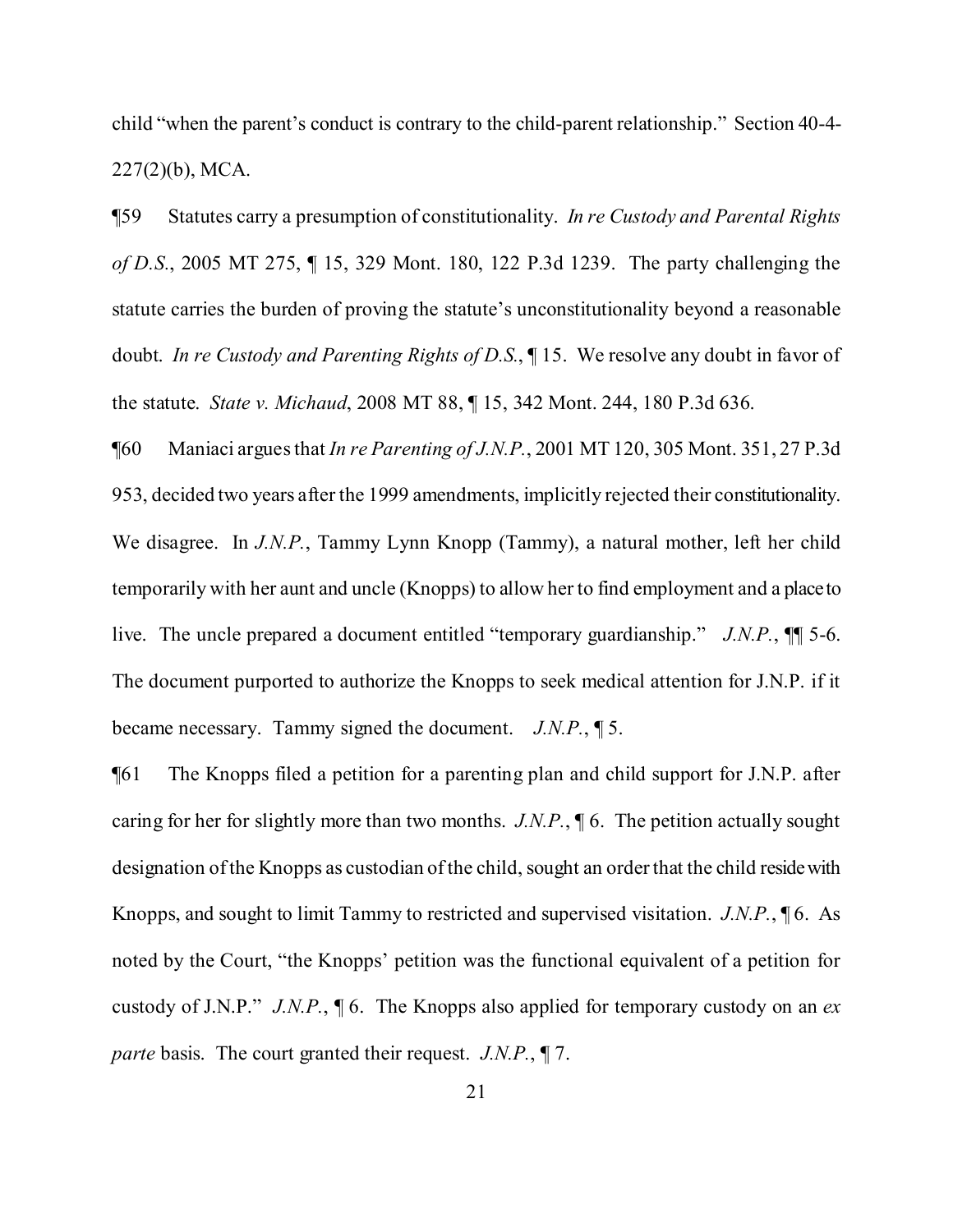child "when the parent's conduct is contrary to the child-parent relationship." Section 40-4-227(2)(b), MCA.

¶59 Statutes carry a presumption of constitutionality. *In re Custody and Parental Rights of D.S.*, 2005 MT 275, ¶ 15, 329 Mont. 180, 122 P.3d 1239. The party challenging the statute carries the burden of proving the statute's unconstitutionality beyond a reasonable doubt. *In re Custody and Parenting Rights of D.S.*, ¶ 15. We resolve any doubt in favor of the statute. *State v. Michaud*, 2008 MT 88, ¶ 15, 342 Mont. 244, 180 P.3d 636.

¶60 Maniaci argues that *In re Parenting of J.N.P.*, 2001 MT 120, 305 Mont. 351, 27 P.3d 953, decided two years after the 1999 amendments, implicitly rejected their constitutionality. We disagree. In *J.N.P.*, Tammy Lynn Knopp (Tammy), a natural mother, left her child temporarily with her aunt and uncle (Knopps) to allow her to find employment and a place to live. The uncle prepared a document entitled "temporary guardianship." *J.N.P.*, ¶¶ 5-6. The document purported to authorize the Knopps to seek medical attention for J.N.P. if it became necessary. Tammy signed the document. *J.N.P.*, ¶ 5.

¶61 The Knopps filed a petition for a parenting plan and child support for J.N.P. after caring for her for slightly more than two months. *J.N.P.*, ¶ 6. The petition actually sought designation of the Knopps as custodian of the child, sought an order that the child reside with Knopps, and sought to limit Tammy to restricted and supervised visitation. *J.N.P.*, ¶ 6. As noted by the Court, "the Knopps' petition was the functional equivalent of a petition for custody of J.N.P." *J.N.P.*, ¶ 6. The Knopps also applied for temporary custody on an *ex parte* basis. The court granted their request. *J.N.P.*, ¶ 7.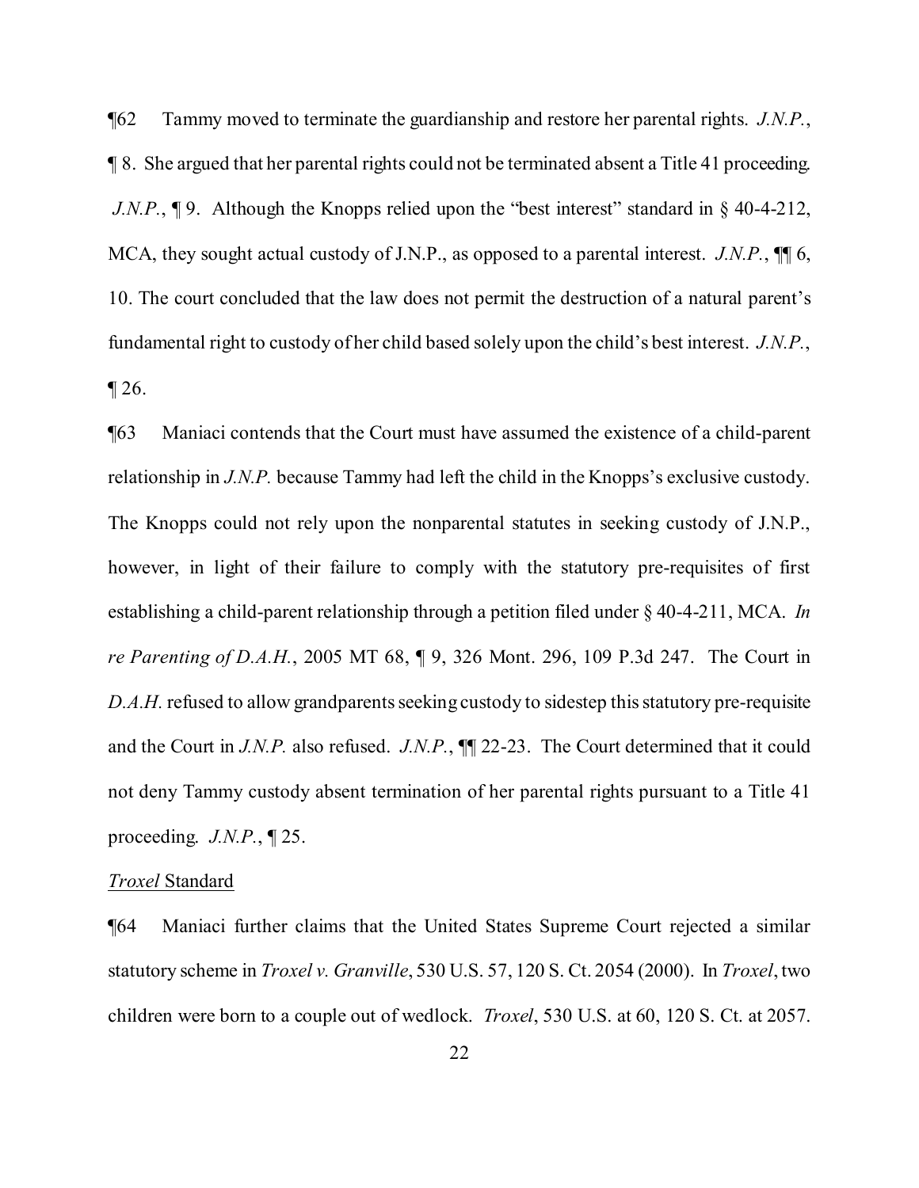¶62 Tammy moved to terminate the guardianship and restore her parental rights. *J.N.P.*, ¶ 8. She argued that her parental rights could not be terminated absent a Title 41 proceeding. *J.N.P.*, ¶ 9. Although the Knopps relied upon the "best interest" standard in § 40-4-212, MCA, they sought actual custody of J.N.P., as opposed to a parental interest. *J.N.P.*, ¶¶ 6, 10. The court concluded that the law does not permit the destruction of a natural parent's fundamental right to custody of her child based solely upon the child's best interest. *J.N.P.*, ¶ 26.

¶63 Maniaci contends that the Court must have assumed the existence of a child-parent relationship in *J.N.P.* because Tammy had left the child in the Knopps's exclusive custody. The Knopps could not rely upon the nonparental statutes in seeking custody of J.N.P., however, in light of their failure to comply with the statutory pre-requisites of first establishing a child-parent relationship through a petition filed under § 40-4-211, MCA. *In re Parenting of D.A.H.*, 2005 MT 68, ¶ 9, 326 Mont. 296, 109 P.3d 247. The Court in *D.A.H.* refused to allow grandparents seeking custody to sidestep this statutory pre-requisite and the Court in *J.N.P.* also refused. *J.N.P.*, ¶¶ 22-23. The Court determined that it could not deny Tammy custody absent termination of her parental rights pursuant to a Title 41 proceeding. *J.N.P.*, ¶ 25.

<u>*Troxel* Standard</u>

¶64 Maniaci further claims that the United States Supreme Court rejected a similar statutory scheme in *Troxel v. Granville*, 530 U.S. 57, 120 S. Ct. 2054 (2000). In *Troxel*, two children were born to a couple out of wedlock. *Troxel*, 530 U.S. at 60, 120 S. Ct. at 2057.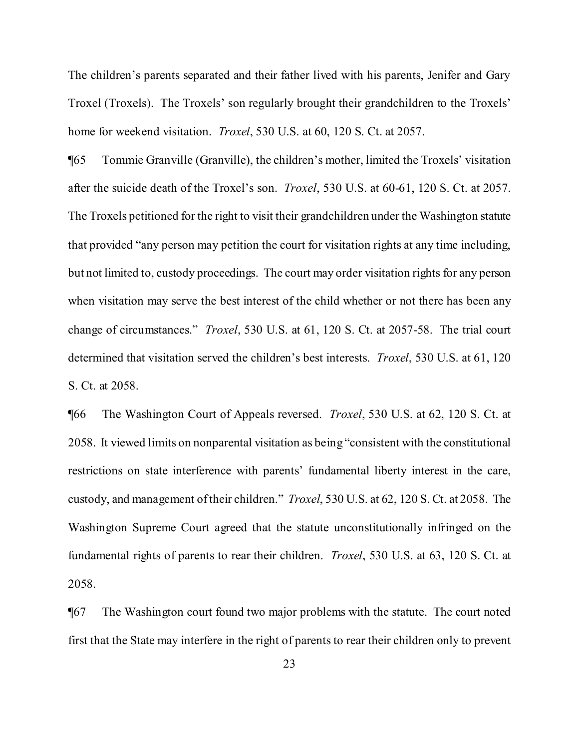The children's parents separated and their father lived with his parents, Jenifer and Gary Troxel (Troxels). The Troxels' son regularly brought their grandchildren to the Troxels' home for weekend visitation. *Troxel*, 530 U.S. at 60, 120 S. Ct. at 2057.

¶65 Tommie Granville (Granville), the children's mother, limited the Troxels' visitation after the suicide death of the Troxel's son. *Troxel*, 530 U.S. at 60-61, 120 S. Ct. at 2057. The Troxels petitioned for the right to visit their grandchildren under the Washington statute that provided "any person may petition the court for visitation rights at any time including, but not limited to, custody proceedings. The court may order visitation rights for any person when visitation may serve the best interest of the child whether or not there has been any change of circumstances." *Troxel*, 530 U.S. at 61, 120 S. Ct. at 2057-58. The trial court determined that visitation served the children's best interests. *Troxel*, 530 U.S. at 61, 120 S. Ct. at 2058.

¶66 The Washington Court of Appeals reversed. *Troxel*, 530 U.S. at 62, 120 S. Ct. at 2058. It viewed limits on nonparental visitation as being "consistent with the constitutional restrictions on state interference with parents' fundamental liberty interest in the care, custody, and management of their children." *Troxel*, 530 U.S. at 62, 120 S. Ct. at 2058. The Washington Supreme Court agreed that the statute unconstitutionally infringed on the fundamental rights of parents to rear their children. *Troxel*, 530 U.S. at 63, 120 S. Ct. at 2058.

¶67 The Washington court found two major problems with the statute. The court noted first that the State may interfere in the right of parents to rear their children only to prevent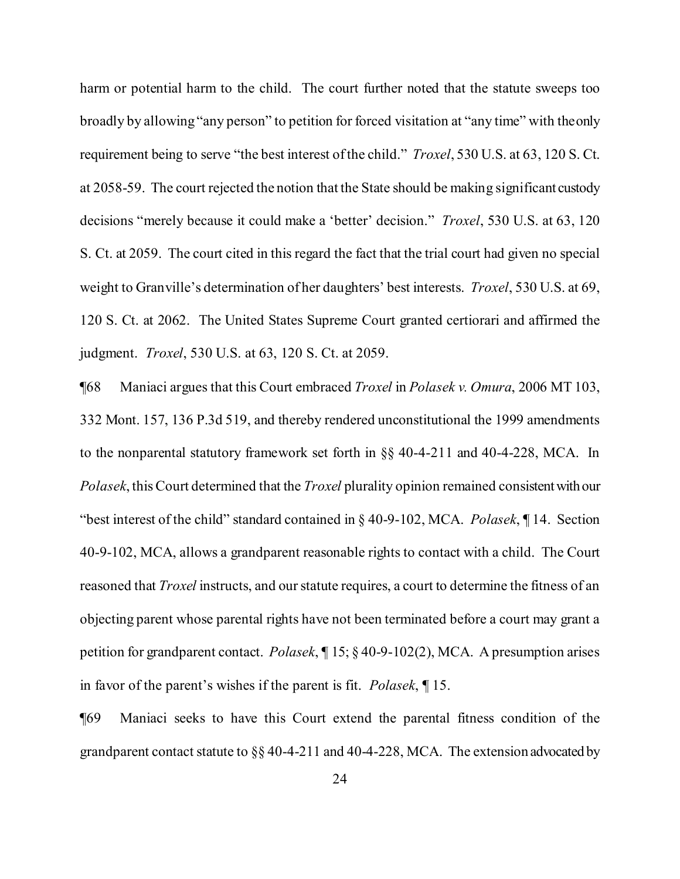harm or potential harm to the child. The court further noted that the statute sweeps too broadly by allowing "any person" to petition for forced visitation at "any time" with the only requirement being to serve "the best interest of the child." *Troxel*, 530 U.S. at 63, 120 S. Ct. at 2058-59. The court rejected the notion that the State should be making significant custody decisions "merely because it could make a 'better' decision." *Troxel*, 530 U.S. at 63, 120 S. Ct. at 2059. The court cited in this regard the fact that the trial court had given no special weight to Granville's determination of her daughters' best interests. *Troxel*, 530 U.S. at 69, 120 S. Ct. at 2062. The United States Supreme Court granted certiorari and affirmed the judgment. *Troxel*, 530 U.S. at 63, 120 S. Ct. at 2059.

¶68 Maniaci argues that this Court embraced *Troxel* in *Polasek v. Omura*, 2006 MT 103, 332 Mont. 157, 136 P.3d 519, and thereby rendered unconstitutional the 1999 amendments to the nonparental statutory framework set forth in §§ 40-4-211 and 40-4-228, MCA. In *Polasek*, this Court determined that the *Troxel* plurality opinion remained consistent with our "best interest of the child" standard contained in § 40-9-102, MCA. *Polasek*, ¶ 14. Section 40-9-102, MCA, allows a grandparent reasonable rights to contact with a child. The Court reasoned that *Troxel* instructs, and our statute requires, a court to determine the fitness of an objecting parent whose parental rights have not been terminated before a court may grant a petition for grandparent contact. *Polasek*, ¶ 15; § 40-9-102(2), MCA. A presumption arises in favor of the parent's wishes if the parent is fit. *Polasek*, ¶ 15.

¶69 Maniaci seeks to have this Court extend the parental fitness condition of the grandparent contact statute to §§ 40-4-211 and 40-4-228, MCA. The extension advocated by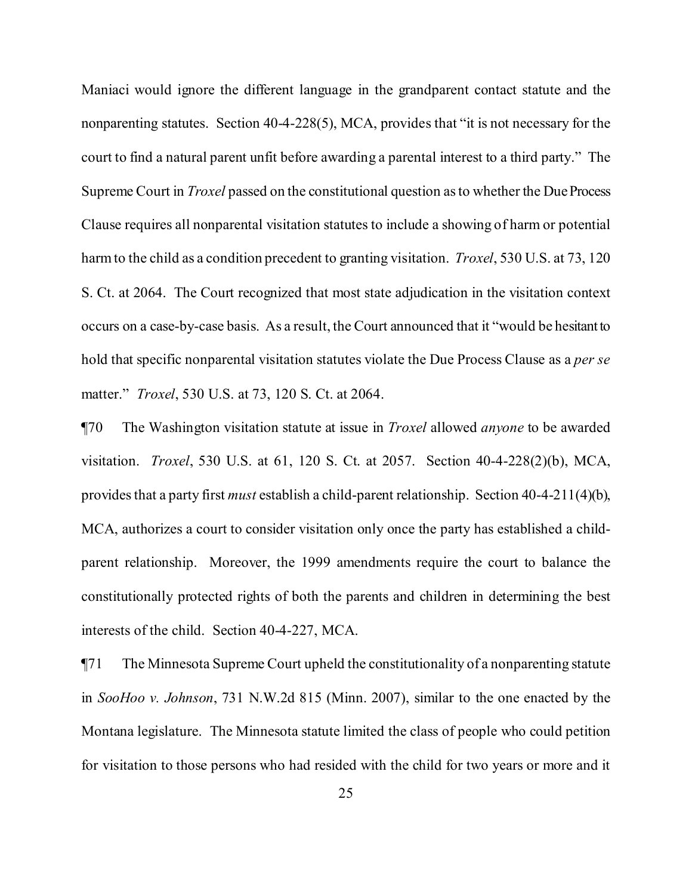Maniaci would ignore the different language in the grandparent contact statute and the nonparenting statutes. Section 40-4-228(5), MCA, provides that "it is not necessary for the court to find a natural parent unfit before awarding a parental interest to a third party." The Supreme Court in *Troxel* passed on the constitutional question as to whether the Due Process Clause requires all nonparental visitation statutes to include a showing of harm or potential harm to the child as a condition precedent to granting visitation. *Troxel*, 530 U.S. at 73, 120 S. Ct. at 2064. The Court recognized that most state adjudication in the visitation context occurs on a case-by-case basis. As a result, the Court announced that it "would be hesitant to hold that specific nonparental visitation statutes violate the Due Process Clause as a *per se* matter." *Troxel*, 530 U.S. at 73, 120 S. Ct. at 2064.

¶70 The Washington visitation statute at issue in *Troxel* allowed *anyone* to be awarded visitation. *Troxel*, 530 U.S. at 61, 120 S. Ct. at 2057. Section 40-4-228(2)(b), MCA, provides that a party first *must* establish a child-parent relationship. Section 40-4-211(4)(b), MCA, authorizes a court to consider visitation only once the party has established a child-parent relationship. Moreover, the 1999 amendments require the court to balance the constitutionally protected rights of both the parents and children in determining the best interests of the child. Section 40-4-227, MCA.

¶71 The Minnesota Supreme Court upheld the constitutionality of a nonparenting statute in *SooHoo v. Johnson*, 731 N.W.2d 815 (Minn. 2007), similar to the one enacted by the Montana legislature. The Minnesota statute limited the class of people who could petition for visitation to those persons who had resided with the child for two years or more and it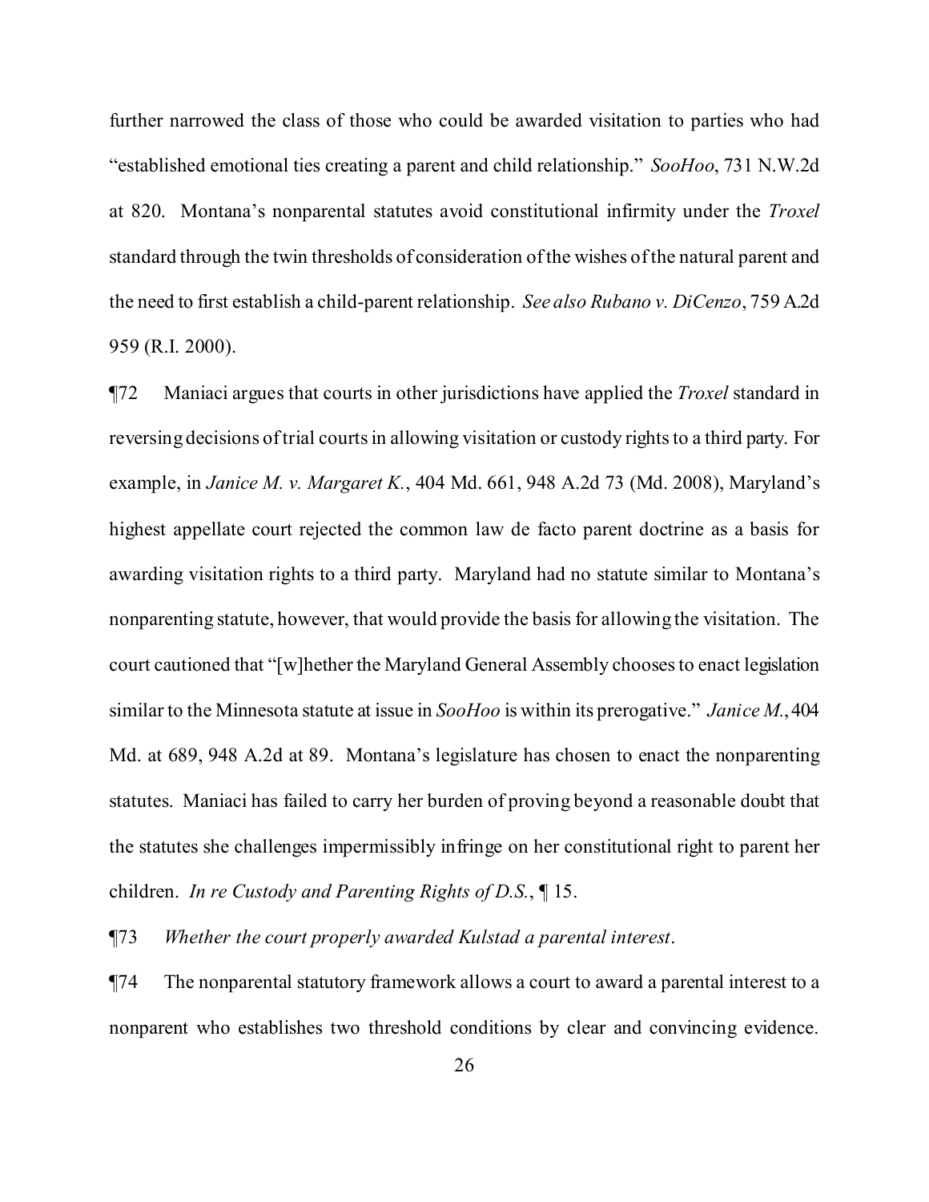further narrowed the class of those who could be awarded visitation to parties who had "established emotional ties creating a parent and child relationship." *SooHoo*, 731 N.W.2d at 820. Montana's nonparental statutes avoid constitutional infirmity under the *Troxel* standard through the twin thresholds of consideration of the wishes of the natural parent and the need to first establish a child-parent relationship. *See also Rubano v. DiCenzo*, 759 A.2d 959 (R.I. 2000).

¶72 Maniaci argues that courts in other jurisdictions have applied the *Troxel* standard in reversing decisions of trial courts in allowing visitation or custody rights to a third party. For example, in *Janice M. v. Margaret K.*, 404 Md. 661, 948 A.2d 73 (Md. 2008), Maryland's highest appellate court rejected the common law de facto parent doctrine as a basis for awarding visitation rights to a third party. Maryland had no statute similar to Montana's nonparenting statute, however, that would provide the basis for allowing the visitation. The court cautioned that "[w]hether the Maryland General Assembly chooses to enact legislation similar to the Minnesota statute at issue in *SooHoo* is within its prerogative." *Janice M.*, 404 Md. at 689, 948 A.2d at 89. Montana's legislature has chosen to enact the nonparenting statutes. Maniaci has failed to carry her burden of proving beyond a reasonable doubt that the statutes she challenges impermissibly infringe on her constitutional right to parent her children. *In re Custody and Parenting Rights of D.S.*, ¶ 15.

¶73 *Whether the court properly awarded Kulstad a parental interest.*

¶74 The nonparental statutory framework allows a court to award a parental interest to a nonparent who establishes two threshold conditions by clear and convincing evidence.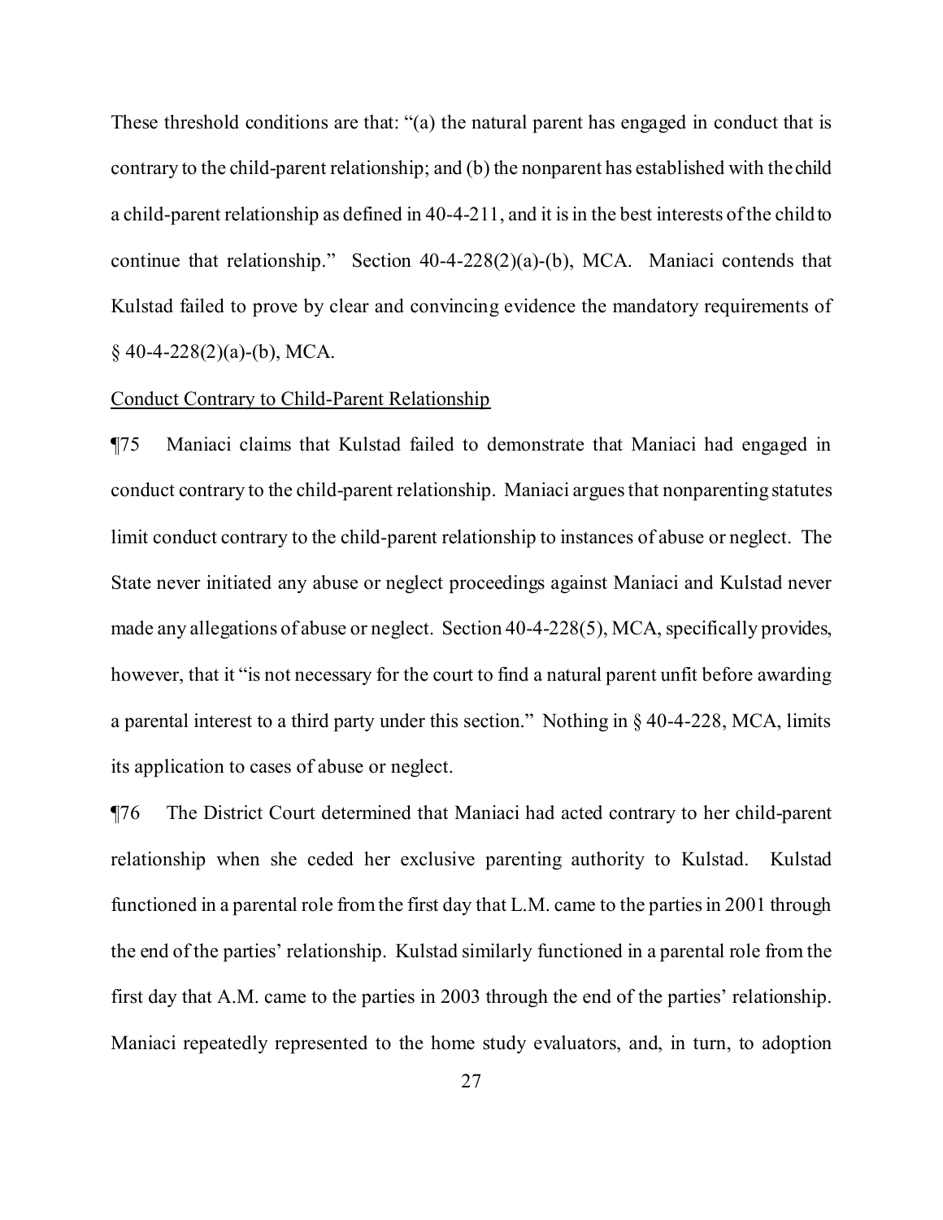These threshold conditions are that: "(a) the natural parent has engaged in conduct that is contrary to the child-parent relationship; and (b) the nonparent has established with the child a child-parent relationship as defined in 40-4-211, and it is in the best interests of the child to continue that relationship." Section 40-4-228(2)(a)-(b), MCA. Maniaci contends that Kulstad failed to prove by clear and convincing evidence the mandatory requirements of § 40-4-228(2)(a)-(b), MCA.

Conduct Contrary to Child-Parent Relationship

¶75 Maniaci claims that Kulstad failed to demonstrate that Maniaci had engaged in conduct contrary to the child-parent relationship. Maniaci argues that nonparenting statutes limit conduct contrary to the child-parent relationship to instances of abuse or neglect. The State never initiated any abuse or neglect proceedings against Maniaci and Kulstad never made any allegations of abuse or neglect. Section 40-4-228(5), MCA, specifically provides, however, that it "is not necessary for the court to find a natural parent unfit before awarding a parental interest to a third party under this section." Nothing in § 40-4-228, MCA, limits its application to cases of abuse or neglect.

¶76 The District Court determined that Maniaci had acted contrary to her child-parent relationship when she ceded her exclusive parenting authority to Kulstad. Kulstad functioned in a parental role from the first day that L.M. came to the parties in 2001 through the end of the parties' relationship. Kulstad similarly functioned in a parental role from the first day that A.M. came to the parties in 2003 through the end of the parties' relationship. Maniaci repeatedly represented to the home study evaluators, and, in turn, to adoption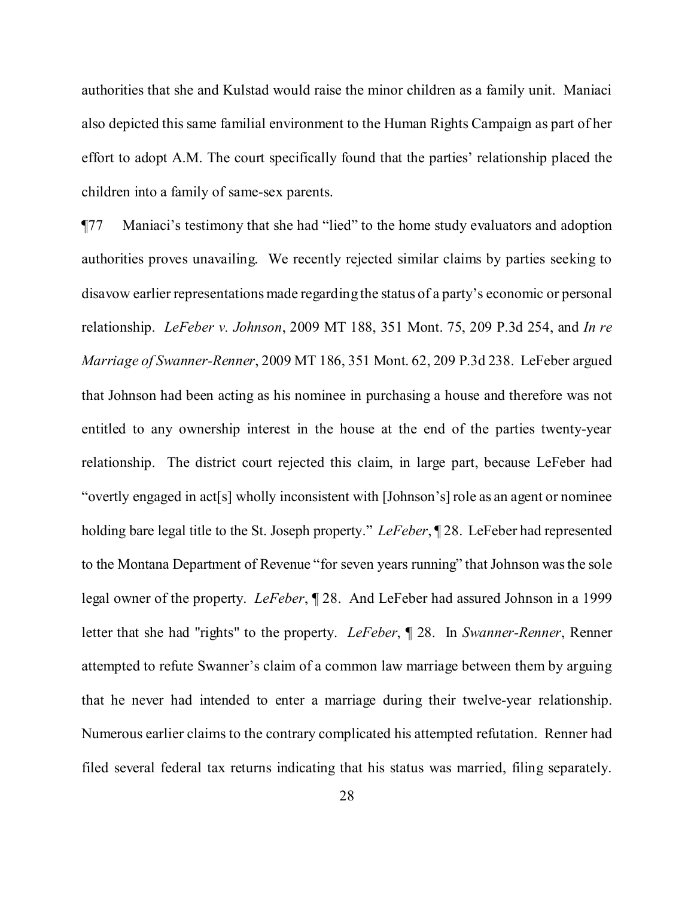authorities that she and Kulstad would raise the minor children as a family unit. Maniaci also depicted this same familial environment to the Human Rights Campaign as part of her effort to adopt A.M. The court specifically found that the parties' relationship placed the children into a family of same-sex parents.

¶77 Maniaci's testimony that she had "lied" to the home study evaluators and adoption authorities proves unavailing. We recently rejected similar claims by parties seeking to disavow earlier representations made regarding the status of a party's economic or personal relationship. *LeFeber v. Johnson*, 2009 MT 188, 351 Mont. 75, 209 P.3d 254, and *In re Marriage of Swanner-Renner*, 2009 MT 186, 351 Mont. 62, 209 P.3d 238. LeFeber argued that Johnson had been acting as his nominee in purchasing a house and therefore was not entitled to any ownership interest in the house at the end of the parties twenty-year relationship. The district court rejected this claim, in large part, because LeFeber had "overtly engaged in act[s] wholly inconsistent with [Johnson's] role as an agent or nominee holding bare legal title to the St. Joseph property." *LeFeber*, ¶ 28. LeFeber had represented to the Montana Department of Revenue "for seven years running" that Johnson was the sole legal owner of the property. *LeFeber*, ¶ 28. And LeFeber had assured Johnson in a 1999 letter that she had "rights" to the property. *LeFeber*, ¶ 28. In *Swanner-Renner*, Renner attempted to refute Swanner's claim of a common law marriage between them by arguing that he never had intended to enter a marriage during their twelve-year relationship. Numerous earlier claims to the contrary complicated his attempted refutation. Renner had filed several federal tax returns indicating that his status was married, filing separately.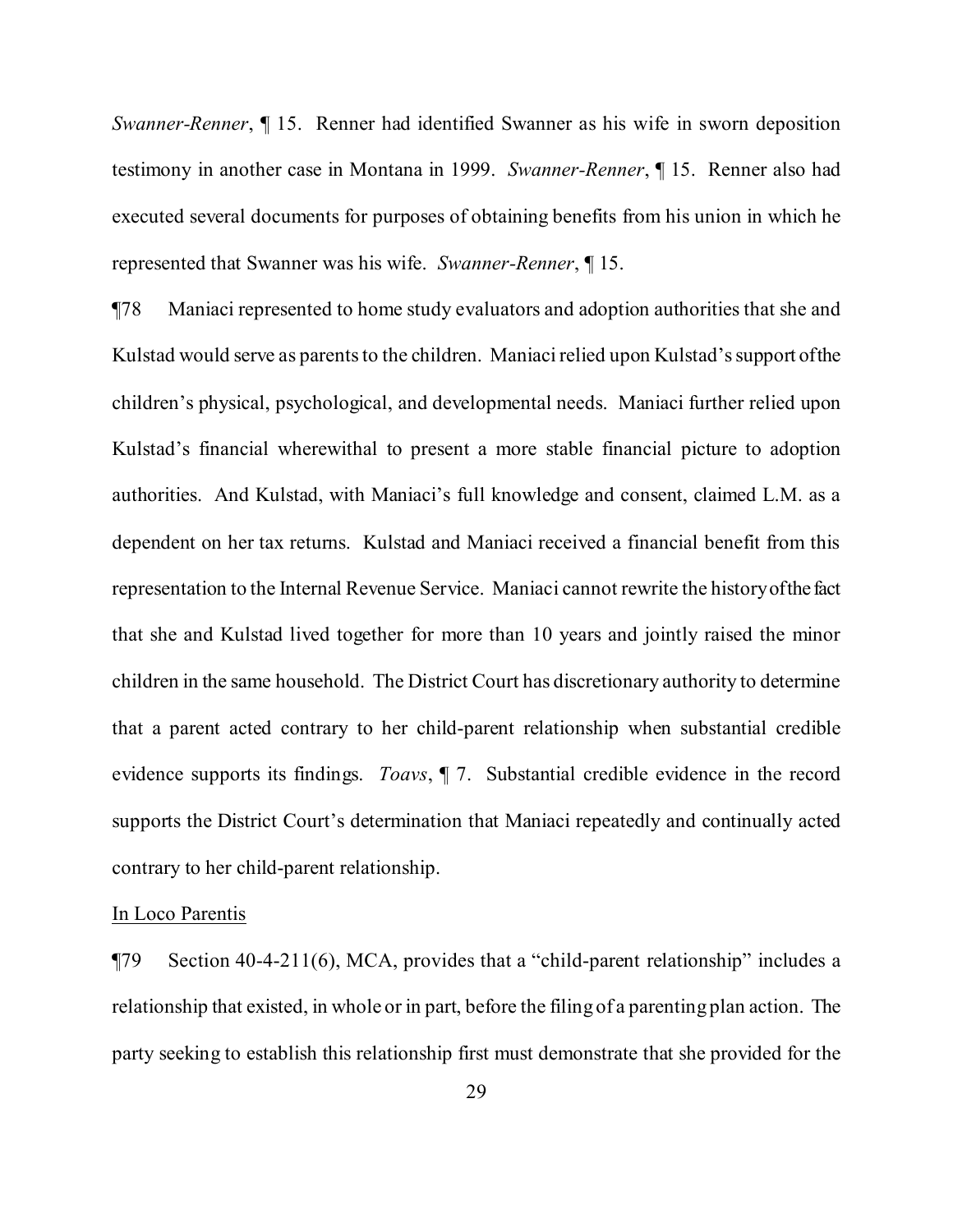*Swanner-Renner*, ¶ 15. Renner had identified Swanner as his wife in sworn deposition testimony in another case in Montana in 1999. *Swanner-Renner*, ¶ 15. Renner also had executed several documents for purposes of obtaining benefits from his union in which he represented that Swanner was his wife. *Swanner-Renner*, ¶ 15.

¶78 Maniaci represented to home study evaluators and adoption authorities that she and Kulstad would serve as parents to the children. Maniaci relied upon Kulstad's support of the children's physical, psychological, and developmental needs. Maniaci further relied upon Kulstad's financial wherewithal to present a more stable financial picture to adoption authorities. And Kulstad, with Maniaci's full knowledge and consent, claimed L.M. as a dependent on her tax returns. Kulstad and Maniaci received a financial benefit from this representation to the Internal Revenue Service. Maniaci cannot rewrite the history of the fact that she and Kulstad lived together for more than 10 years and jointly raised the minor children in the same household. The District Court has discretionary authority to determine that a parent acted contrary to her child-parent relationship when substantial credible evidence supports its findings. *Toavs*, ¶ 7. Substantial credible evidence in the record supports the District Court's determination that Maniaci repeatedly and continually acted contrary to her child-parent relationship.

<u>In Loco Parentis</u>

¶79 Section 40-4-211(6), MCA, provides that a "child-parent relationship" includes a relationship that existed, in whole or in part, before the filing of a parenting plan action. The party seeking to establish this relationship first must demonstrate that she provided for the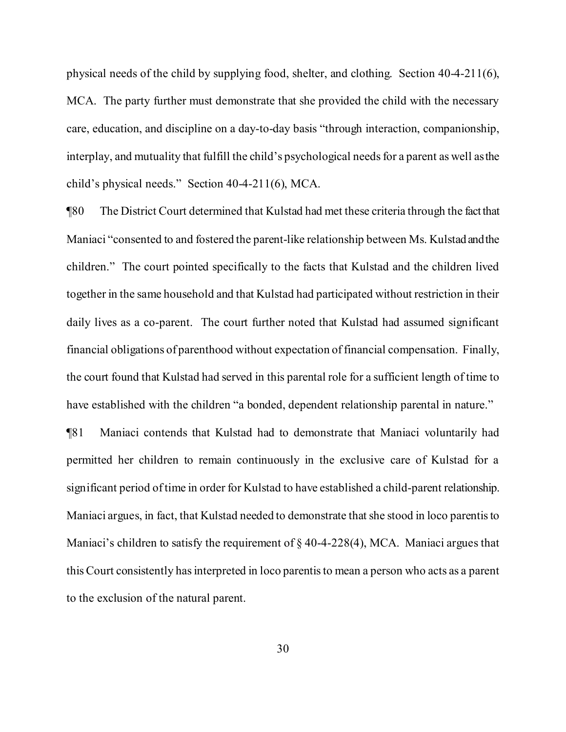physical needs of the child by supplying food, shelter, and clothing. Section 40-4-211(6), MCA. The party further must demonstrate that she provided the child with the necessary care, education, and discipline on a day-to-day basis "through interaction, companionship, interplay, and mutuality that fulfill the child's psychological needs for a parent as well as the child's physical needs." Section 40-4-211(6), MCA.

¶80 The District Court determined that Kulstad had met these criteria through the fact that Maniaci "consented to and fostered the parent-like relationship between Ms. Kulstad and the children." The court pointed specifically to the facts that Kulstad and the children lived together in the same household and that Kulstad had participated without restriction in their daily lives as a co-parent. The court further noted that Kulstad had assumed significant financial obligations of parenthood without expectation of financial compensation. Finally, the court found that Kulstad had served in this parental role for a sufficient length of time to have established with the children "a bonded, dependent relationship parental in nature."

¶81 Maniaci contends that Kulstad had to demonstrate that Maniaci voluntarily had permitted her children to remain continuously in the exclusive care of Kulstad for a significant period of time in order for Kulstad to have established a child-parent relationship. Maniaci argues, in fact, that Kulstad needed to demonstrate that she stood in loco parentis to Maniaci's children to satisfy the requirement of § 40-4-228(4), MCA. Maniaci argues that this Court consistently has interpreted in loco parentis to mean a person who acts as a parent to the exclusion of the natural parent.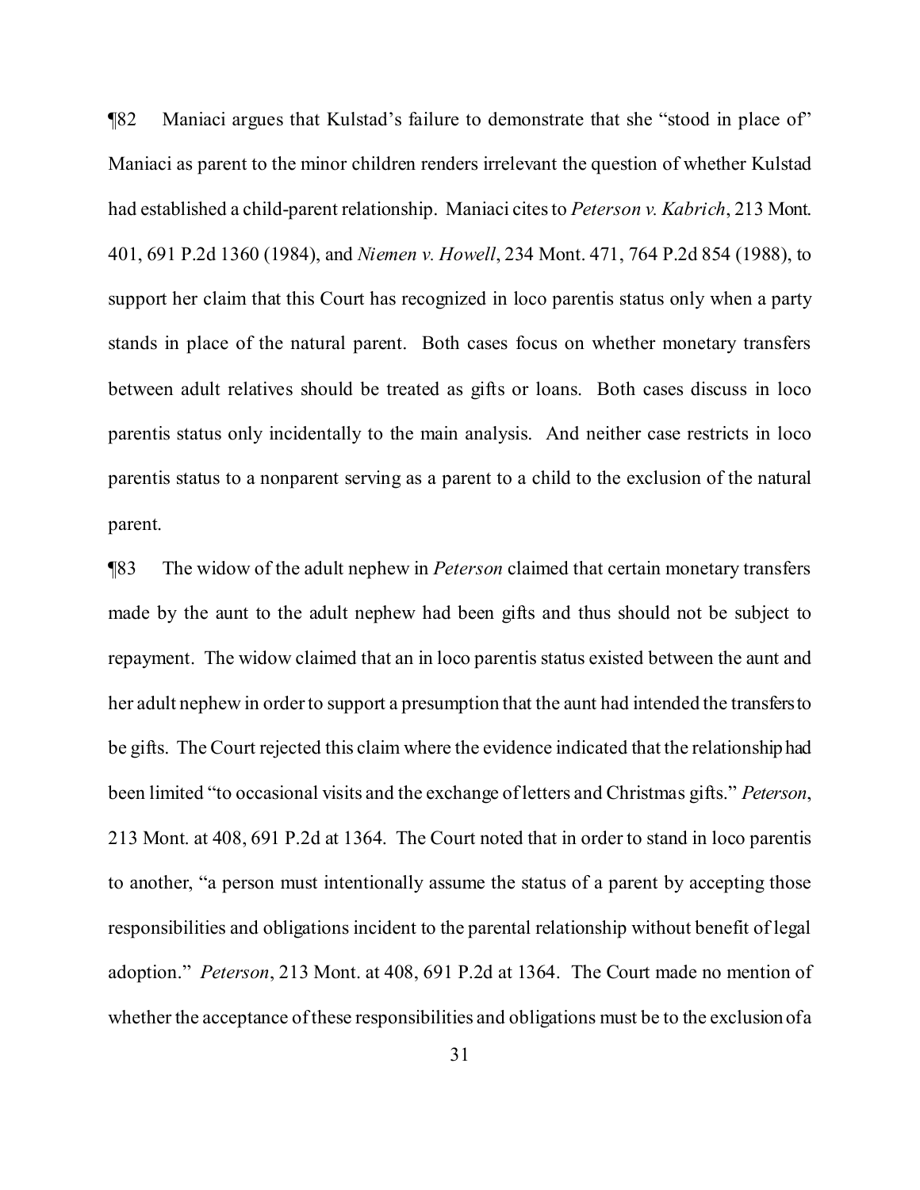¶82 Maniaci argues that Kulstad's failure to demonstrate that she "stood in place of" Maniaci as parent to the minor children renders irrelevant the question of whether Kulstad had established a child-parent relationship. Maniaci cites to *Peterson v. Kabrich*, 213 Mont. 401, 691 P.2d 1360 (1984), and *Niemen v. Howell*, 234 Mont. 471, 764 P.2d 854 (1988), to support her claim that this Court has recognized in loco parentis status only when a party stands in place of the natural parent. Both cases focus on whether monetary transfers between adult relatives should be treated as gifts or loans. Both cases discuss in loco parentis status only incidentally to the main analysis. And neither case restricts in loco parentis status to a nonparent serving as a parent to a child to the exclusion of the natural parent.

¶83 The widow of the adult nephew in *Peterson* claimed that certain monetary transfers made by the aunt to the adult nephew had been gifts and thus should not be subject to repayment. The widow claimed that an in loco parentis status existed between the aunt and her adult nephew in order to support a presumption that the aunt had intended the transfers to be gifts. The Court rejected this claim where the evidence indicated that the relationship had been limited "to occasional visits and the exchange of letters and Christmas gifts." *Peterson*, 213 Mont. at 408, 691 P.2d at 1364. The Court noted that in order to stand in loco parentis to another, "a person must intentionally assume the status of a parent by accepting those responsibilities and obligations incident to the parental relationship without benefit of legal adoption." *Peterson*, 213 Mont. at 408, 691 P.2d at 1364. The Court made no mention of whether the acceptance of these responsibilities and obligations must be to the exclusion of a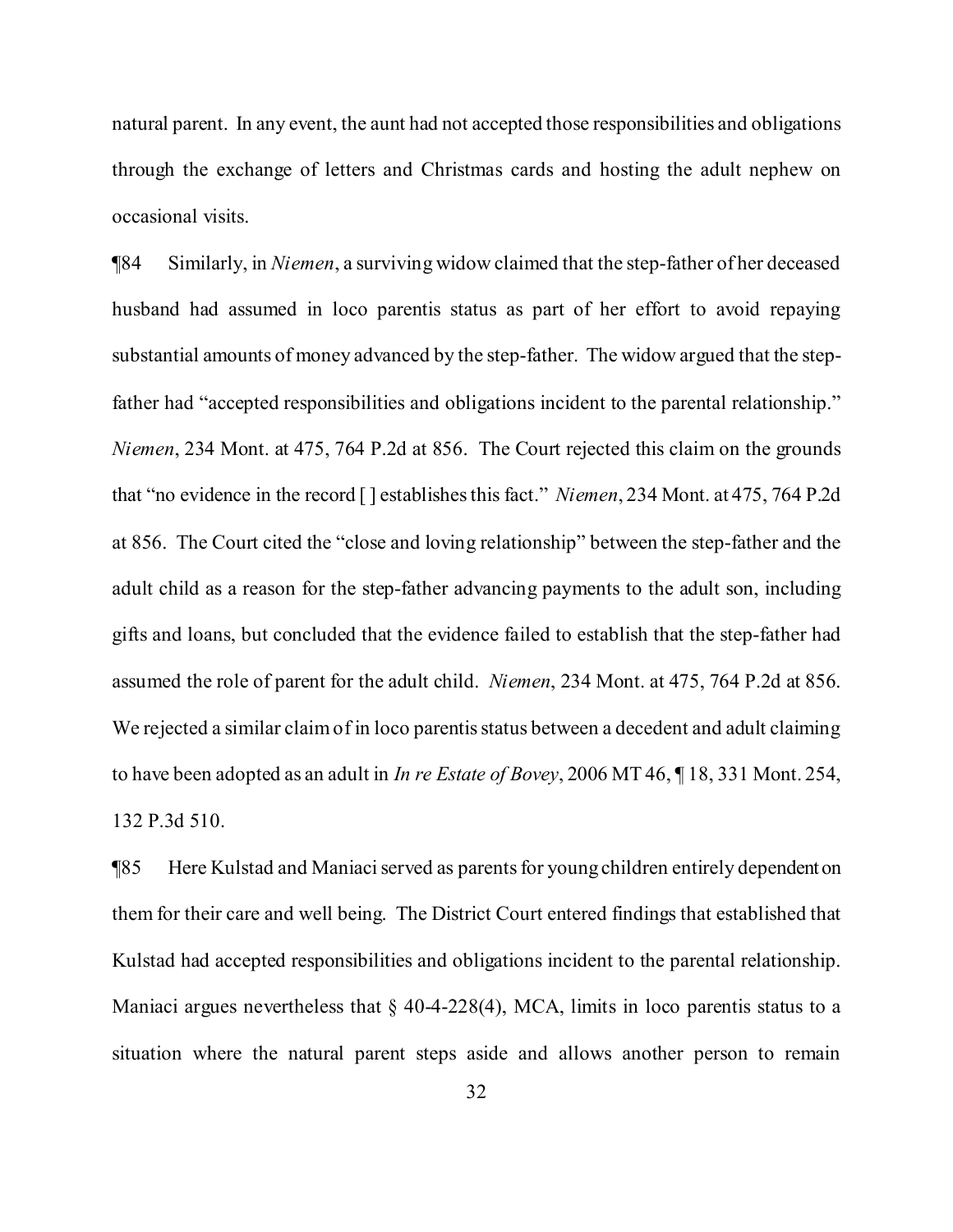natural parent. In any event, the aunt had not accepted those responsibilities and obligations through the exchange of letters and Christmas cards and hosting the adult nephew on occasional visits.

¶84 Similarly, in *Niemen*, a surviving widow claimed that the step-father of her deceased husband had assumed in loco parentis status as part of her effort to avoid repaying substantial amounts of money advanced by the step-father. The widow argued that the step-father had "accepted responsibilities and obligations incident to the parental relationship." *Niemen*, 234 Mont. at 475, 764 P.2d at 856. The Court rejected this claim on the grounds that "no evidence in the record [ ] establishes this fact." *Niemen*, 234 Mont. at 475, 764 P.2d at 856. The Court cited the "close and loving relationship" between the step-father and the adult child as a reason for the step-father advancing payments to the adult son, including gifts and loans, but concluded that the evidence failed to establish that the step-father had assumed the role of parent for the adult child. *Niemen*, 234 Mont. at 475, 764 P.2d at 856. We rejected a similar claim of in loco parentis status between a decedent and adult claiming to have been adopted as an adult in *In re Estate of Bovey*, 2006 MT 46, ¶ 18, 331 Mont. 254, 132 P.3d 510.

¶85 Here Kulstad and Maniaci served as parents for young children entirely dependent on them for their care and well being. The District Court entered findings that established that Kulstad had accepted responsibilities and obligations incident to the parental relationship. Maniaci argues nevertheless that § 40-4-228(4), MCA, limits in loco parentis status to a situation where the natural parent steps aside and allows another person to remain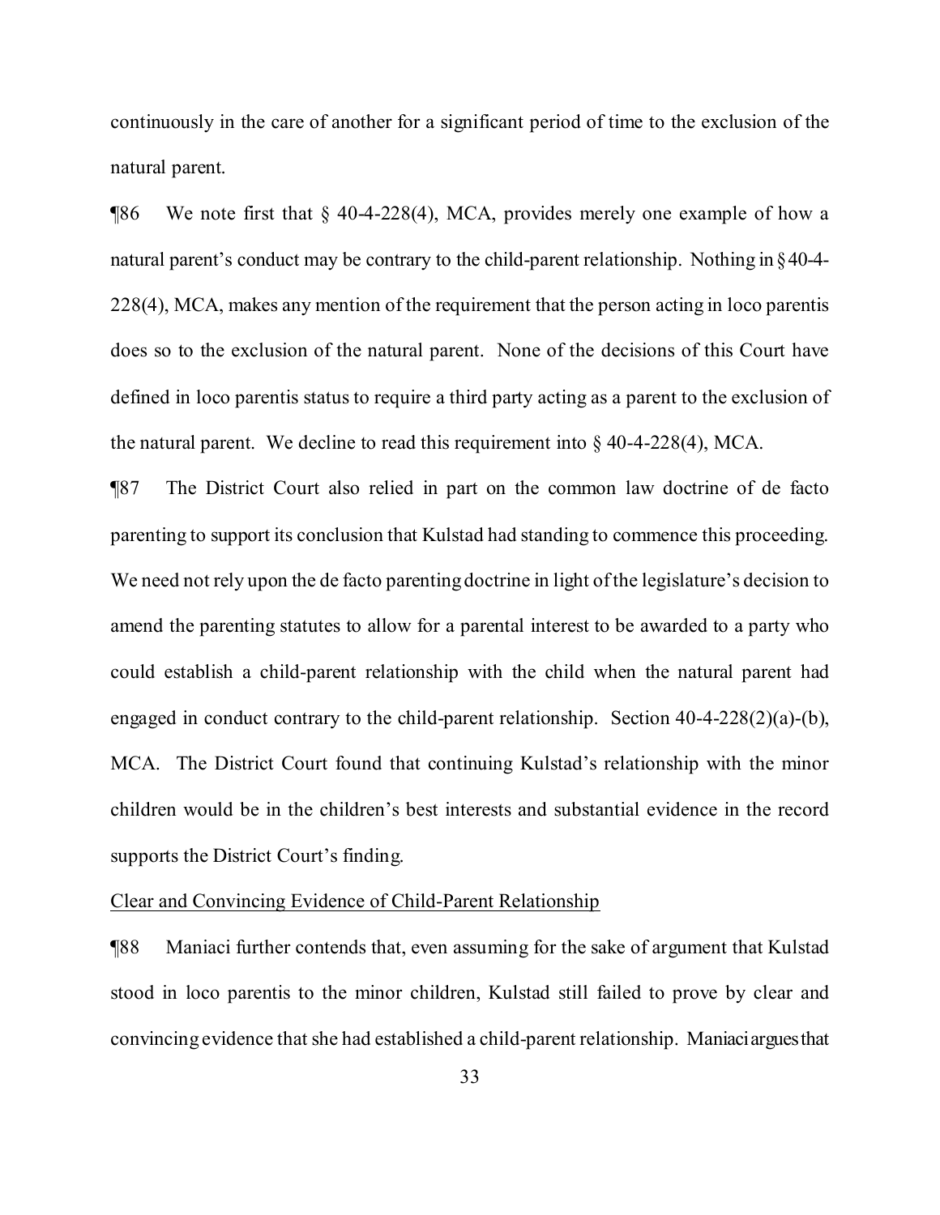continuously in the care of another for a significant period of time to the exclusion of the natural parent.

¶86 We note first that § 40-4-228(4), MCA, provides merely one example of how a natural parent's conduct may be contrary to the child-parent relationship. Nothing in § 40-4-228(4), MCA, makes any mention of the requirement that the person acting in loco parentis does so to the exclusion of the natural parent. None of the decisions of this Court have defined in loco parentis status to require a third party acting as a parent to the exclusion of the natural parent. We decline to read this requirement into § 40-4-228(4), MCA.

¶87 The District Court also relied in part on the common law doctrine of de facto parenting to support its conclusion that Kulstad had standing to commence this proceeding. We need not rely upon the de facto parenting doctrine in light of the legislature's decision to amend the parenting statutes to allow for a parental interest to be awarded to a party who could establish a child-parent relationship with the child when the natural parent had engaged in conduct contrary to the child-parent relationship. Section 40-4-228(2)(a)-(b), MCA. The District Court found that continuing Kulstad's relationship with the minor children would be in the children's best interests and substantial evidence in the record supports the District Court's finding.

<u>Clear and Convincing Evidence of Child-Parent Relationship</u>

¶88 Maniaci further contends that, even assuming for the sake of argument that Kulstad stood in loco parentis to the minor children, Kulstad still failed to prove by clear and convincing evidence that she had established a child-parent relationship. Maniaci argues that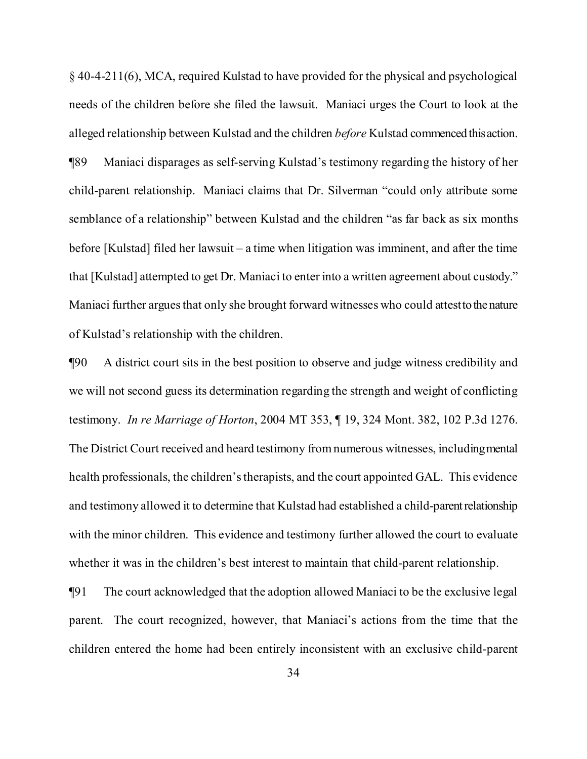§ 40-4-211(6), MCA, required Kulstad to have provided for the physical and psychological needs of the children before she filed the lawsuit. Maniaci urges the Court to look at the alleged relationship between Kulstad and the children *before* Kulstad commenced this action.

¶89 Maniaci disparages as self-serving Kulstad's testimony regarding the history of her child-parent relationship. Maniaci claims that Dr. Silverman "could only attribute some semblance of a relationship" between Kulstad and the children "as far back as six months before [Kulstad] filed her lawsuit – a time when litigation was imminent, and after the time that [Kulstad] attempted to get Dr. Maniaci to enter into a written agreement about custody." Maniaci further argues that only she brought forward witnesses who could attest to the nature of Kulstad's relationship with the children.

¶90 A district court sits in the best position to observe and judge witness credibility and we will not second guess its determination regarding the strength and weight of conflicting testimony. *In re Marriage of Horton*, 2004 MT 353, ¶ 19, 324 Mont. 382, 102 P.3d 1276. The District Court received and heard testimony from numerous witnesses, including mental health professionals, the children's therapists, and the court appointed GAL. This evidence and testimony allowed it to determine that Kulstad had established a child-parent relationship with the minor children. This evidence and testimony further allowed the court to evaluate whether it was in the children's best interest to maintain that child-parent relationship.

¶91 The court acknowledged that the adoption allowed Maniaci to be the exclusive legal parent. The court recognized, however, that Maniaci's actions from the time that the children entered the home had been entirely inconsistent with an exclusive child-parent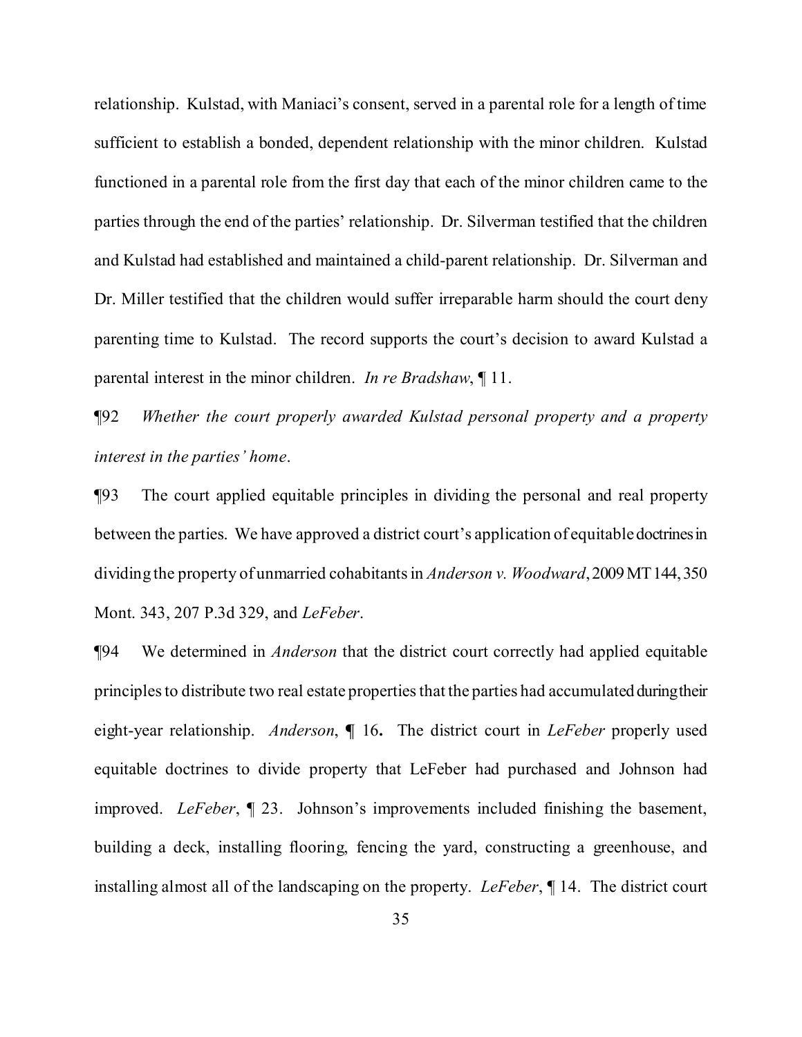relationship. Kulstad, with Maniaci's consent, served in a parental role for a length of time sufficient to establish a bonded, dependent relationship with the minor children. Kulstad functioned in a parental role from the first day that each of the minor children came to the parties through the end of the parties' relationship. Dr. Silverman testified that the children and Kulstad had established and maintained a child-parent relationship. Dr. Silverman and Dr. Miller testified that the children would suffer irreparable harm should the court deny parenting time to Kulstad. The record supports the court's decision to award Kulstad a parental interest in the minor children. *In re Bradshaw*, ¶ 11.

¶92 *Whether the court properly awarded Kulstad personal property and a property interest in the parties' home*.

¶93 The court applied equitable principles in dividing the personal and real property between the parties. We have approved a district court's application of equitable doctrines in dividing the property of unmarried cohabitants in *Anderson v. Woodward*, 2009 MT 144, 350 Mont. 343, 207 P.3d 329, and *LeFeber*.

¶94 We determined in *Anderson* that the district court correctly had applied equitable principles to distribute two real estate properties that the parties had accumulated during their eight-year relationship. *Anderson*, ¶ 16**.** The district court in *LeFeber* properly used equitable doctrines to divide property that LeFeber had purchased and Johnson had improved. *LeFeber*, ¶ 23. Johnson's improvements included finishing the basement, building a deck, installing flooring, fencing the yard, constructing a greenhouse, and installing almost all of the landscaping on the property. *LeFeber*, ¶ 14. The district court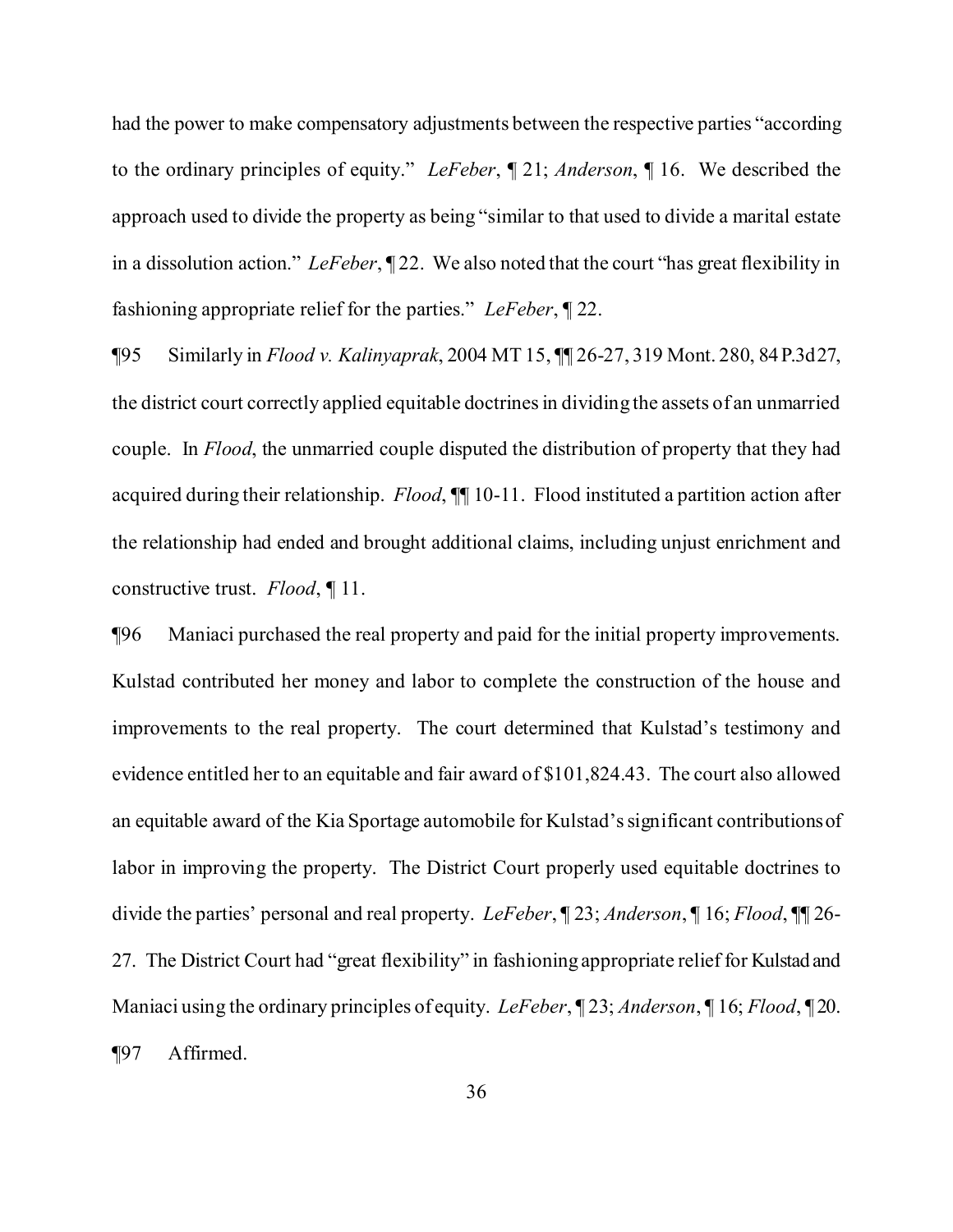had the power to make compensatory adjustments between the respective parties "according to the ordinary principles of equity." *LeFeber*, ¶ 21; *Anderson*, ¶ 16. We described the approach used to divide the property as being "similar to that used to divide a marital estate in a dissolution action." *LeFeber*, ¶ 22. We also noted that the court "has great flexibility in fashioning appropriate relief for the parties." *LeFeber*, ¶ 22.

¶95 Similarly in *Flood v. Kalinyaprak*, 2004 MT 15, ¶¶ 26-27, 319 Mont. 280, 84 P.3d 27, the district court correctly applied equitable doctrines in dividing the assets of an unmarried couple. In *Flood*, the unmarried couple disputed the distribution of property that they had acquired during their relationship. *Flood*, ¶¶ 10-11. Flood instituted a partition action after the relationship had ended and brought additional claims, including unjust enrichment and constructive trust. *Flood*, ¶ 11.

¶96 Maniaci purchased the real property and paid for the initial property improvements. Kulstad contributed her money and labor to complete the construction of the house and improvements to the real property. The court determined that Kulstad's testimony and evidence entitled her to an equitable and fair award of $101,824.43. The court also allowed an equitable award of the Kia Sportage automobile for Kulstad's significant contributions of labor in improving the property. The District Court properly used equitable doctrines to divide the parties' personal and real property. *LeFeber*, ¶ 23; *Anderson*, ¶ 16; *Flood*, ¶¶ 26-27. The District Court had "great flexibility" in fashioning appropriate relief for Kulstad and Maniaci using the ordinary principles of equity. *LeFeber*, ¶ 23; *Anderson*, ¶ 16; *Flood*, ¶ 20.

¶97 Affirmed.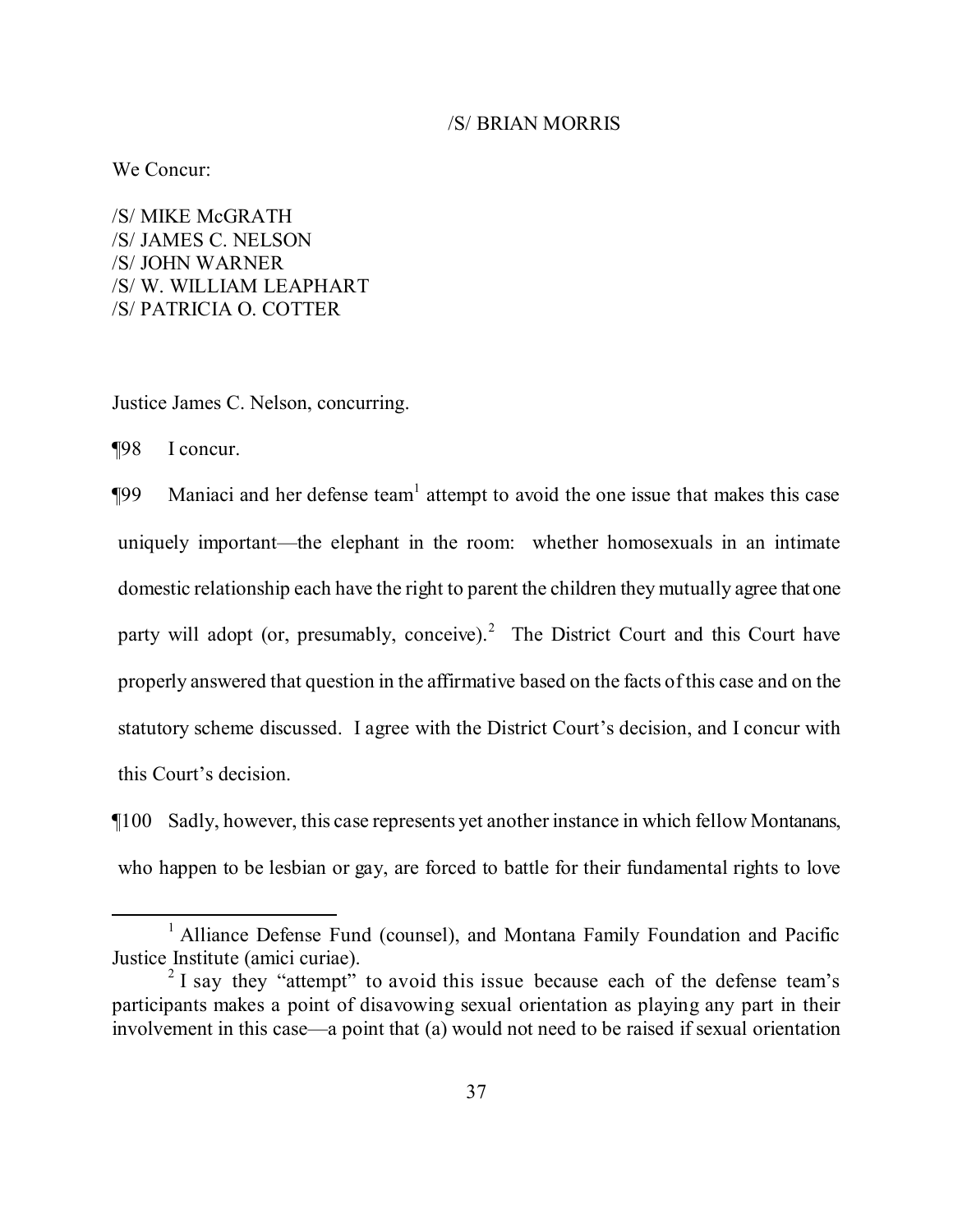/S/ BRIAN MORRIS

We Concur:

/S/ MIKE McGRATH
/S/ JAMES C. NELSON
/S/ JOHN WARNER
/S/ W. WILLIAM LEAPHART
/S/ PATRICIA O. COTTER

Justice James C. Nelson, concurring.

¶98 I concur.

¶99 Maniaci and her defense team[1] attempt to avoid the one issue that makes this case uniquely important—the elephant in the room: whether homosexuals in an intimate domestic relationship each have the right to parent the children they mutually agree that one party will adopt (or, presumably, conceive).[2] The District Court and this Court have properly answered that question in the affirmative based on the facts of this case and on the statutory scheme discussed. I agree with the District Court's decision, and I concur with this Court's decision.

¶100 Sadly, however, this case represents yet another instance in which fellow Montanans, who happen to be lesbian or gay, are forced to battle for their fundamental rights to love

[1] Alliance Defense Fund (counsel), and Montana Family Foundation and Pacific Justice Institute (amici curiae).

[2] I say they "attempt" to avoid this issue because each of the defense team's participants makes a point of disavowing sexual orientation as playing any part in their involvement in this case—a point that (a) would not need to be raised if sexual orientation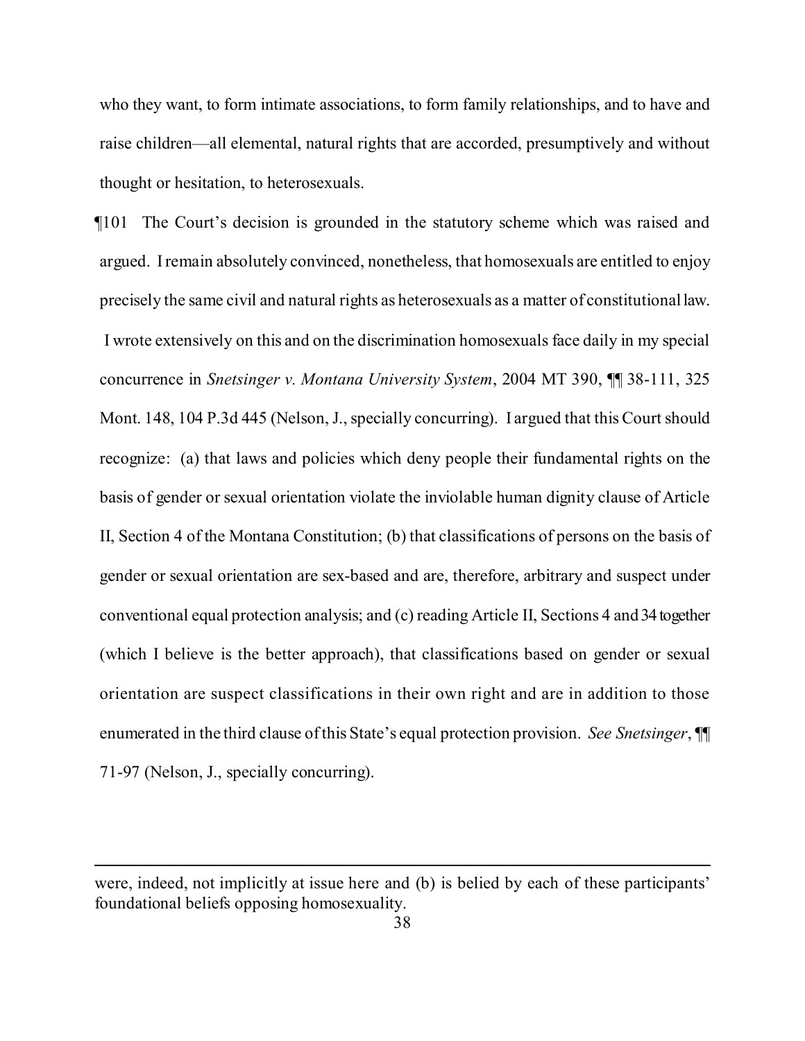who they want, to form intimate associations, to form family relationships, and to have and raise children—all elemental, natural rights that are accorded, presumptively and without thought or hesitation, to heterosexuals.

¶101 The Court's decision is grounded in the statutory scheme which was raised and argued. I remain absolutely convinced, nonetheless, that homosexuals are entitled to enjoy precisely the same civil and natural rights as heterosexuals as a matter of constitutional law. I wrote extensively on this and on the discrimination homosexuals face daily in my special concurrence in *Snetsinger v. Montana University System*, 2004 MT 390, ¶¶ 38-111, 325 Mont. 148, 104 P.3d 445 (Nelson, J., specially concurring). I argued that this Court should recognize: (a) that laws and policies which deny people their fundamental rights on the basis of gender or sexual orientation violate the inviolable human dignity clause of Article II, Section 4 of the Montana Constitution; (b) that classifications of persons on the basis of gender or sexual orientation are sex-based and are, therefore, arbitrary and suspect under conventional equal protection analysis; and (c) reading Article II, Sections 4 and 34 together (which I believe is the better approach), that classifications based on gender or sexual orientation are suspect classifications in their own right and are in addition to those enumerated in the third clause of this State's equal protection provision. *See Snetsinger*, ¶¶ 71-97 (Nelson, J., specially concurring).

---

were, indeed, not implicitly at issue here and (b) is belied by each of these participants' foundational beliefs opposing homosexuality.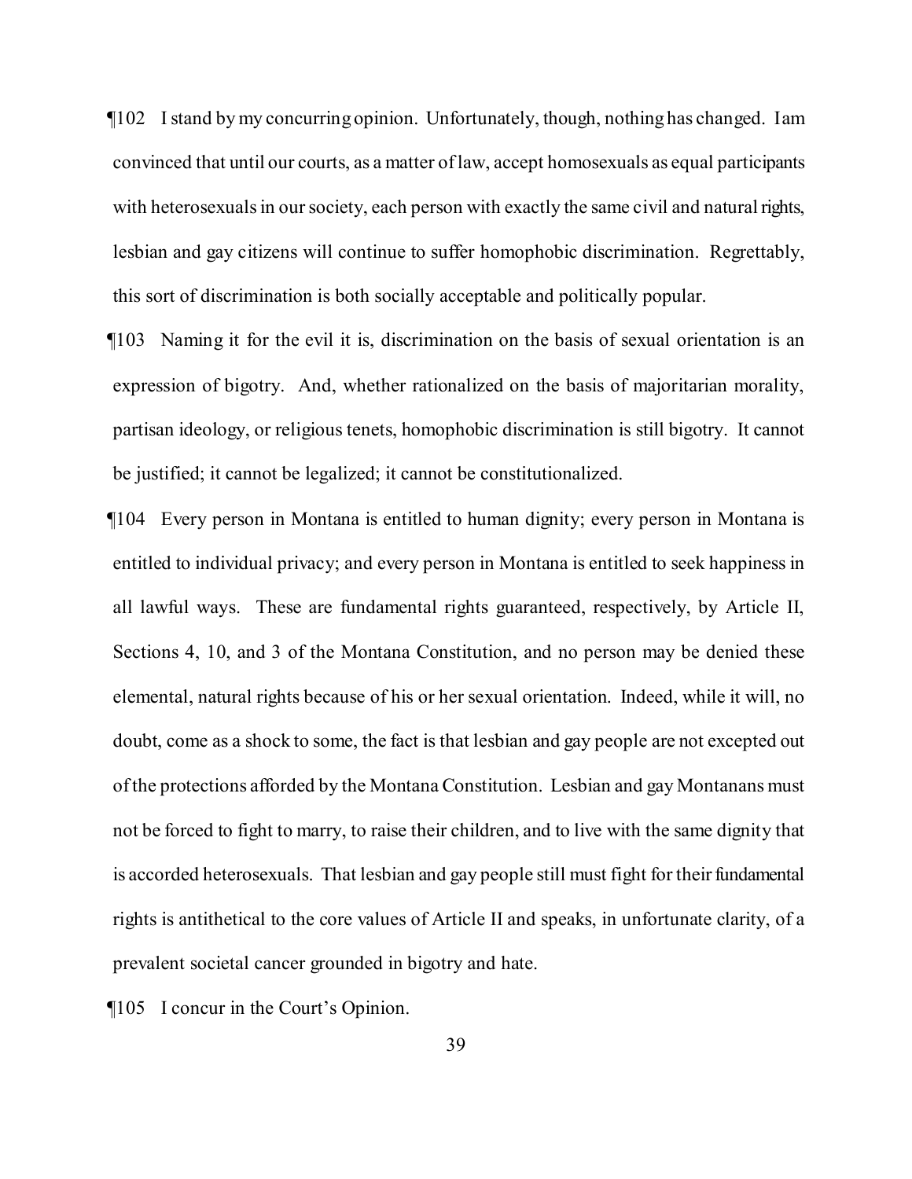¶102 I stand by my concurring opinion. Unfortunately, though, nothing has changed. I am convinced that until our courts, as a matter of law, accept homosexuals as equal participants with heterosexuals in our society, each person with exactly the same civil and natural rights, lesbian and gay citizens will continue to suffer homophobic discrimination. Regrettably, this sort of discrimination is both socially acceptable and politically popular.

¶103 Naming it for the evil it is, discrimination on the basis of sexual orientation is an expression of bigotry. And, whether rationalized on the basis of majoritarian morality, partisan ideology, or religious tenets, homophobic discrimination is still bigotry. It cannot be justified; it cannot be legalized; it cannot be constitutionalized.

¶104 Every person in Montana is entitled to human dignity; every person in Montana is entitled to individual privacy; and every person in Montana is entitled to seek happiness in all lawful ways. These are fundamental rights guaranteed, respectively, by Article II, Sections 4, 10, and 3 of the Montana Constitution, and no person may be denied these elemental, natural rights because of his or her sexual orientation. Indeed, while it will, no doubt, come as a shock to some, the fact is that lesbian and gay people are not excepted out of the protections afforded by the Montana Constitution. Lesbian and gay Montanans must not be forced to fight to marry, to raise their children, and to live with the same dignity that is accorded heterosexuals. That lesbian and gay people still must fight for their fundamental rights is antithetical to the core values of Article II and speaks, in unfortunate clarity, of a prevalent societal cancer grounded in bigotry and hate.

¶105 I concur in the Court's Opinion.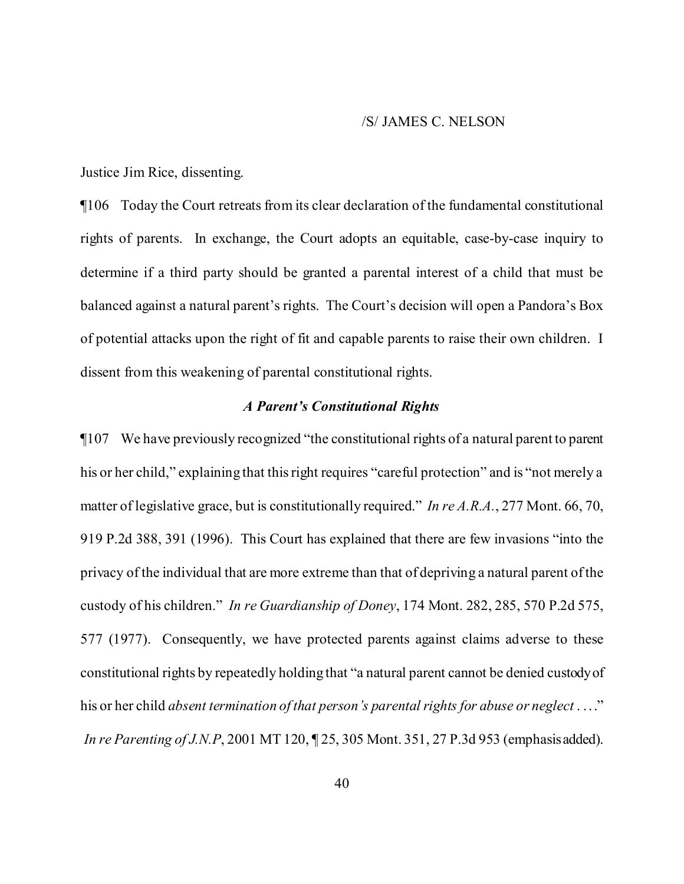/S/ JAMES C. NELSON

Justice Jim Rice, dissenting.

¶106 Today the Court retreats from its clear declaration of the fundamental constitutional rights of parents. In exchange, the Court adopts an equitable, case-by-case inquiry to determine if a third party should be granted a parental interest of a child that must be balanced against a natural parent's rights. The Court's decision will open a Pandora's Box of potential attacks upon the right of fit and capable parents to raise their own children. I dissent from this weakening of parental constitutional rights.

### *A Parent's Constitutional Rights*

¶107 We have previously recognized "the constitutional rights of a natural parent to parent his or her child," explaining that this right requires "careful protection" and is "not merely a matter of legislative grace, but is constitutionally required." *In re A.R.A.*, 277 Mont. 66, 70, 919 P.2d 388, 391 (1996). This Court has explained that there are few invasions "into the privacy of the individual that are more extreme than that of depriving a natural parent of the custody of his children." *In re Guardianship of Doney*, 174 Mont. 282, 285, 570 P.2d 575, 577 (1977). Consequently, we have protected parents against claims adverse to these constitutional rights by repeatedly holding that "a natural parent cannot be denied custody of his or her child *absent termination of that person's parental rights for abuse or neglect* . . . ." *In re Parenting of J.N.P*, 2001 MT 120, ¶ 25, 305 Mont. 351, 27 P.3d 953 (emphasis added).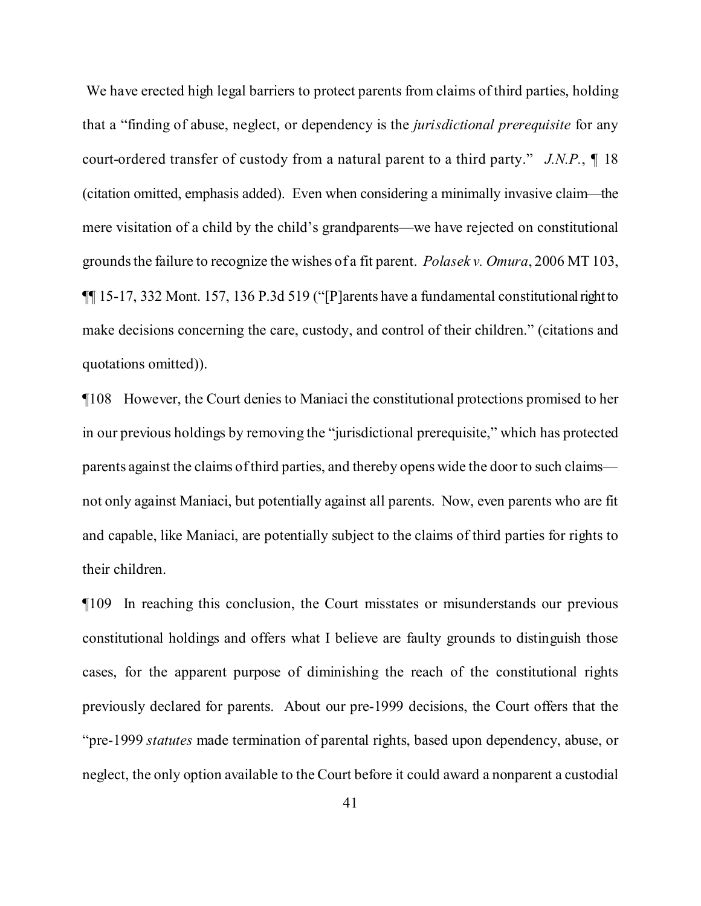We have erected high legal barriers to protect parents from claims of third parties, holding that a "finding of abuse, neglect, or dependency is the *jurisdictional prerequisite* for any court-ordered transfer of custody from a natural parent to a third party." *J.N.P.*, ¶ 18 (citation omitted, emphasis added). Even when considering a minimally invasive claim—the mere visitation of a child by the child's grandparents—we have rejected on constitutional grounds the failure to recognize the wishes of a fit parent. *Polasek v. Omura*, 2006 MT 103, ¶¶ 15-17, 332 Mont. 157, 136 P.3d 519 ("[P]arents have a fundamental constitutional right to make decisions concerning the care, custody, and control of their children." (citations and quotations omitted)).

¶108 However, the Court denies to Maniaci the constitutional protections promised to her in our previous holdings by removing the "jurisdictional prerequisite," which has protected parents against the claims of third parties, and thereby opens wide the door to such claims—not only against Maniaci, but potentially against all parents. Now, even parents who are fit and capable, like Maniaci, are potentially subject to the claims of third parties for rights to their children.

¶109 In reaching this conclusion, the Court misstates or misunderstands our previous constitutional holdings and offers what I believe are faulty grounds to distinguish those cases, for the apparent purpose of diminishing the reach of the constitutional rights previously declared for parents. About our pre-1999 decisions, the Court offers that the "pre-1999 *statutes* made termination of parental rights, based upon dependency, abuse, or neglect, the only option available to the Court before it could award a nonparent a custodial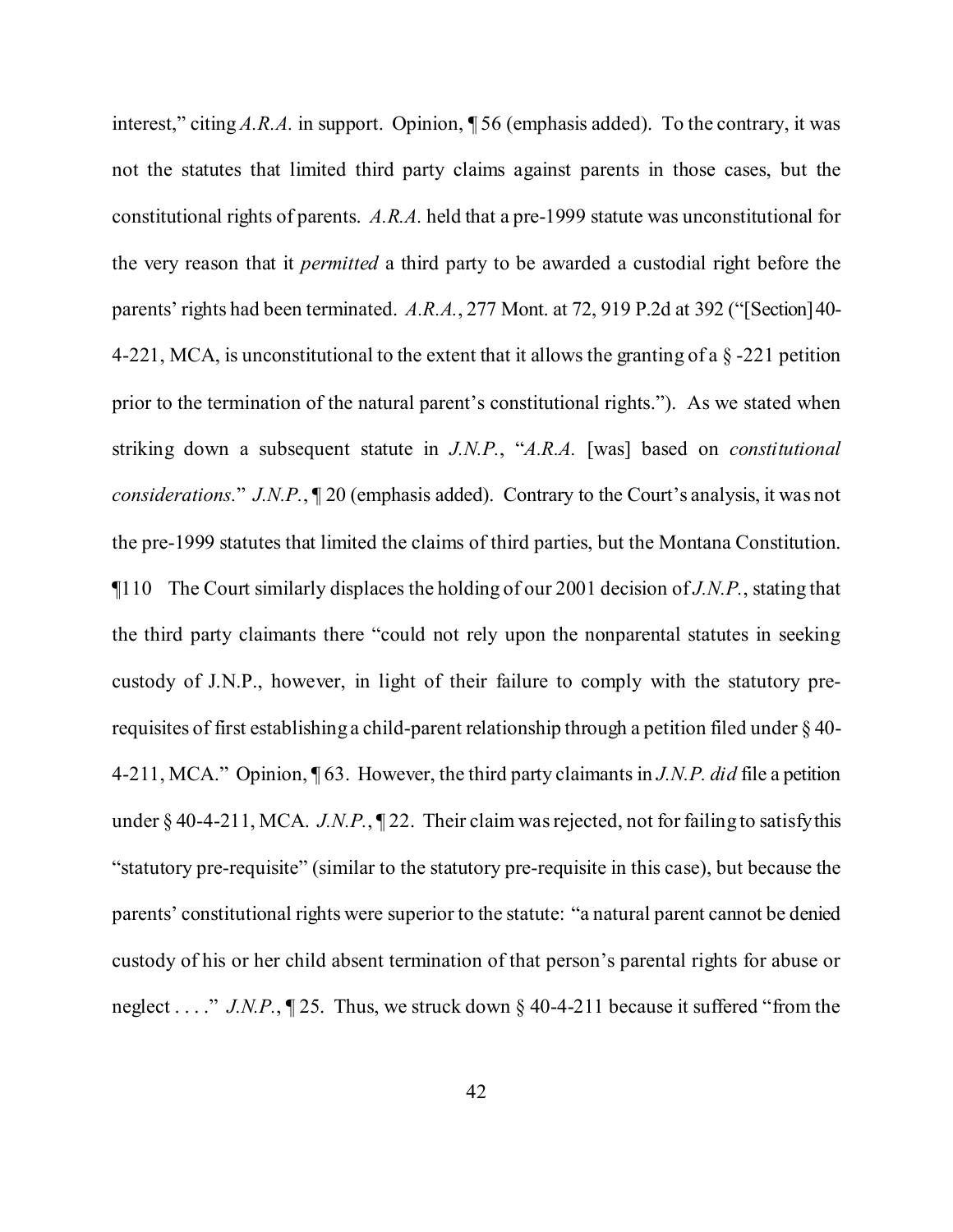interest," citing *A.R.A.* in support. Opinion, ¶ 56 (emphasis added). To the contrary, it was not the statutes that limited third party claims against parents in those cases, but the constitutional rights of parents. *A.R.A.* held that a pre-1999 statute was unconstitutional for the very reason that it *permitted* a third party to be awarded a custodial right before the parents' rights had been terminated. *A.R.A.*, 277 Mont. at 72, 919 P.2d at 392 ("[Section] 40-4-221, MCA, is unconstitutional to the extent that it allows the granting of a § -221 petition prior to the termination of the natural parent's constitutional rights."). As we stated when striking down a subsequent statute in *J.N.P.*, "*A.R.A.* [was] based on *constitutional considerations*." *J.N.P.*, ¶ 20 (emphasis added). Contrary to the Court's analysis, it was not the pre-1999 statutes that limited the claims of third parties, but the Montana Constitution.

¶110 The Court similarly displaces the holding of our 2001 decision of *J.N.P.*, stating that the third party claimants there "could not rely upon the nonparental statutes in seeking custody of J.N.P., however, in light of their failure to comply with the statutory pre-requisites of first establishing a child-parent relationship through a petition filed under § 40-4-211, MCA." Opinion, ¶ 63. However, the third party claimants in *J.N.P. did* file a petition under § 40-4-211, MCA. *J.N.P.*, ¶ 22. Their claim was rejected, not for failing to satisfy this "statutory pre-requisite" (similar to the statutory pre-requisite in this case), but because the parents' constitutional rights were superior to the statute: "a natural parent cannot be denied custody of his or her child absent termination of that person's parental rights for abuse or neglect . . . ." *J.N.P.*, ¶ 25. Thus, we struck down § 40-4-211 because it suffered "from the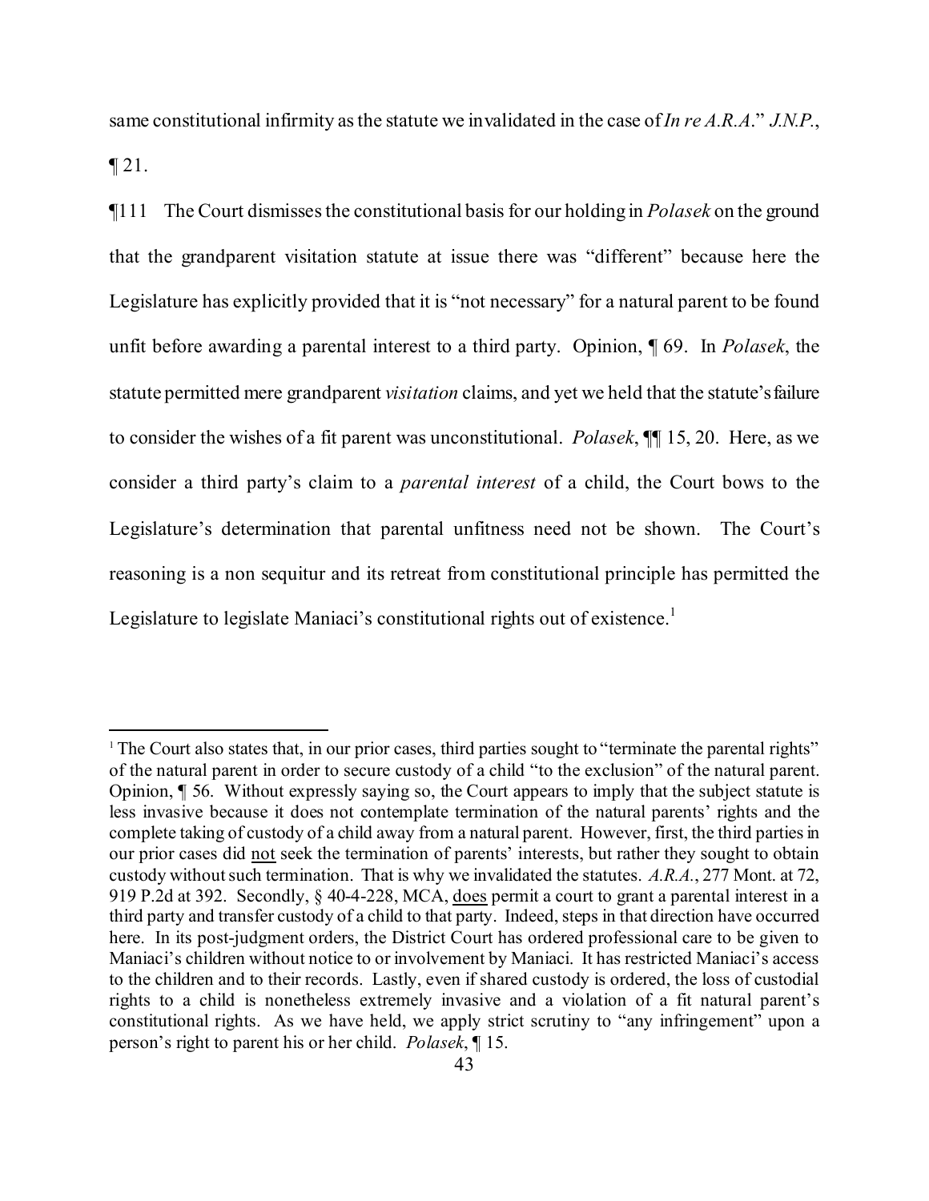same constitutional infirmity as the statute we invalidated in the case of *In re A.R.A*." *J.N.P.*, ¶ 21.

¶111 The Court dismisses the constitutional basis for our holding in *Polasek* on the ground that the grandparent visitation statute at issue there was "different" because here the Legislature has explicitly provided that it is "not necessary" for a natural parent to be found unfit before awarding a parental interest to a third party. Opinion, ¶ 69. In *Polasek*, the statute permitted mere grandparent *visitation* claims, and yet we held that the statute's failure to consider the wishes of a fit parent was unconstitutional. *Polasek*, ¶¶ 15, 20. Here, as we consider a third party's claim to a *parental interest* of a child, the Court bows to the Legislature's determination that parental unfitness need not be shown. The Court's reasoning is a non sequitur and its retreat from constitutional principle has permitted the Legislature to legislate Maniaci's constitutional rights out of existence.[1]

---

[1] The Court also states that, in our prior cases, third parties sought to "terminate the parental rights" of the natural parent in order to secure custody of a child "to the exclusion" of the natural parent. Opinion, ¶ 56. Without expressly saying so, the Court appears to imply that the subject statute is less invasive because it does not contemplate termination of the natural parents' rights and the complete taking of custody of a child away from a natural parent. However, first, the third parties in our prior cases did <u>not</u> seek the termination of parents' interests, but rather they sought to obtain custody without such termination. That is why we invalidated the statutes. *A.R.A.*, 277 Mont. at 72, 919 P.2d at 392. Secondly, § 40-4-228, MCA, <u>does</u> permit a court to grant a parental interest in a third party and transfer custody of a child to that party. Indeed, steps in that direction have occurred here. In its post-judgment orders, the District Court has ordered professional care to be given to Maniaci's children without notice to or involvement by Maniaci. It has restricted Maniaci's access to the children and to their records. Lastly, even if shared custody is ordered, the loss of custodial rights to a child is nonetheless extremely invasive and a violation of a fit natural parent's constitutional rights. As we have held, we apply strict scrutiny to "any infringement" upon a person's right to parent his or her child. *Polasek*, ¶ 15.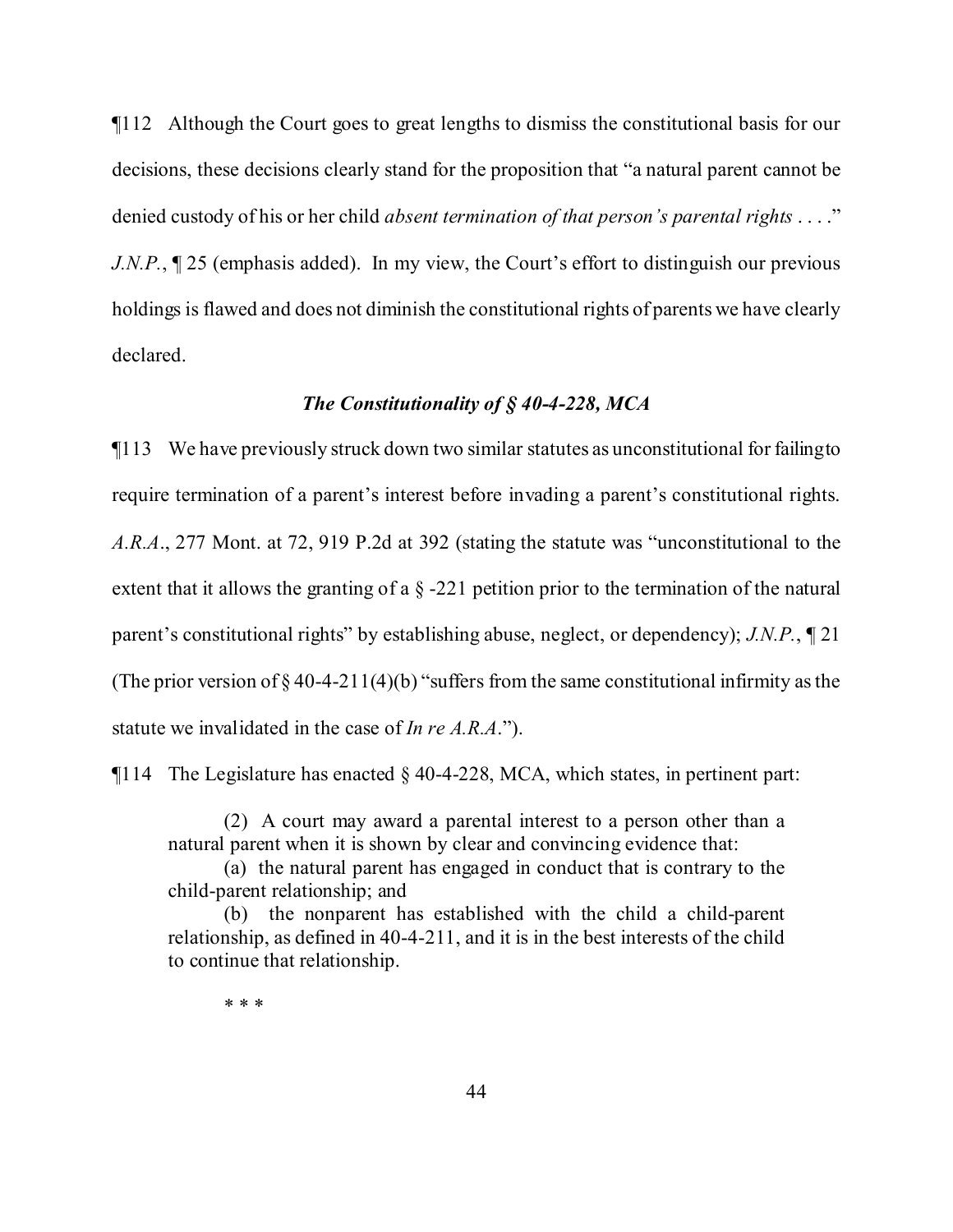¶112 Although the Court goes to great lengths to dismiss the constitutional basis for our decisions, these decisions clearly stand for the proposition that "a natural parent cannot be denied custody of his or her child *absent termination of that person's parental rights* . . . ." *J.N.P.*, ¶ 25 (emphasis added). In my view, the Court's effort to distinguish our previous holdings is flawed and does not diminish the constitutional rights of parents we have clearly declared.

### *The Constitutionality of § 40-4-228, MCA*

¶113 We have previously struck down two similar statutes as unconstitutional for failing to require termination of a parent's interest before invading a parent's constitutional rights. *A.R.A.*, 277 Mont. at 72, 919 P.2d at 392 (stating the statute was "unconstitutional to the extent that it allows the granting of a § -221 petition prior to the termination of the natural parent's constitutional rights" by establishing abuse, neglect, or dependency); *J.N.P.*, ¶ 21 (The prior version of § 40-4-211(4)(b) "suffers from the same constitutional infirmity as the statute we invalidated in the case of *In re A.R.A*.").

¶114 The Legislature has enacted § 40-4-228, MCA, which states, in pertinent part:

> (2) A court may award a parental interest to a person other than a natural parent when it is shown by clear and convincing evidence that:
>
> (a) the natural parent has engaged in conduct that is contrary to the child-parent relationship; and
>
> (b) the nonparent has established with the child a child-parent relationship, as defined in 40-4-211, and it is in the best interests of the child to continue that relationship.
>
> \* \* \*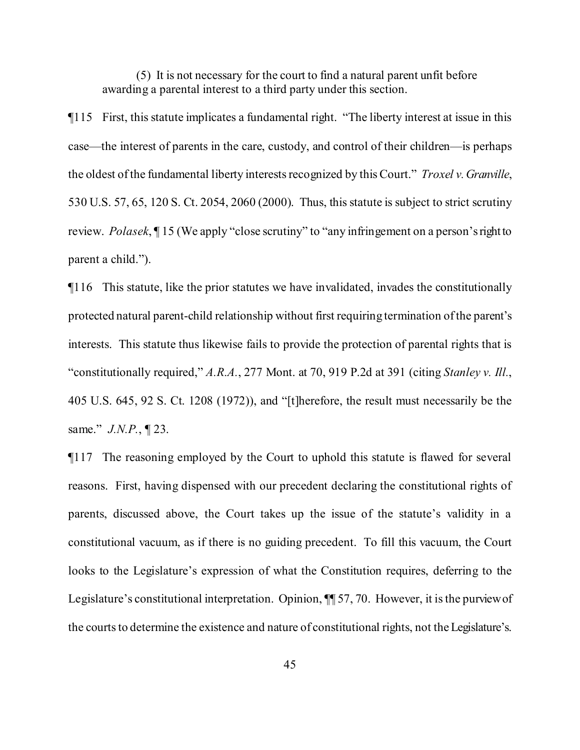> (5) It is not necessary for the court to find a natural parent unfit before awarding a parental interest to a third party under this section.

¶115 First, this statute implicates a fundamental right. "The liberty interest at issue in this case—the interest of parents in the care, custody, and control of their children—is perhaps the oldest of the fundamental liberty interests recognized by this Court." *Troxel v. Granville*, 530 U.S. 57, 65, 120 S. Ct. 2054, 2060 (2000). Thus, this statute is subject to strict scrutiny review. *Polasek*, ¶ 15 (We apply "close scrutiny" to "any infringement on a person's right to parent a child.").

¶116 This statute, like the prior statutes we have invalidated, invades the constitutionally protected natural parent-child relationship without first requiring termination of the parent's interests. This statute thus likewise fails to provide the protection of parental rights that is "constitutionally required," *A.R.A.*, 277 Mont. at 70, 919 P.2d at 391 (citing *Stanley v. Ill.*, 405 U.S. 645, 92 S. Ct. 1208 (1972)), and "[t]herefore, the result must necessarily be the same." *J.N.P.*, ¶ 23.

¶117 The reasoning employed by the Court to uphold this statute is flawed for several reasons. First, having dispensed with our precedent declaring the constitutional rights of parents, discussed above, the Court takes up the issue of the statute's validity in a constitutional vacuum, as if there is no guiding precedent. To fill this vacuum, the Court looks to the Legislature's expression of what the Constitution requires, deferring to the Legislature's constitutional interpretation. Opinion, ¶¶ 57, 70. However, it is the purview of the courts to determine the existence and nature of constitutional rights, not the Legislature's.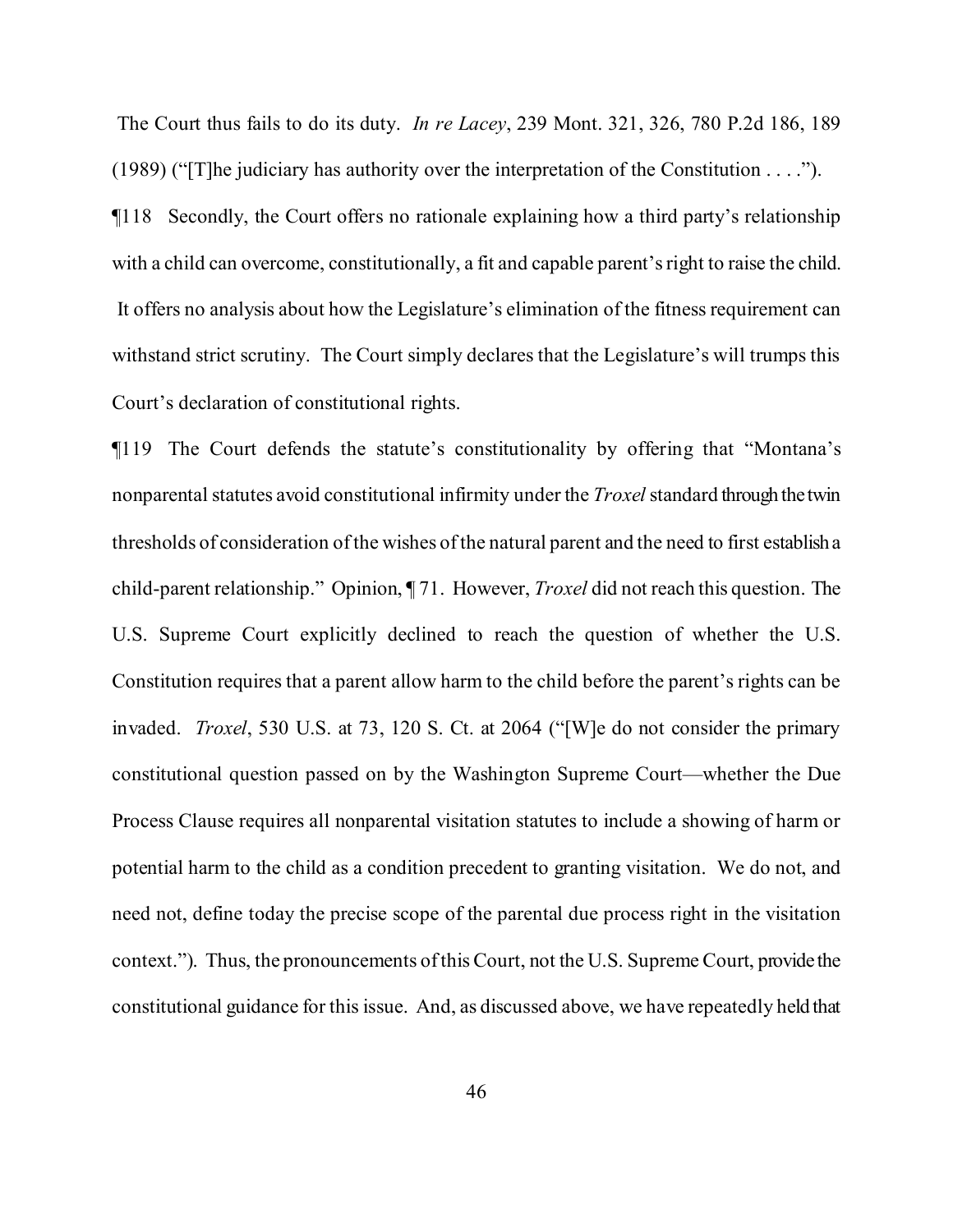The Court thus fails to do its duty. *In re Lacey*, 239 Mont. 321, 326, 780 P.2d 186, 189 (1989) ("[T]he judiciary has authority over the interpretation of the Constitution . . . .").

¶118 Secondly, the Court offers no rationale explaining how a third party's relationship with a child can overcome, constitutionally, a fit and capable parent's right to raise the child. It offers no analysis about how the Legislature's elimination of the fitness requirement can withstand strict scrutiny. The Court simply declares that the Legislature's will trumps this Court's declaration of constitutional rights.

¶119 The Court defends the statute's constitutionality by offering that "Montana's nonparental statutes avoid constitutional infirmity under the *Troxel* standard through the twin thresholds of consideration of the wishes of the natural parent and the need to first establish a child-parent relationship." Opinion, ¶ 71. However, *Troxel* did not reach this question. The U.S. Supreme Court explicitly declined to reach the question of whether the U.S. Constitution requires that a parent allow harm to the child before the parent's rights can be invaded. *Troxel*, 530 U.S. at 73, 120 S. Ct. at 2064 ("[W]e do not consider the primary constitutional question passed on by the Washington Supreme Court—whether the Due Process Clause requires all nonparental visitation statutes to include a showing of harm or potential harm to the child as a condition precedent to granting visitation. We do not, and need not, define today the precise scope of the parental due process right in the visitation context."). Thus, the pronouncements of this Court, not the U.S. Supreme Court, provide the constitutional guidance for this issue. And, as discussed above, we have repeatedly held that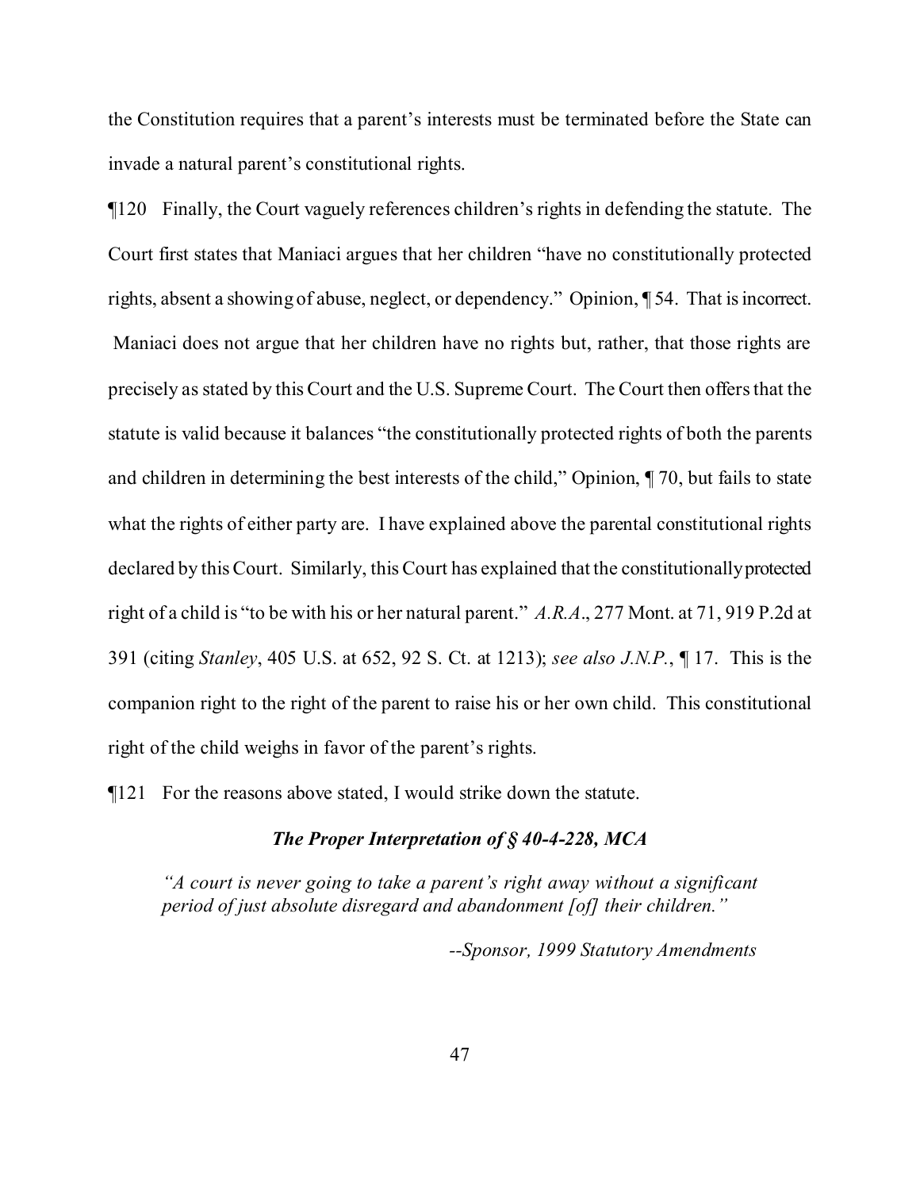the Constitution requires that a parent's interests must be terminated before the State can invade a natural parent's constitutional rights.

¶120 Finally, the Court vaguely references children's rights in defending the statute. The Court first states that Maniaci argues that her children "have no constitutionally protected rights, absent a showing of abuse, neglect, or dependency." Opinion, ¶ 54. That is incorrect. Maniaci does not argue that her children have no rights but, rather, that those rights are precisely as stated by this Court and the U.S. Supreme Court. The Court then offers that the statute is valid because it balances "the constitutionally protected rights of both the parents and children in determining the best interests of the child," Opinion, ¶ 70, but fails to state what the rights of either party are. I have explained above the parental constitutional rights declared by this Court. Similarly, this Court has explained that the constitutionally protected right of a child is "to be with his or her natural parent." *A.R.A.*, 277 Mont. at 71, 919 P.2d at 391 (citing *Stanley*, 405 U.S. at 652, 92 S. Ct. at 1213); *see also J.N.P.*, ¶ 17. This is the companion right to the right of the parent to raise his or her own child. This constitutional right of the child weighs in favor of the parent's rights.

¶121 For the reasons above stated, I would strike down the statute.

### *The Proper Interpretation of § 40-4-228, MCA*

> *"A court is never going to take a parent's right away without a significant period of just absolute disregard and abandonment [of] their children."*
>
> *--Sponsor, 1999 Statutory Amendments*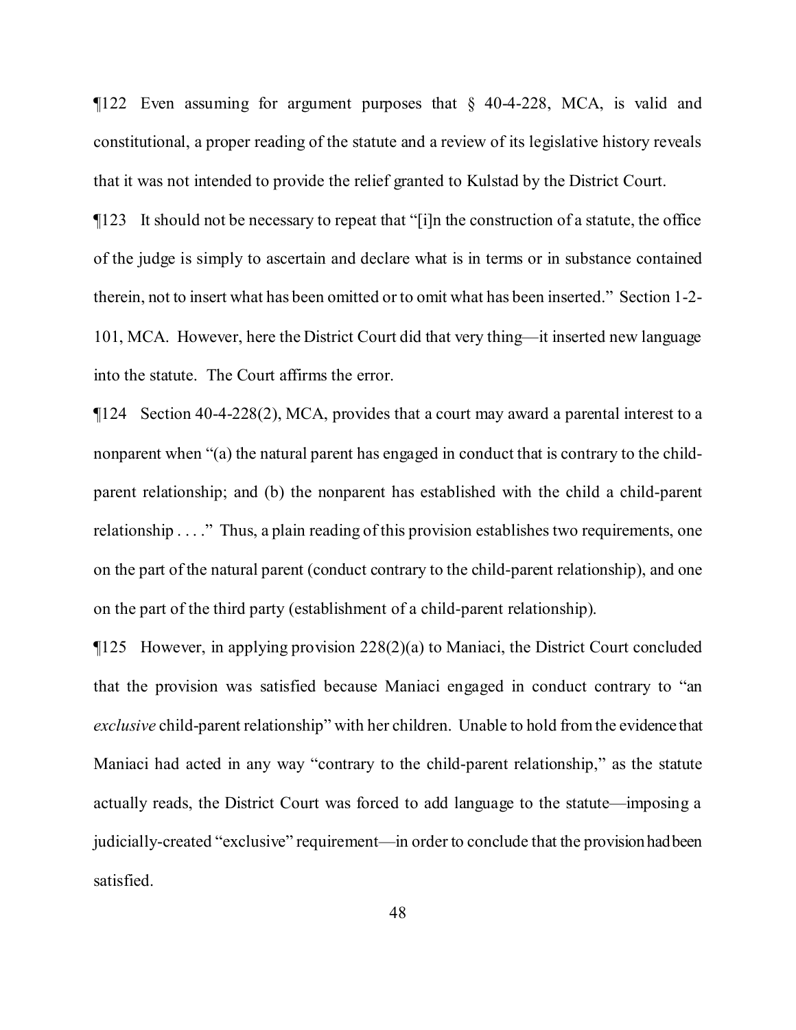¶122 Even assuming for argument purposes that § 40-4-228, MCA, is valid and constitutional, a proper reading of the statute and a review of its legislative history reveals that it was not intended to provide the relief granted to Kulstad by the District Court.

¶123 It should not be necessary to repeat that "[i]n the construction of a statute, the office of the judge is simply to ascertain and declare what is in terms or in substance contained therein, not to insert what has been omitted or to omit what has been inserted." Section 1-2-101, MCA. However, here the District Court did that very thing—it inserted new language into the statute. The Court affirms the error.

¶124 Section 40-4-228(2), MCA, provides that a court may award a parental interest to a nonparent when "(a) the natural parent has engaged in conduct that is contrary to the child-parent relationship; and (b) the nonparent has established with the child a child-parent relationship . . . ." Thus, a plain reading of this provision establishes two requirements, one on the part of the natural parent (conduct contrary to the child-parent relationship), and one on the part of the third party (establishment of a child-parent relationship).

¶125 However, in applying provision 228(2)(a) to Maniaci, the District Court concluded that the provision was satisfied because Maniaci engaged in conduct contrary to "an *exclusive* child-parent relationship" with her children. Unable to hold from the evidence that Maniaci had acted in any way "contrary to the child-parent relationship," as the statute actually reads, the District Court was forced to add language to the statute—imposing a judicially-created "exclusive" requirement—in order to conclude that the provision had been satisfied.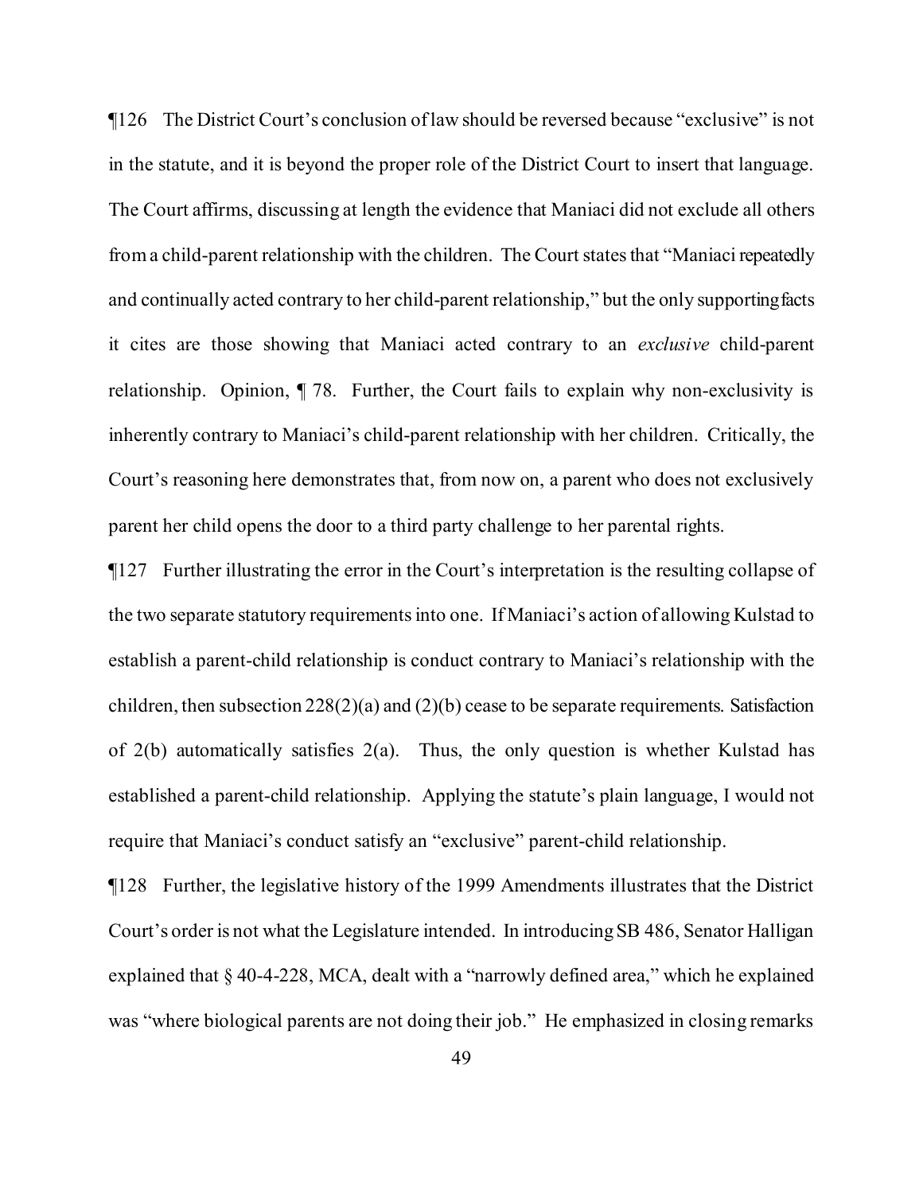¶126 The District Court's conclusion of law should be reversed because "exclusive" is not in the statute, and it is beyond the proper role of the District Court to insert that language. The Court affirms, discussing at length the evidence that Maniaci did not exclude all others from a child-parent relationship with the children. The Court states that "Maniaci repeatedly and continually acted contrary to her child-parent relationship," but the only supporting facts it cites are those showing that Maniaci acted contrary to an *exclusive* child-parent relationship. Opinion, ¶ 78. Further, the Court fails to explain why non-exclusivity is inherently contrary to Maniaci's child-parent relationship with her children. Critically, the Court's reasoning here demonstrates that, from now on, a parent who does not exclusively parent her child opens the door to a third party challenge to her parental rights.

¶127 Further illustrating the error in the Court's interpretation is the resulting collapse of the two separate statutory requirements into one. If Maniaci's action of allowing Kulstad to establish a parent-child relationship is conduct contrary to Maniaci's relationship with the children, then subsection 228(2)(a) and (2)(b) cease to be separate requirements. Satisfaction of 2(b) automatically satisfies 2(a). Thus, the only question is whether Kulstad has established a parent-child relationship. Applying the statute's plain language, I would not require that Maniaci's conduct satisfy an "exclusive" parent-child relationship.

¶128 Further, the legislative history of the 1999 Amendments illustrates that the District Court's order is not what the Legislature intended. In introducing SB 486, Senator Halligan explained that § 40-4-228, MCA, dealt with a "narrowly defined area," which he explained was "where biological parents are not doing their job." He emphasized in closing remarks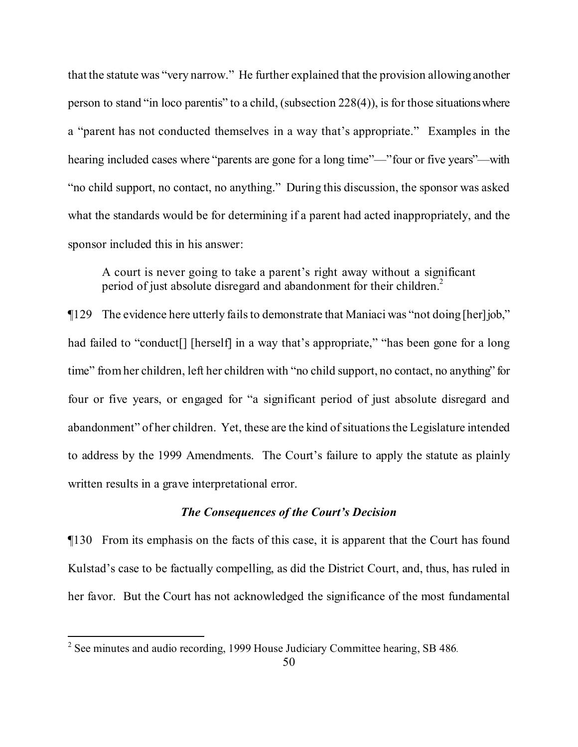that the statute was "very narrow." He further explained that the provision allowing another person to stand "in loco parentis" to a child, (subsection 228(4)), is for those situations where a "parent has not conducted themselves in a way that's appropriate." Examples in the hearing included cases where "parents are gone for a long time"—"four or five years"—with "no child support, no contact, no anything." During this discussion, the sponsor was asked what the standards would be for determining if a parent had acted inappropriately, and the sponsor included this in his answer:

> A court is never going to take a parent's right away without a significant period of just absolute disregard and abandonment for their children.[2]

¶129 The evidence here utterly fails to demonstrate that Maniaci was "not doing [her] job," had failed to "conduct[] [herself] in a way that's appropriate," "has been gone for a long time" from her children, left her children with "no child support, no contact, no anything" for four or five years, or engaged for "a significant period of just absolute disregard and abandonment" of her children. Yet, these are the kind of situations the Legislature intended to address by the 1999 Amendments. The Court's failure to apply the statute as plainly written results in a grave interpretational error.

***The Consequences of the Court's Decision***

¶130 From its emphasis on the facts of this case, it is apparent that the Court has found Kulstad's case to be factually compelling, as did the District Court, and, thus, has ruled in her favor. But the Court has not acknowledged the significance of the most fundamental

---

[2] See minutes and audio recording, 1999 House Judiciary Committee hearing, SB 486.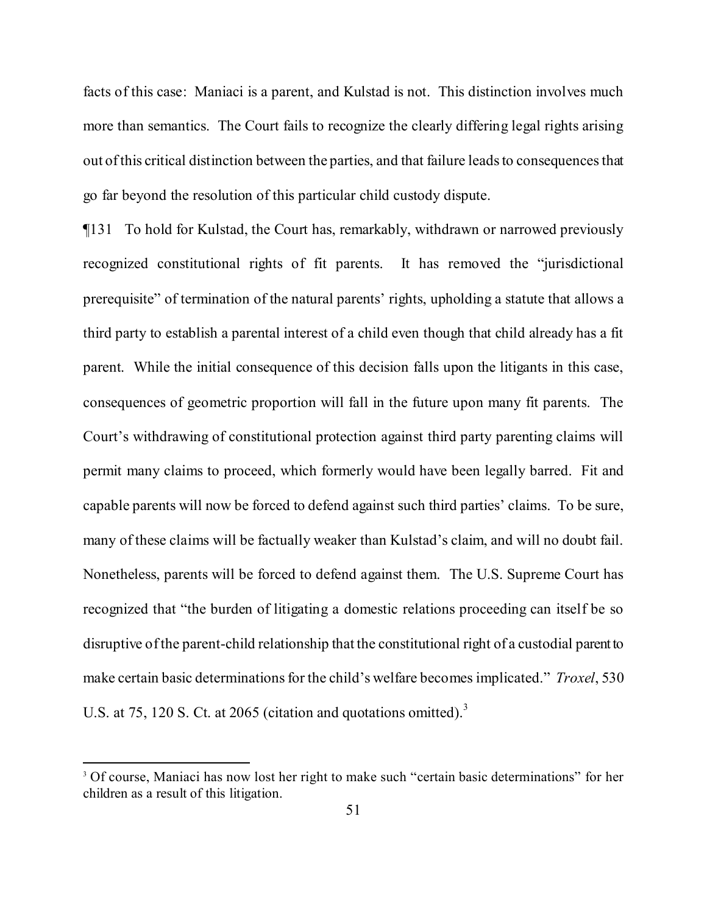facts of this case: Maniaci is a parent, and Kulstad is not. This distinction involves much more than semantics. The Court fails to recognize the clearly differing legal rights arising out of this critical distinction between the parties, and that failure leads to consequences that go far beyond the resolution of this particular child custody dispute.

¶131 To hold for Kulstad, the Court has, remarkably, withdrawn or narrowed previously recognized constitutional rights of fit parents. It has removed the "jurisdictional prerequisite" of termination of the natural parents' rights, upholding a statute that allows a third party to establish a parental interest of a child even though that child already has a fit parent. While the initial consequence of this decision falls upon the litigants in this case, consequences of geometric proportion will fall in the future upon many fit parents. The Court's withdrawing of constitutional protection against third party parenting claims will permit many claims to proceed, which formerly would have been legally barred. Fit and capable parents will now be forced to defend against such third parties' claims. To be sure, many of these claims will be factually weaker than Kulstad's claim, and will no doubt fail. Nonetheless, parents will be forced to defend against them. The U.S. Supreme Court has recognized that "the burden of litigating a domestic relations proceeding can itself be so disruptive of the parent-child relationship that the constitutional right of a custodial parent to make certain basic determinations for the child's welfare becomes implicated." *Troxel*, 530 U.S. at 75, 120 S. Ct. at 2065 (citation and quotations omitted).[3]

[3] Of course, Maniaci has now lost her right to make such "certain basic determinations" for her children as a result of this litigation.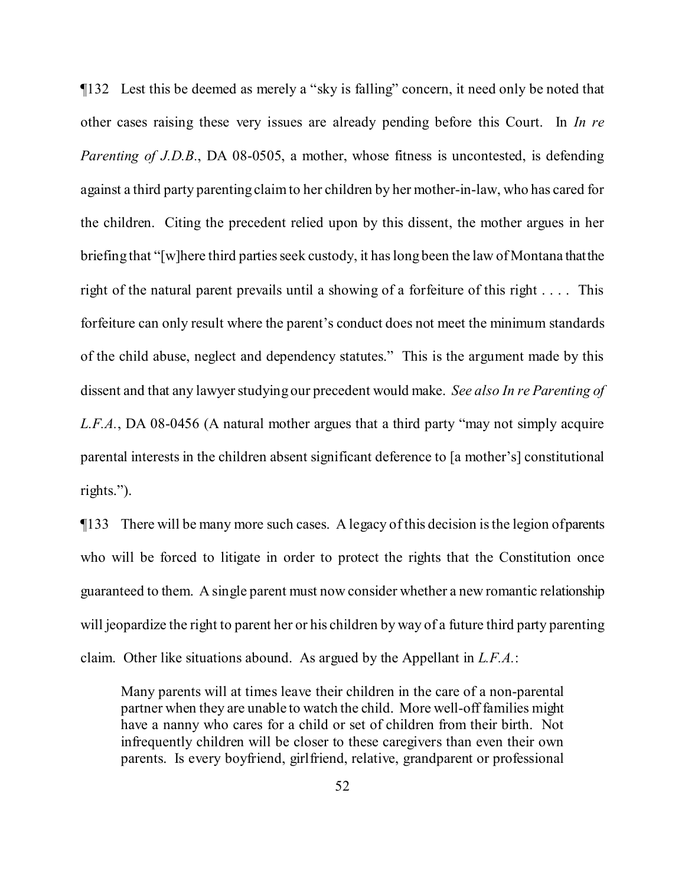¶132 Lest this be deemed as merely a "sky is falling" concern, it need only be noted that other cases raising these very issues are already pending before this Court. In *In re Parenting of J.D.B.*, DA 08-0505, a mother, whose fitness is uncontested, is defending against a third party parenting claim to her children by her mother-in-law, who has cared for the children. Citing the precedent relied upon by this dissent, the mother argues in her briefing that "[w]here third parties seek custody, it has long been the law of Montana that the right of the natural parent prevails until a showing of a forfeiture of this right . . . . This forfeiture can only result where the parent's conduct does not meet the minimum standards of the child abuse, neglect and dependency statutes." This is the argument made by this dissent and that any lawyer studying our precedent would make. *See also In re Parenting of L.F.A.*, DA 08-0456 (A natural mother argues that a third party "may not simply acquire parental interests in the children absent significant deference to [a mother's] constitutional rights.").

¶133 There will be many more such cases. A legacy of this decision is the legion of parents who will be forced to litigate in order to protect the rights that the Constitution once guaranteed to them. A single parent must now consider whether a new romantic relationship will jeopardize the right to parent her or his children by way of a future third party parenting claim. Other like situations abound. As argued by the Appellant in *L.F.A.*:

> Many parents will at times leave their children in the care of a non-parental partner when they are unable to watch the child. More well-off families might have a nanny who cares for a child or set of children from their birth. Not infrequently children will be closer to these caregivers than even their own parents. Is every boyfriend, girlfriend, relative, grandparent or professional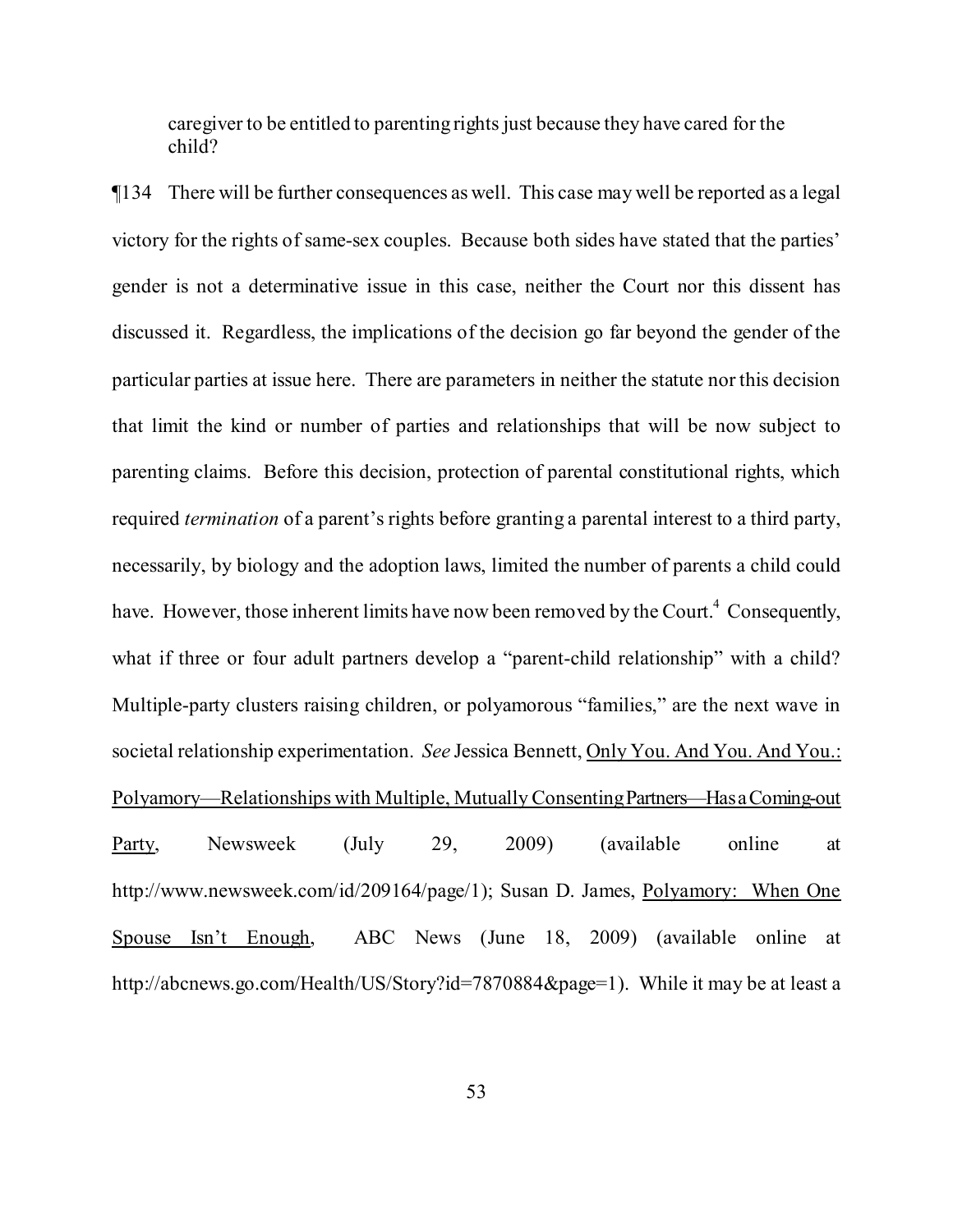caregiver to be entitled to parenting rights just because they have cared for the child?

¶134 There will be further consequences as well. This case may well be reported as a legal victory for the rights of same-sex couples. Because both sides have stated that the parties' gender is not a determinative issue in this case, neither the Court nor this dissent has discussed it. Regardless, the implications of the decision go far beyond the gender of the particular parties at issue here. There are parameters in neither the statute nor this decision that limit the kind or number of parties and relationships that will be now subject to parenting claims. Before this decision, protection of parental constitutional rights, which required *termination* of a parent's rights before granting a parental interest to a third party, necessarily, by biology and the adoption laws, limited the number of parents a child could have. However, those inherent limits have now been removed by the Court.[4] Consequently, what if three or four adult partners develop a "parent-child relationship" with a child? Multiple-party clusters raising children, or polyamorous "families," are the next wave in societal relationship experimentation. *See* Jessica Bennett, Only You. And You. And You.: Polyamory—Relationships with Multiple, Mutually Consenting Partners—Has a Coming-out Party, Newsweek (July 29, 2009) (available online at http://www.newsweek.com/id/209164/page/1); Susan D. James, Polyamory: When One Spouse Isn't Enough, ABC News (June 18, 2009) (available online at http://abcnews.go.com/Health/US/Story?id=7870884&page=1). While it may be at least a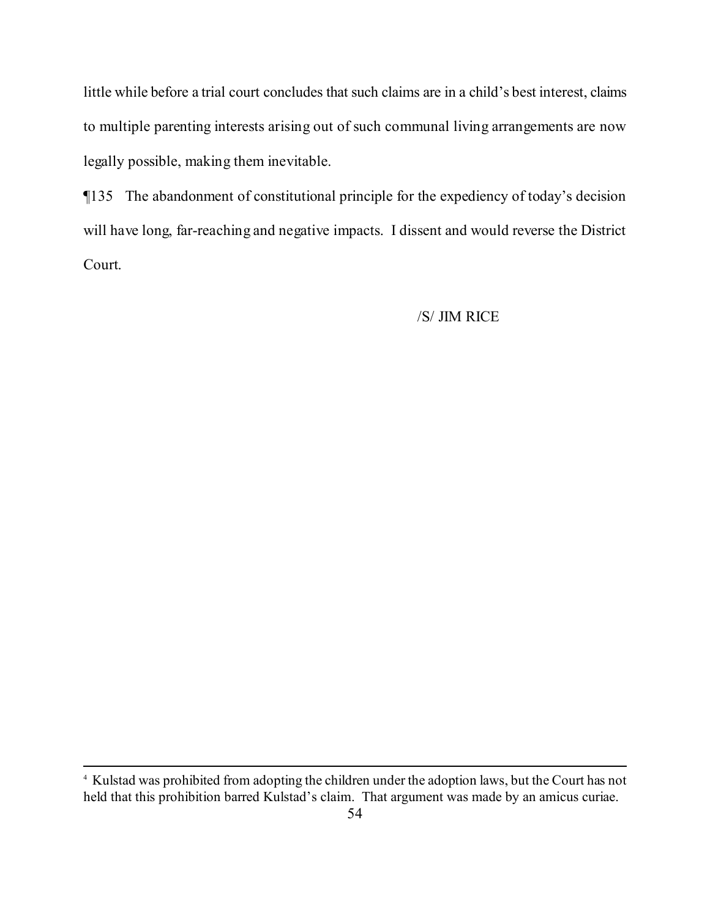little while before a trial court concludes that such claims are in a child's best interest, claims to multiple parenting interests arising out of such communal living arrangements are now legally possible, making them inevitable.

¶135 The abandonment of constitutional principle for the expediency of today's decision will have long, far-reaching and negative impacts. I dissent and would reverse the District Court.

/S/ JIM RICE

---

[4] Kulstad was prohibited from adopting the children under the adoption laws, but the Court has not held that this prohibition barred Kulstad's claim. That argument was made by an amicus curiae.